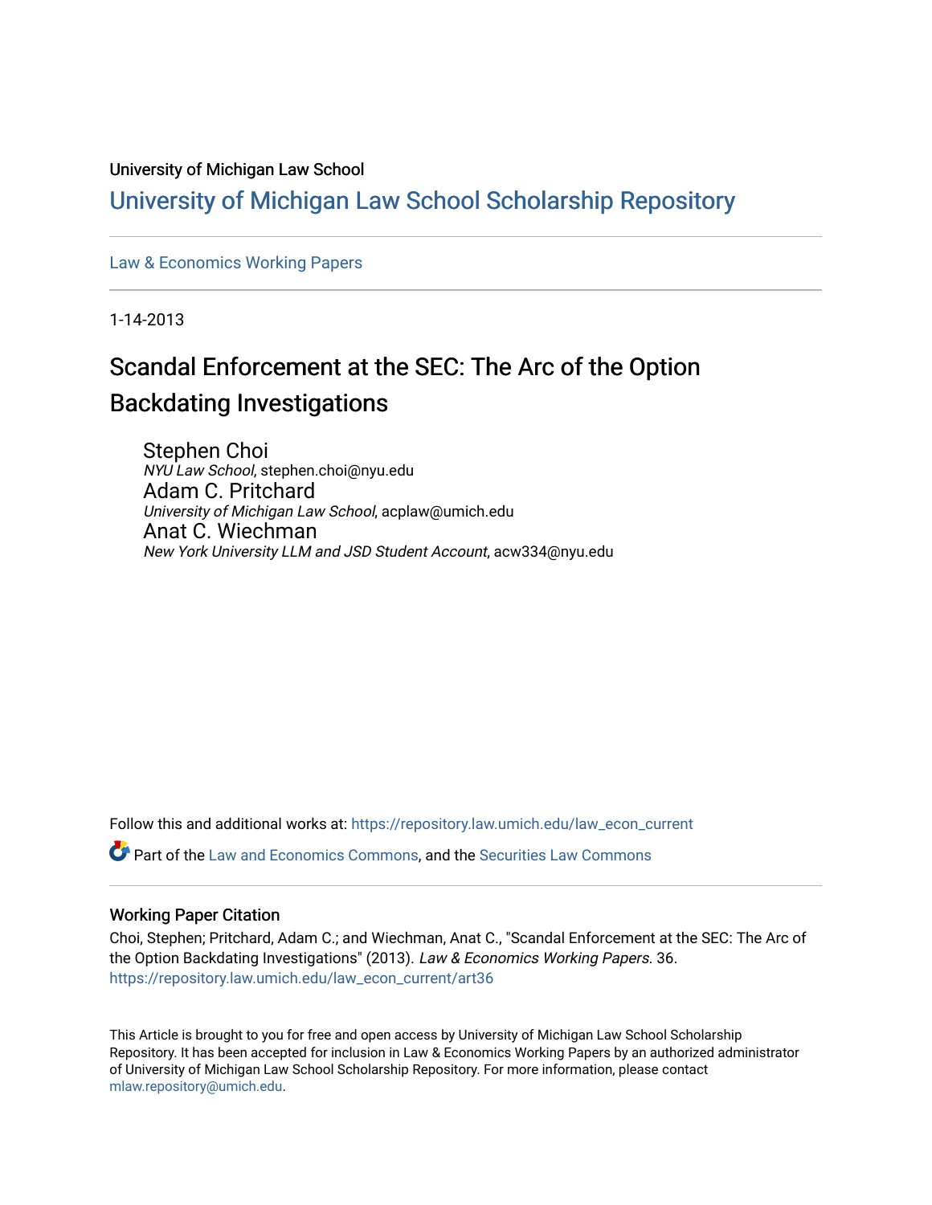University of Michigan Law School

# University of Michigan Law School Scholarship Repository

Law & Economics Working Papers

1-14-2013

## Scandal Enforcement at the SEC: The Arc of the Option Backdating Investigations

Stephen Choi
*NYU Law School*, stephen.choi@nyu.edu

Adam C. Pritchard
*University of Michigan Law School*, acplaw@umich.edu

Anat C. Wiechman
*New York University LLM and JSD Student Account*, acw334@nyu.edu

Follow this and additional works at: https://repository.law.umich.edu/law_econ_current

Part of the Law and Economics Commons, and the Securities Law Commons

### Working Paper Citation

Choi, Stephen; Pritchard, Adam C.; and Wiechman, Anat C., "Scandal Enforcement at the SEC: The Arc of the Option Backdating Investigations" (2013). *Law & Economics Working Papers*. 36.
https://repository.law.umich.edu/law_econ_current/art36

This Article is brought to you for free and open access by University of Michigan Law School Scholarship Repository. It has been accepted for inclusion in Law & Economics Working Papers by an authorized administrator of University of Michigan Law School Scholarship Repository. For more information, please contact mlaw.repository@umich.edu.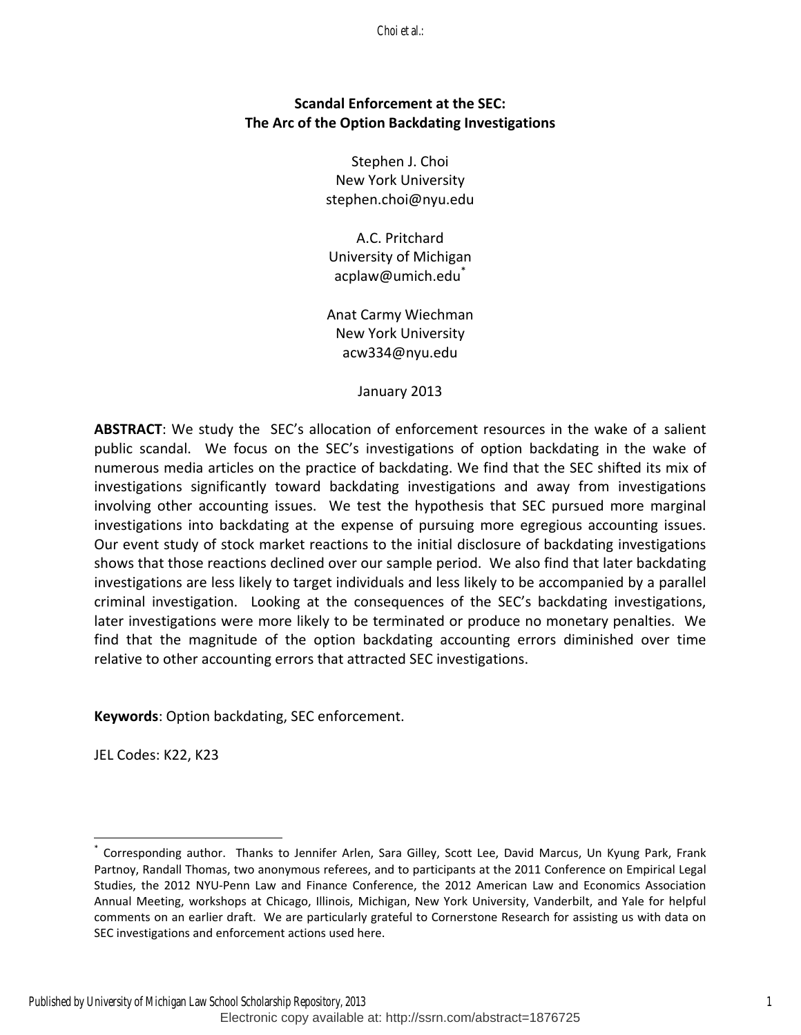# Scandal Enforcement at the SEC:
# The Arc of the Option Backdating Investigations

Stephen J. Choi
New York University
stephen.choi@nyu.edu

A.C. Pritchard
University of Michigan
acplaw@umich.edu[*]

Anat Carmy Wiechman
New York University
acw334@nyu.edu

January 2013

**ABSTRACT**: We study the SEC's allocation of enforcement resources in the wake of a salient public scandal. We focus on the SEC's investigations of option backdating in the wake of numerous media articles on the practice of backdating. We find that the SEC shifted its mix of investigations significantly toward backdating investigations and away from investigations involving other accounting issues. We test the hypothesis that SEC pursued more marginal investigations into backdating at the expense of pursuing more egregious accounting issues. Our event study of stock market reactions to the initial disclosure of backdating investigations shows that those reactions declined over our sample period. We also find that later backdating investigations are less likely to target individuals and less likely to be accompanied by a parallel criminal investigation. Looking at the consequences of the SEC's backdating investigations, later investigations were more likely to be terminated or produce no monetary penalties. We find that the magnitude of the option backdating accounting errors diminished over time relative to other accounting errors that attracted SEC investigations.

**Keywords**: Option backdating, SEC enforcement.

JEL Codes: K22, K23

[*] Corresponding author. Thanks to Jennifer Arlen, Sara Gilley, Scott Lee, David Marcus, Un Kyung Park, Frank Partnoy, Randall Thomas, two anonymous referees, and to participants at the 2011 Conference on Empirical Legal Studies, the 2012 NYU-Penn Law and Finance Conference, the 2012 American Law and Economics Association Annual Meeting, workshops at Chicago, Illinois, Michigan, New York University, Vanderbilt, and Yale for helpful comments on an earlier draft. We are particularly grateful to Cornerstone Research for assisting us with data on SEC investigations and enforcement actions used here.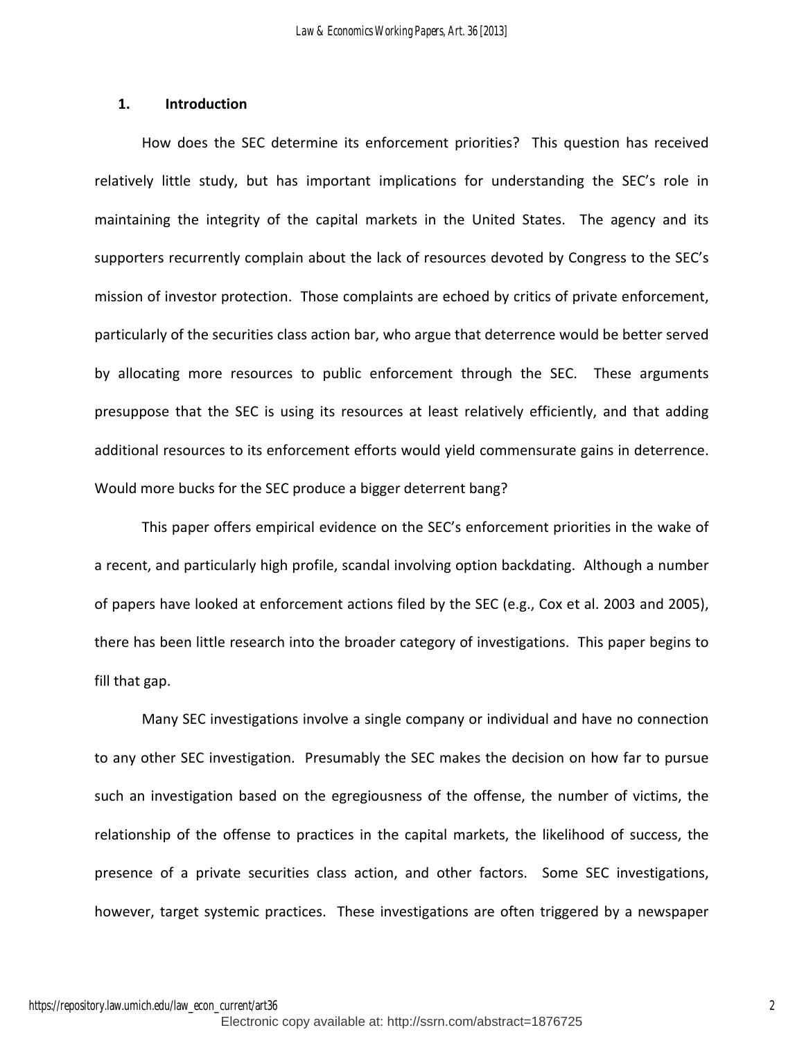## 1. Introduction

How does the SEC determine its enforcement priorities? This question has received relatively little study, but has important implications for understanding the SEC's role in maintaining the integrity of the capital markets in the United States. The agency and its supporters recurrently complain about the lack of resources devoted by Congress to the SEC's mission of investor protection. Those complaints are echoed by critics of private enforcement, particularly of the securities class action bar, who argue that deterrence would be better served by allocating more resources to public enforcement through the SEC. These arguments presuppose that the SEC is using its resources at least relatively efficiently, and that adding additional resources to its enforcement efforts would yield commensurate gains in deterrence. Would more bucks for the SEC produce a bigger deterrent bang?

This paper offers empirical evidence on the SEC's enforcement priorities in the wake of a recent, and particularly high profile, scandal involving option backdating. Although a number of papers have looked at enforcement actions filed by the SEC (e.g., Cox et al. 2003 and 2005), there has been little research into the broader category of investigations. This paper begins to fill that gap.

Many SEC investigations involve a single company or individual and have no connection to any other SEC investigation. Presumably the SEC makes the decision on how far to pursue such an investigation based on the egregiousness of the offense, the number of victims, the relationship of the offense to practices in the capital markets, the likelihood of success, the presence of a private securities class action, and other factors. Some SEC investigations, however, target systemic practices. These investigations are often triggered by a newspaper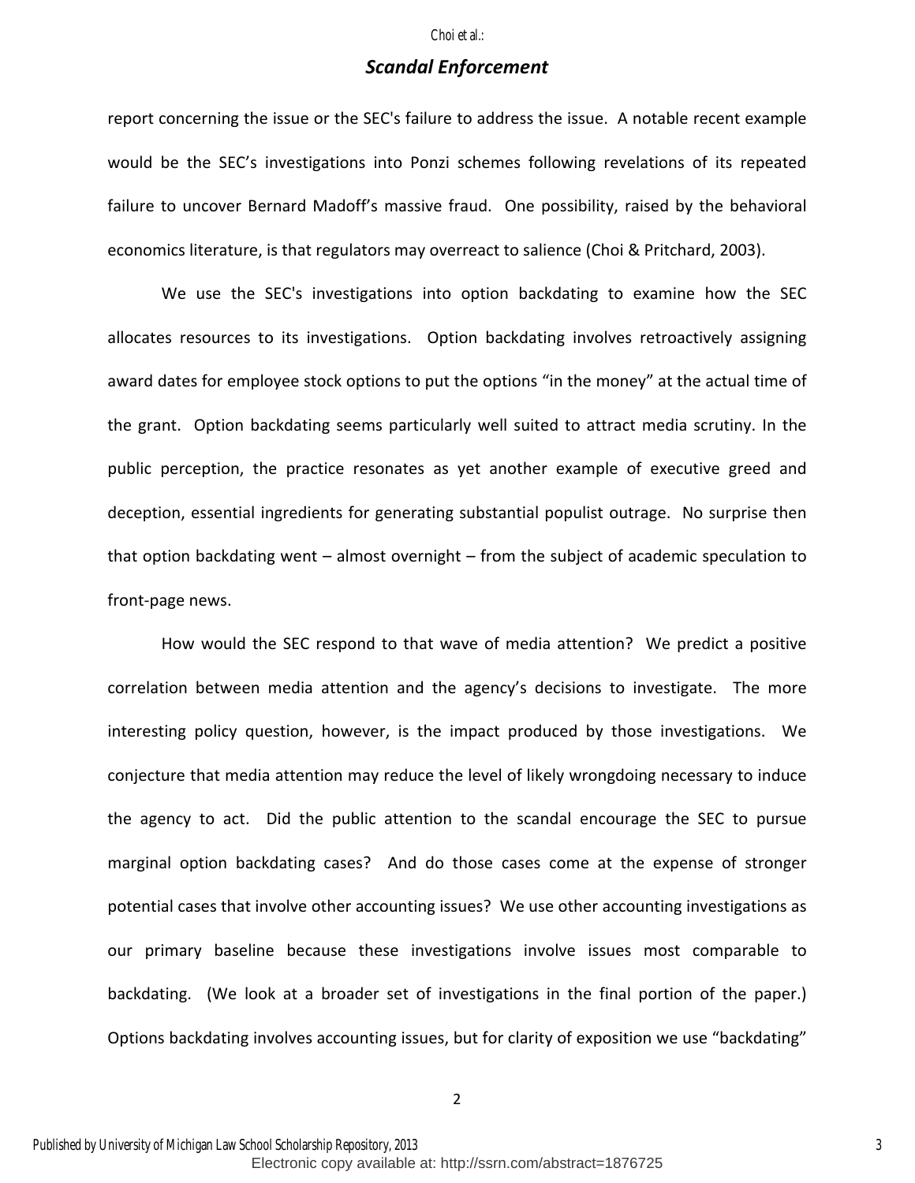report concerning the issue or the SEC's failure to address the issue. A notable recent example would be the SEC's investigations into Ponzi schemes following revelations of its repeated failure to uncover Bernard Madoff's massive fraud. One possibility, raised by the behavioral economics literature, is that regulators may overreact to salience (Choi & Pritchard, 2003).

We use the SEC's investigations into option backdating to examine how the SEC allocates resources to its investigations. Option backdating involves retroactively assigning award dates for employee stock options to put the options "in the money" at the actual time of the grant. Option backdating seems particularly well suited to attract media scrutiny. In the public perception, the practice resonates as yet another example of executive greed and deception, essential ingredients for generating substantial populist outrage. No surprise then that option backdating went – almost overnight – from the subject of academic speculation to front-page news.

How would the SEC respond to that wave of media attention? We predict a positive correlation between media attention and the agency's decisions to investigate. The more interesting policy question, however, is the impact produced by those investigations. We conjecture that media attention may reduce the level of likely wrongdoing necessary to induce the agency to act. Did the public attention to the scandal encourage the SEC to pursue marginal option backdating cases? And do those cases come at the expense of stronger potential cases that involve other accounting issues? We use other accounting investigations as our primary baseline because these investigations involve issues most comparable to backdating. (We look at a broader set of investigations in the final portion of the paper.) Options backdating involves accounting issues, but for clarity of exposition we use "backdating"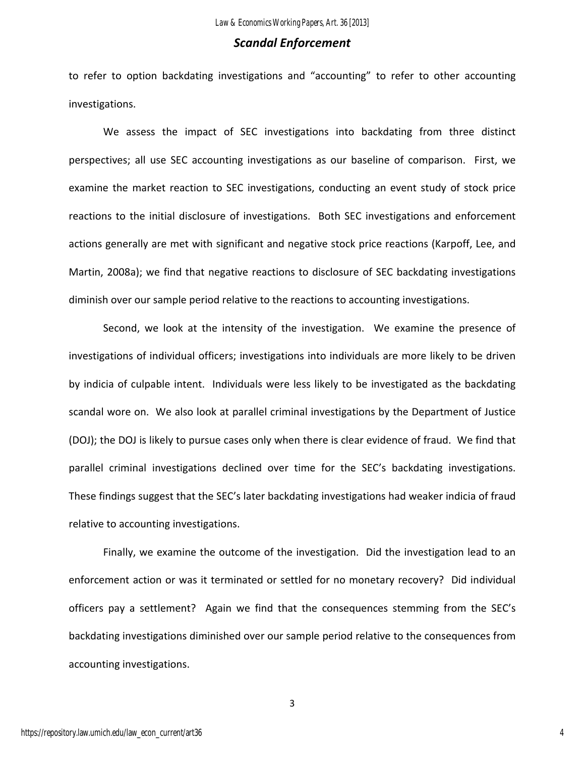to refer to option backdating investigations and "accounting" to refer to other accounting investigations.

We assess the impact of SEC investigations into backdating from three distinct perspectives; all use SEC accounting investigations as our baseline of comparison. First, we examine the market reaction to SEC investigations, conducting an event study of stock price reactions to the initial disclosure of investigations. Both SEC investigations and enforcement actions generally are met with significant and negative stock price reactions (Karpoff, Lee, and Martin, 2008a); we find that negative reactions to disclosure of SEC backdating investigations diminish over our sample period relative to the reactions to accounting investigations.

Second, we look at the intensity of the investigation. We examine the presence of investigations of individual officers; investigations into individuals are more likely to be driven by indicia of culpable intent. Individuals were less likely to be investigated as the backdating scandal wore on. We also look at parallel criminal investigations by the Department of Justice (DOJ); the DOJ is likely to pursue cases only when there is clear evidence of fraud. We find that parallel criminal investigations declined over time for the SEC's backdating investigations. These findings suggest that the SEC's later backdating investigations had weaker indicia of fraud relative to accounting investigations.

Finally, we examine the outcome of the investigation. Did the investigation lead to an enforcement action or was it terminated or settled for no monetary recovery? Did individual officers pay a settlement? Again we find that the consequences stemming from the SEC's backdating investigations diminished over our sample period relative to the consequences from accounting investigations.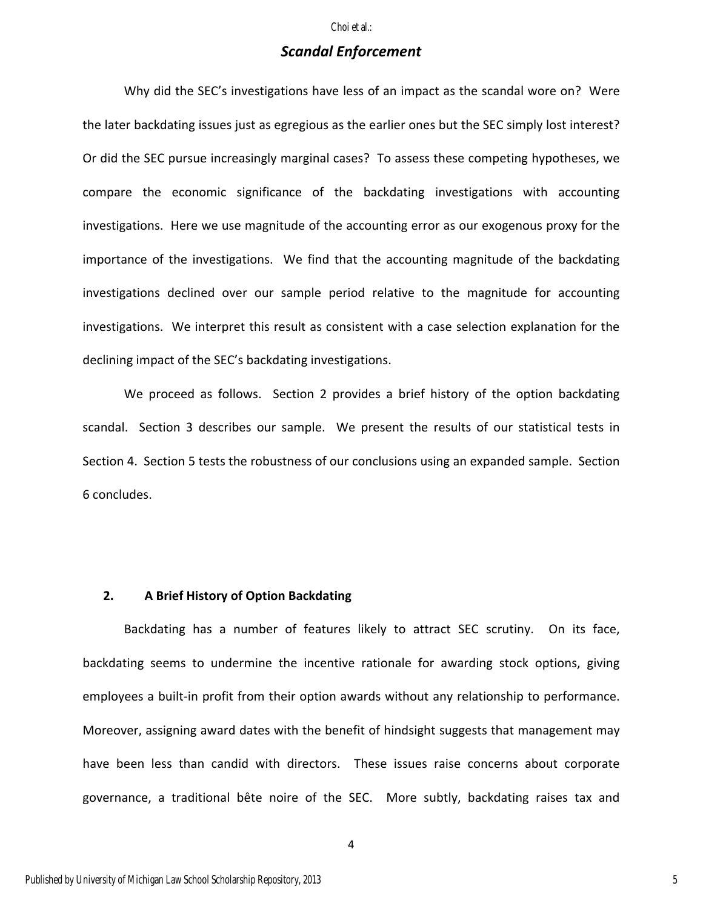Why did the SEC's investigations have less of an impact as the scandal wore on? Were the later backdating issues just as egregious as the earlier ones but the SEC simply lost interest? Or did the SEC pursue increasingly marginal cases? To assess these competing hypotheses, we compare the economic significance of the backdating investigations with accounting investigations. Here we use magnitude of the accounting error as our exogenous proxy for the importance of the investigations. We find that the accounting magnitude of the backdating investigations declined over our sample period relative to the magnitude for accounting investigations. We interpret this result as consistent with a case selection explanation for the declining impact of the SEC's backdating investigations.

We proceed as follows. Section 2 provides a brief history of the option backdating scandal. Section 3 describes our sample. We present the results of our statistical tests in Section 4. Section 5 tests the robustness of our conclusions using an expanded sample. Section 6 concludes.

## 2. A Brief History of Option Backdating

Backdating has a number of features likely to attract SEC scrutiny. On its face, backdating seems to undermine the incentive rationale for awarding stock options, giving employees a built-in profit from their option awards without any relationship to performance. Moreover, assigning award dates with the benefit of hindsight suggests that management may have been less than candid with directors. These issues raise concerns about corporate governance, a traditional bête noire of the SEC. More subtly, backdating raises tax and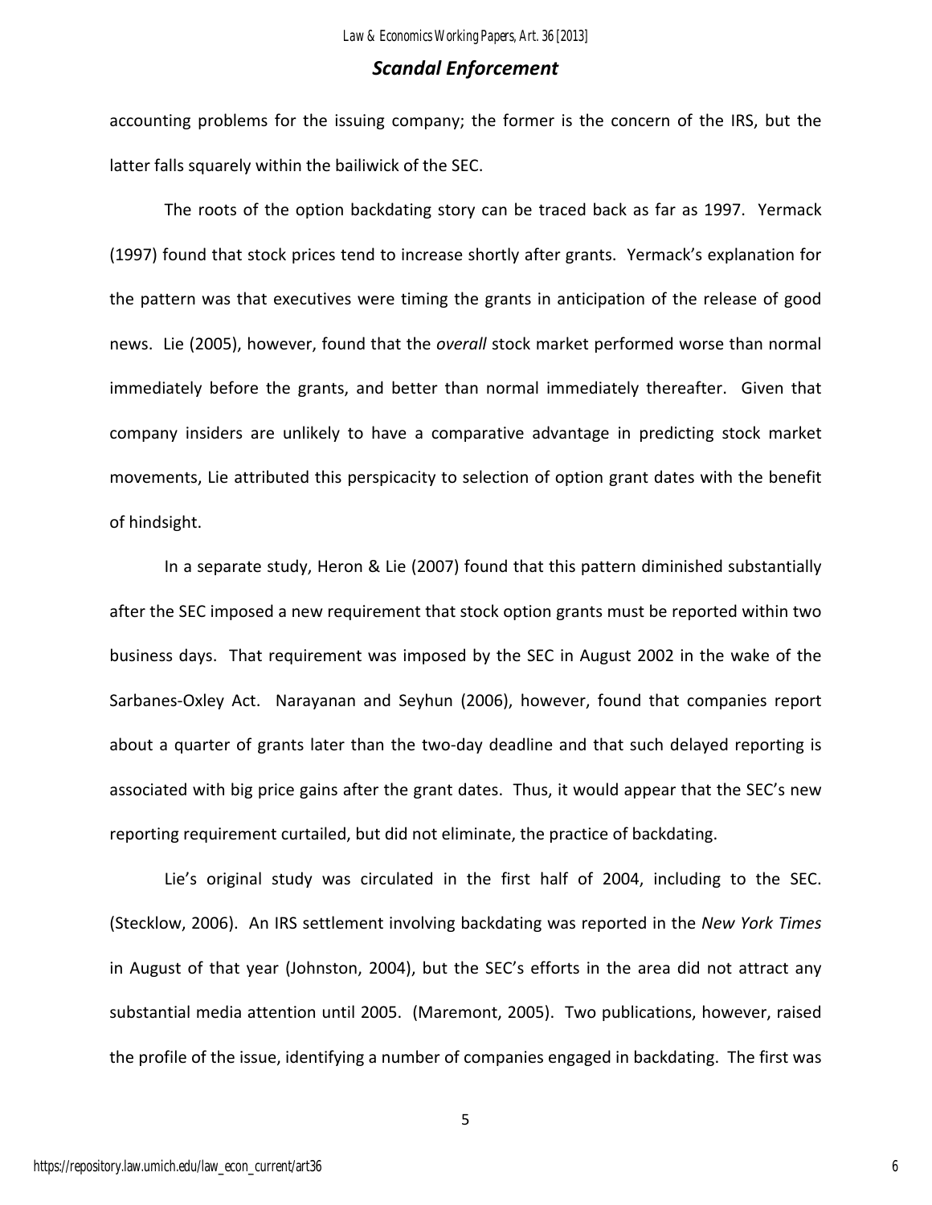accounting problems for the issuing company; the former is the concern of the IRS, but the latter falls squarely within the bailiwick of the SEC.

The roots of the option backdating story can be traced back as far as 1997. Yermack (1997) found that stock prices tend to increase shortly after grants. Yermack's explanation for the pattern was that executives were timing the grants in anticipation of the release of good news. Lie (2005), however, found that the *overall* stock market performed worse than normal immediately before the grants, and better than normal immediately thereafter. Given that company insiders are unlikely to have a comparative advantage in predicting stock market movements, Lie attributed this perspicacity to selection of option grant dates with the benefit of hindsight.

In a separate study, Heron & Lie (2007) found that this pattern diminished substantially after the SEC imposed a new requirement that stock option grants must be reported within two business days. That requirement was imposed by the SEC in August 2002 in the wake of the Sarbanes-Oxley Act. Narayanan and Seyhun (2006), however, found that companies report about a quarter of grants later than the two-day deadline and that such delayed reporting is associated with big price gains after the grant dates. Thus, it would appear that the SEC's new reporting requirement curtailed, but did not eliminate, the practice of backdating.

Lie's original study was circulated in the first half of 2004, including to the SEC. (Stecklow, 2006). An IRS settlement involving backdating was reported in the *New York Times* in August of that year (Johnston, 2004), but the SEC's efforts in the area did not attract any substantial media attention until 2005. (Maremont, 2005). Two publications, however, raised the profile of the issue, identifying a number of companies engaged in backdating. The first was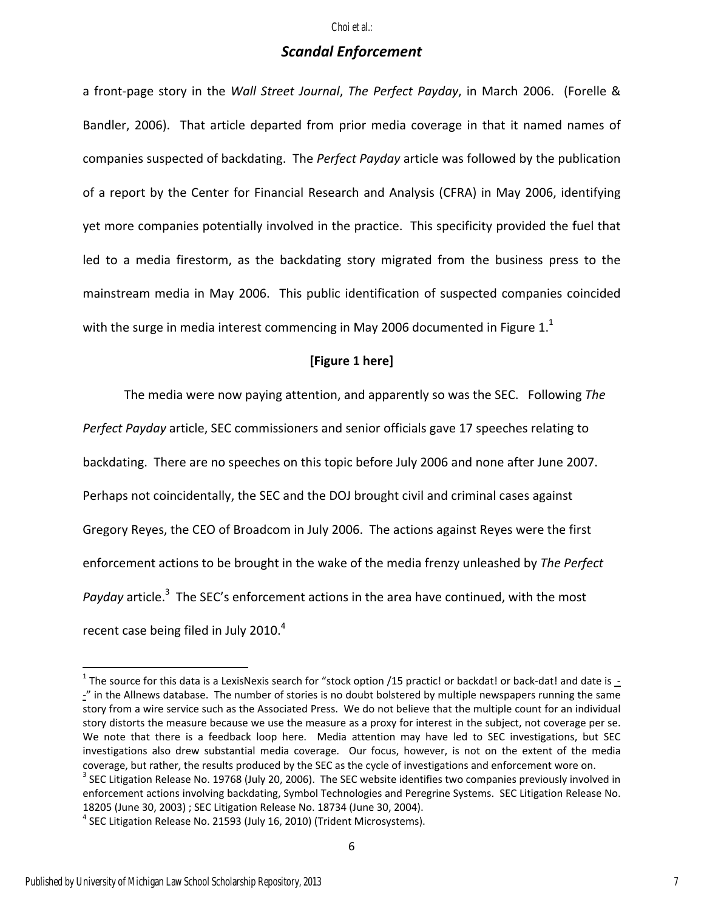a front-page story in the *Wall Street Journal*, *The Perfect Payday*, in March 2006. (Forelle & Bandler, 2006). That article departed from prior media coverage in that it named names of companies suspected of backdating. The *Perfect Payday* article was followed by the publication of a report by the Center for Financial Research and Analysis (CFRA) in May 2006, identifying yet more companies potentially involved in the practice. This specificity provided the fuel that led to a media firestorm, as the backdating story migrated from the business press to the mainstream media in May 2006. This public identification of suspected companies coincided with the surge in media interest commencing in May 2006 documented in Figure 1.[1]

**[Figure 1 here]**

The media were now paying attention, and apparently so was the SEC. Following *The Perfect Payday* article, SEC commissioners and senior officials gave 17 speeches relating to backdating. There are no speeches on this topic before July 2006 and none after June 2007. Perhaps not coincidentally, the SEC and the DOJ brought civil and criminal cases against Gregory Reyes, the CEO of Broadcom in July 2006. The actions against Reyes were the first enforcement actions to be brought in the wake of the media frenzy unleashed by *The Perfect Payday* article.[3] The SEC's enforcement actions in the area have continued, with the most recent case being filed in July 2010.[4]

---

[1] The source for this data is a LexisNexis search for "stock option /15 practic! or backdat! or back-dat! and date is - -" in the Allnews database. The number of stories is no doubt bolstered by multiple newspapers running the same story from a wire service such as the Associated Press. We do not believe that the multiple count for an individual story distorts the measure because we use the measure as a proxy for interest in the subject, not coverage per se. We note that there is a feedback loop here. Media attention may have led to SEC investigations, but SEC investigations also drew substantial media coverage. Our focus, however, is not on the extent of the media coverage, but rather, the results produced by the SEC as the cycle of investigations and enforcement wore on.

[3] SEC Litigation Release No. 19768 (July 20, 2006). The SEC website identifies two companies previously involved in enforcement actions involving backdating, Symbol Technologies and Peregrine Systems. SEC Litigation Release No. 18205 (June 30, 2003) ; SEC Litigation Release No. 18734 (June 30, 2004).

[4] SEC Litigation Release No. 21593 (July 16, 2010) (Trident Microsystems).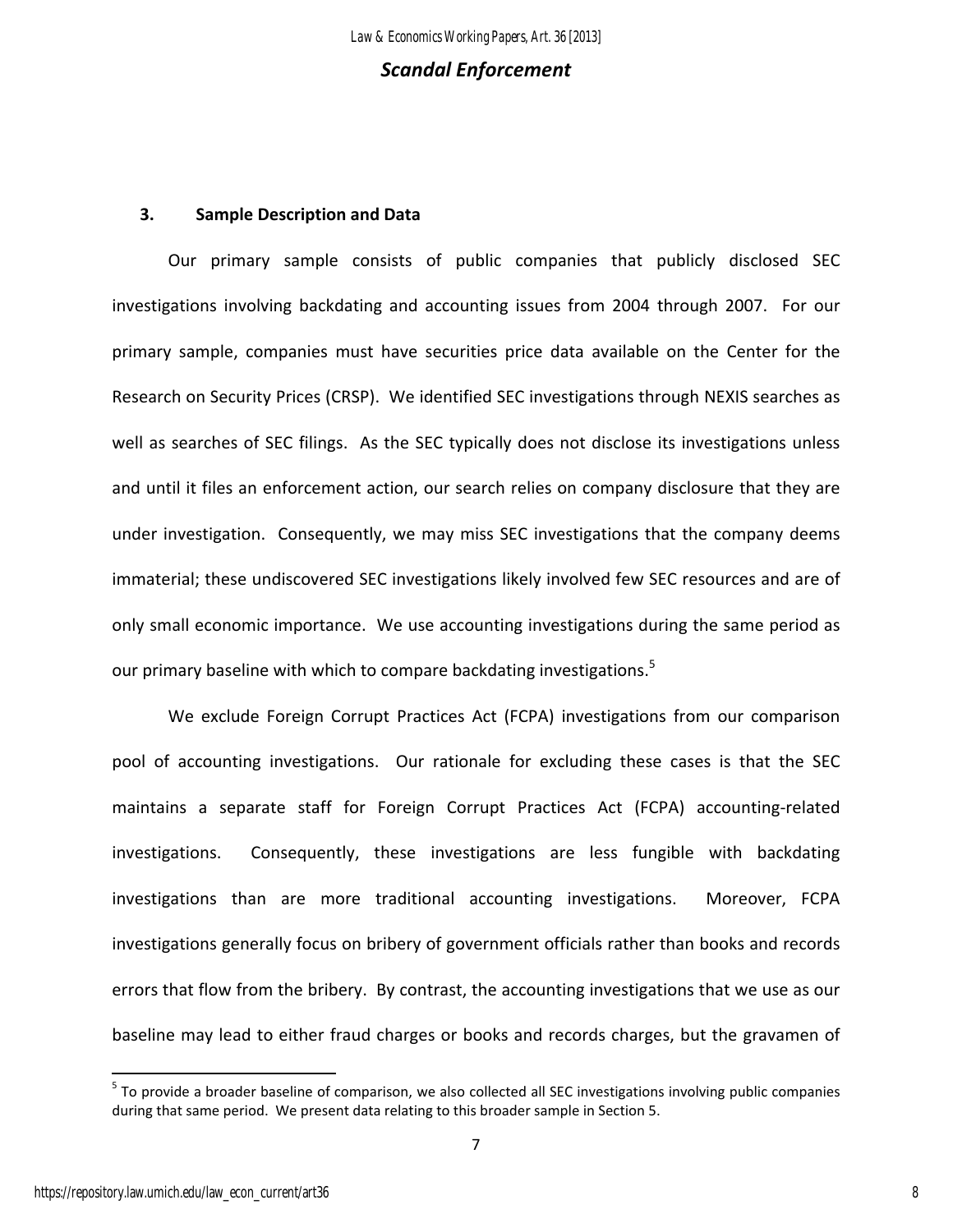### 3. Sample Description and Data

Our primary sample consists of public companies that publicly disclosed SEC investigations involving backdating and accounting issues from 2004 through 2007. For our primary sample, companies must have securities price data available on the Center for the Research on Security Prices (CRSP). We identified SEC investigations through NEXIS searches as well as searches of SEC filings. As the SEC typically does not disclose its investigations unless and until it files an enforcement action, our search relies on company disclosure that they are under investigation. Consequently, we may miss SEC investigations that the company deems immaterial; these undiscovered SEC investigations likely involved few SEC resources and are of only small economic importance. We use accounting investigations during the same period as our primary baseline with which to compare backdating investigations.[5]

We exclude Foreign Corrupt Practices Act (FCPA) investigations from our comparison pool of accounting investigations. Our rationale for excluding these cases is that the SEC maintains a separate staff for Foreign Corrupt Practices Act (FCPA) accounting-related investigations. Consequently, these investigations are less fungible with backdating investigations than are more traditional accounting investigations. Moreover, FCPA investigations generally focus on bribery of government officials rather than books and records errors that flow from the bribery. By contrast, the accounting investigations that we use as our baseline may lead to either fraud charges or books and records charges, but the gravamen of

[5] To provide a broader baseline of comparison, we also collected all SEC investigations involving public companies during that same period. We present data relating to this broader sample in Section 5.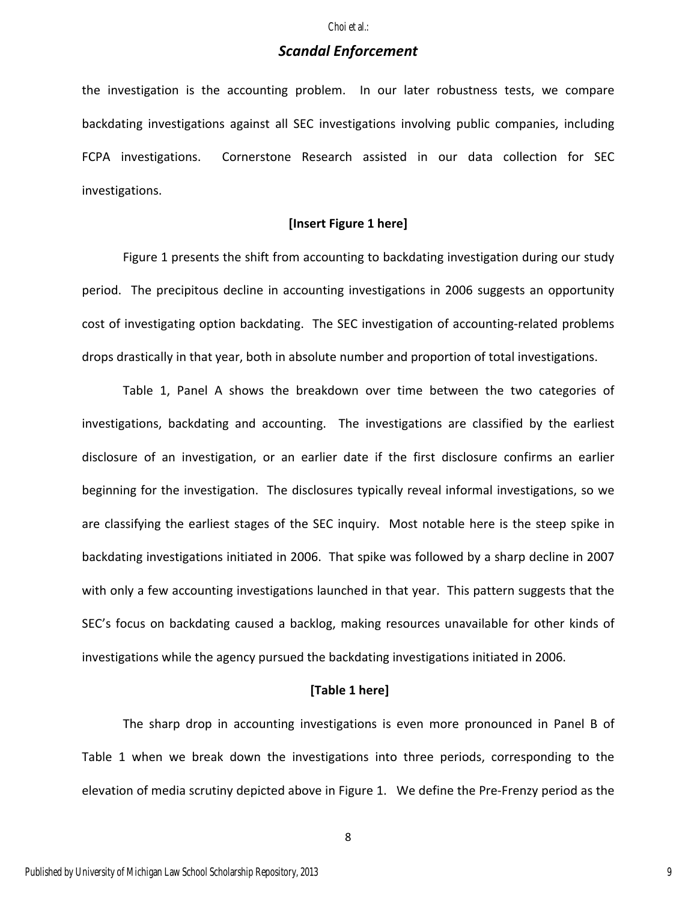the investigation is the accounting problem. In our later robustness tests, we compare backdating investigations against all SEC investigations involving public companies, including FCPA investigations. Cornerstone Research assisted in our data collection for SEC investigations.

**[Insert Figure 1 here]**

Figure 1 presents the shift from accounting to backdating investigation during our study period. The precipitous decline in accounting investigations in 2006 suggests an opportunity cost of investigating option backdating. The SEC investigation of accounting-related problems drops drastically in that year, both in absolute number and proportion of total investigations.

Table 1, Panel A shows the breakdown over time between the two categories of investigations, backdating and accounting. The investigations are classified by the earliest disclosure of an investigation, or an earlier date if the first disclosure confirms an earlier beginning for the investigation. The disclosures typically reveal informal investigations, so we are classifying the earliest stages of the SEC inquiry. Most notable here is the steep spike in backdating investigations initiated in 2006. That spike was followed by a sharp decline in 2007 with only a few accounting investigations launched in that year. This pattern suggests that the SEC's focus on backdating caused a backlog, making resources unavailable for other kinds of investigations while the agency pursued the backdating investigations initiated in 2006.

**[Table 1 here]**

The sharp drop in accounting investigations is even more pronounced in Panel B of Table 1 when we break down the investigations into three periods, corresponding to the elevation of media scrutiny depicted above in Figure 1. We define the Pre-Frenzy period as the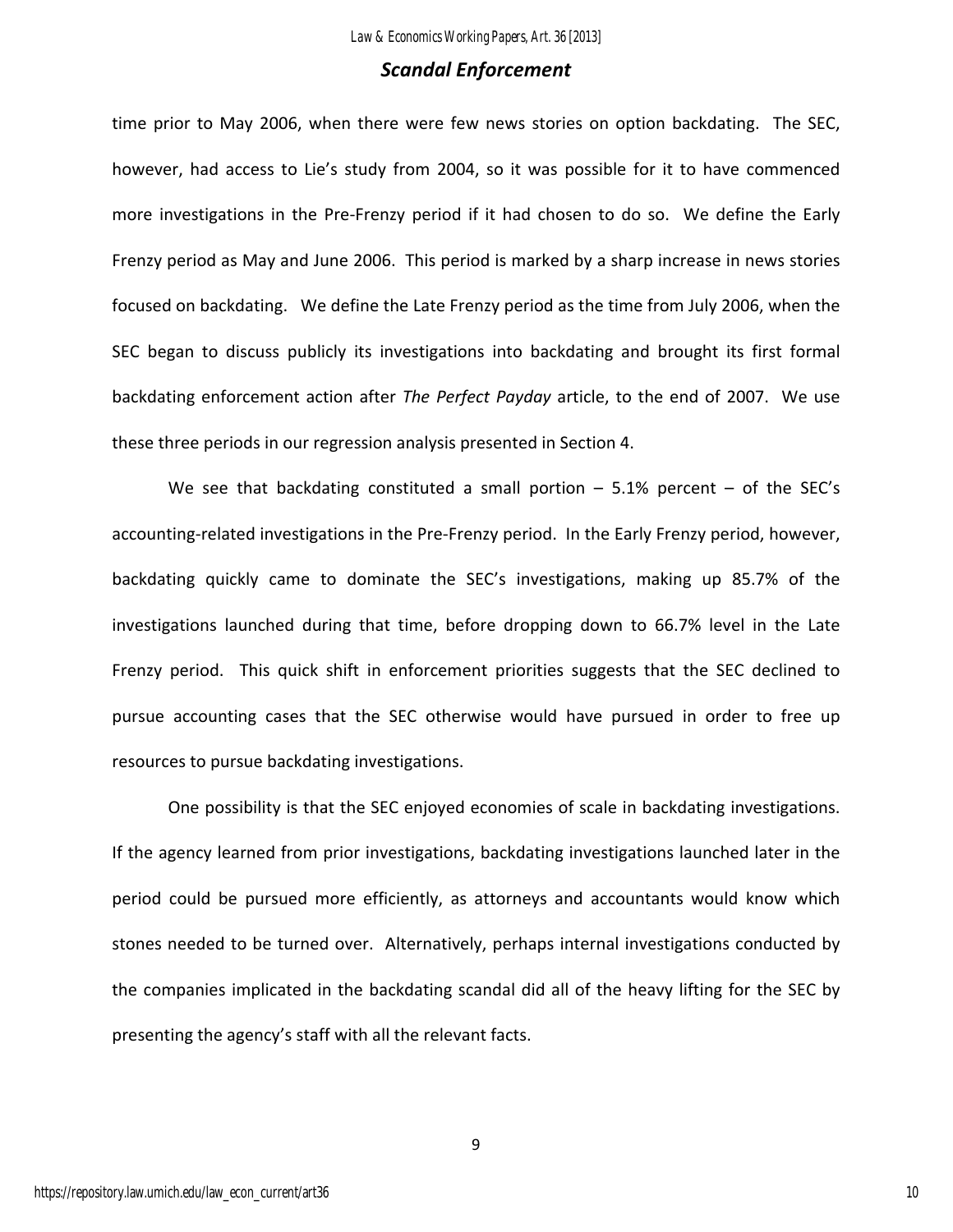time prior to May 2006, when there were few news stories on option backdating. The SEC, however, had access to Lie's study from 2004, so it was possible for it to have commenced more investigations in the Pre-Frenzy period if it had chosen to do so. We define the Early Frenzy period as May and June 2006. This period is marked by a sharp increase in news stories focused on backdating. We define the Late Frenzy period as the time from July 2006, when the SEC began to discuss publicly its investigations into backdating and brought its first formal backdating enforcement action after *The Perfect Payday* article, to the end of 2007. We use these three periods in our regression analysis presented in Section 4.

We see that backdating constituted a small portion – 5.1% percent – of the SEC's accounting-related investigations in the Pre-Frenzy period. In the Early Frenzy period, however, backdating quickly came to dominate the SEC's investigations, making up 85.7% of the investigations launched during that time, before dropping down to 66.7% level in the Late Frenzy period. This quick shift in enforcement priorities suggests that the SEC declined to pursue accounting cases that the SEC otherwise would have pursued in order to free up resources to pursue backdating investigations.

One possibility is that the SEC enjoyed economies of scale in backdating investigations. If the agency learned from prior investigations, backdating investigations launched later in the period could be pursued more efficiently, as attorneys and accountants would know which stones needed to be turned over. Alternatively, perhaps internal investigations conducted by the companies implicated in the backdating scandal did all of the heavy lifting for the SEC by presenting the agency's staff with all the relevant facts.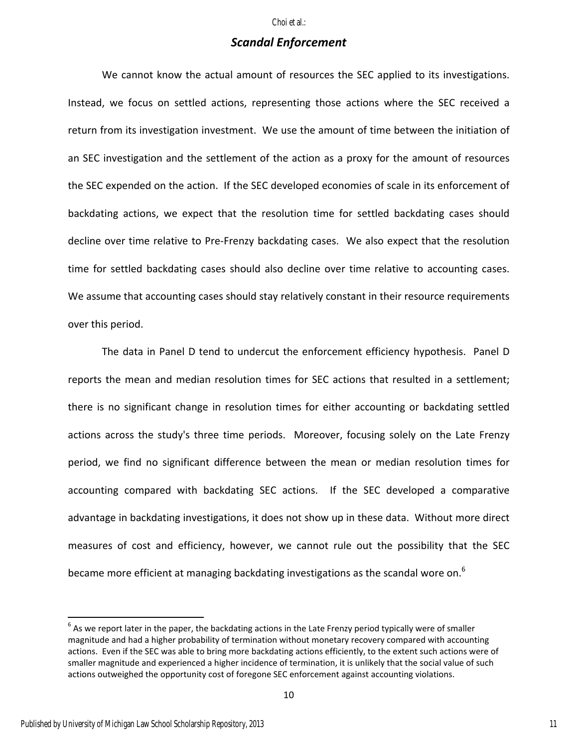We cannot know the actual amount of resources the SEC applied to its investigations. Instead, we focus on settled actions, representing those actions where the SEC received a return from its investigation investment. We use the amount of time between the initiation of an SEC investigation and the settlement of the action as a proxy for the amount of resources the SEC expended on the action. If the SEC developed economies of scale in its enforcement of backdating actions, we expect that the resolution time for settled backdating cases should decline over time relative to Pre-Frenzy backdating cases. We also expect that the resolution time for settled backdating cases should also decline over time relative to accounting cases. We assume that accounting cases should stay relatively constant in their resource requirements over this period.

The data in Panel D tend to undercut the enforcement efficiency hypothesis. Panel D reports the mean and median resolution times for SEC actions that resulted in a settlement; there is no significant change in resolution times for either accounting or backdating settled actions across the study's three time periods. Moreover, focusing solely on the Late Frenzy period, we find no significant difference between the mean or median resolution times for accounting compared with backdating SEC actions. If the SEC developed a comparative advantage in backdating investigations, it does not show up in these data. Without more direct measures of cost and efficiency, however, we cannot rule out the possibility that the SEC became more efficient at managing backdating investigations as the scandal wore on.[6]

[6] As we report later in the paper, the backdating actions in the Late Frenzy period typically were of smaller magnitude and had a higher probability of termination without monetary recovery compared with accounting actions. Even if the SEC was able to bring more backdating actions efficiently, to the extent such actions were of smaller magnitude and experienced a higher incidence of termination, it is unlikely that the social value of such actions outweighed the opportunity cost of foregone SEC enforcement against accounting violations.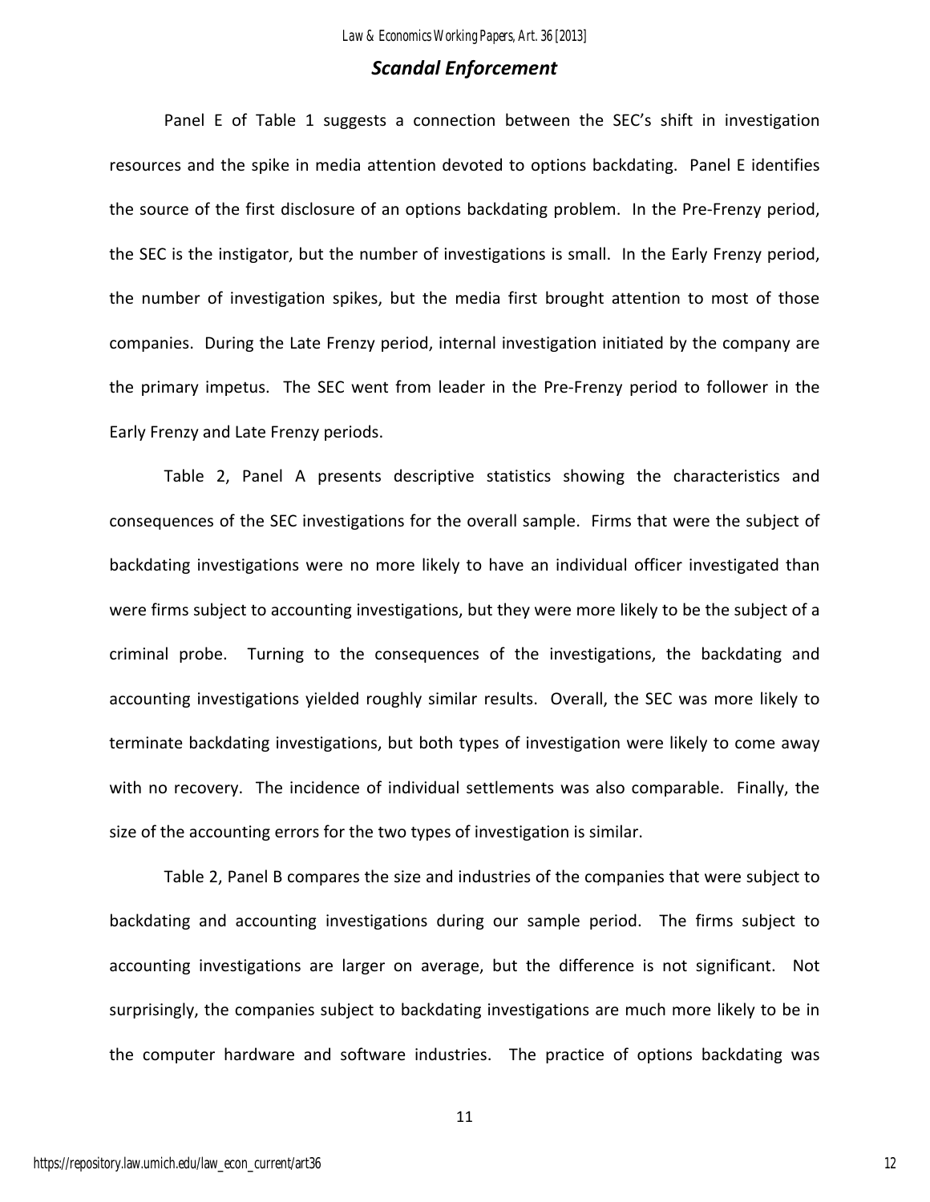### *Scandal Enforcement*

Panel E of Table 1 suggests a connection between the SEC's shift in investigation resources and the spike in media attention devoted to options backdating. Panel E identifies the source of the first disclosure of an options backdating problem. In the Pre-Frenzy period, the SEC is the instigator, but the number of investigations is small. In the Early Frenzy period, the number of investigation spikes, but the media first brought attention to most of those companies. During the Late Frenzy period, internal investigation initiated by the company are the primary impetus. The SEC went from leader in the Pre-Frenzy period to follower in the Early Frenzy and Late Frenzy periods.

Table 2, Panel A presents descriptive statistics showing the characteristics and consequences of the SEC investigations for the overall sample. Firms that were the subject of backdating investigations were no more likely to have an individual officer investigated than were firms subject to accounting investigations, but they were more likely to be the subject of a criminal probe. Turning to the consequences of the investigations, the backdating and accounting investigations yielded roughly similar results. Overall, the SEC was more likely to terminate backdating investigations, but both types of investigation were likely to come away with no recovery. The incidence of individual settlements was also comparable. Finally, the size of the accounting errors for the two types of investigation is similar.

Table 2, Panel B compares the size and industries of the companies that were subject to backdating and accounting investigations during our sample period. The firms subject to accounting investigations are larger on average, but the difference is not significant. Not surprisingly, the companies subject to backdating investigations are much more likely to be in the computer hardware and software industries. The practice of options backdating was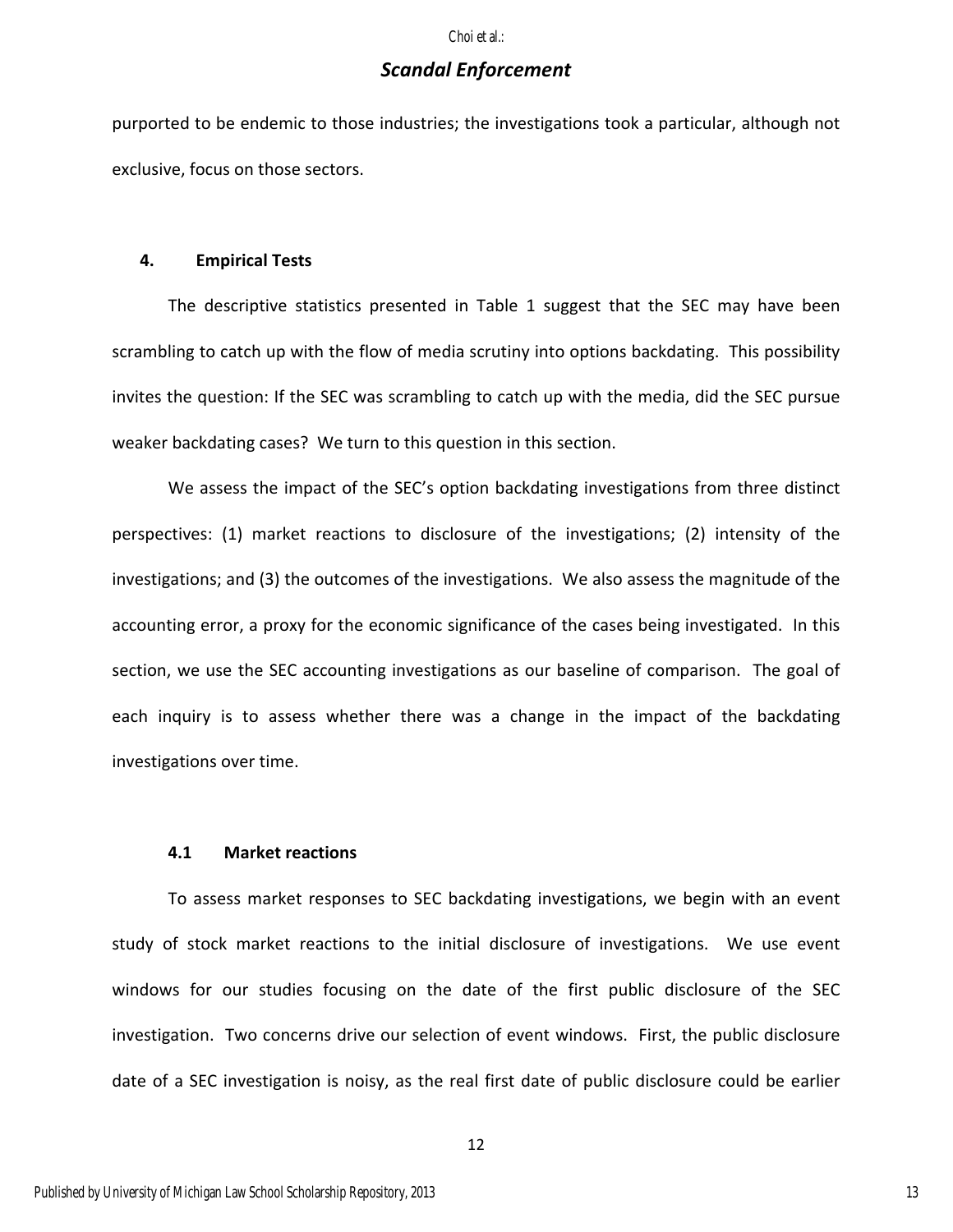purported to be endemic to those industries; the investigations took a particular, although not exclusive, focus on those sectors.

## 4. Empirical Tests

The descriptive statistics presented in Table 1 suggest that the SEC may have been scrambling to catch up with the flow of media scrutiny into options backdating. This possibility invites the question: If the SEC was scrambling to catch up with the media, did the SEC pursue weaker backdating cases? We turn to this question in this section.

We assess the impact of the SEC's option backdating investigations from three distinct perspectives: (1) market reactions to disclosure of the investigations; (2) intensity of the investigations; and (3) the outcomes of the investigations. We also assess the magnitude of the accounting error, a proxy for the economic significance of the cases being investigated. In this section, we use the SEC accounting investigations as our baseline of comparison. The goal of each inquiry is to assess whether there was a change in the impact of the backdating investigations over time.

### 4.1 Market reactions

To assess market responses to SEC backdating investigations, we begin with an event study of stock market reactions to the initial disclosure of investigations. We use event windows for our studies focusing on the date of the first public disclosure of the SEC investigation. Two concerns drive our selection of event windows. First, the public disclosure date of a SEC investigation is noisy, as the real first date of public disclosure could be earlier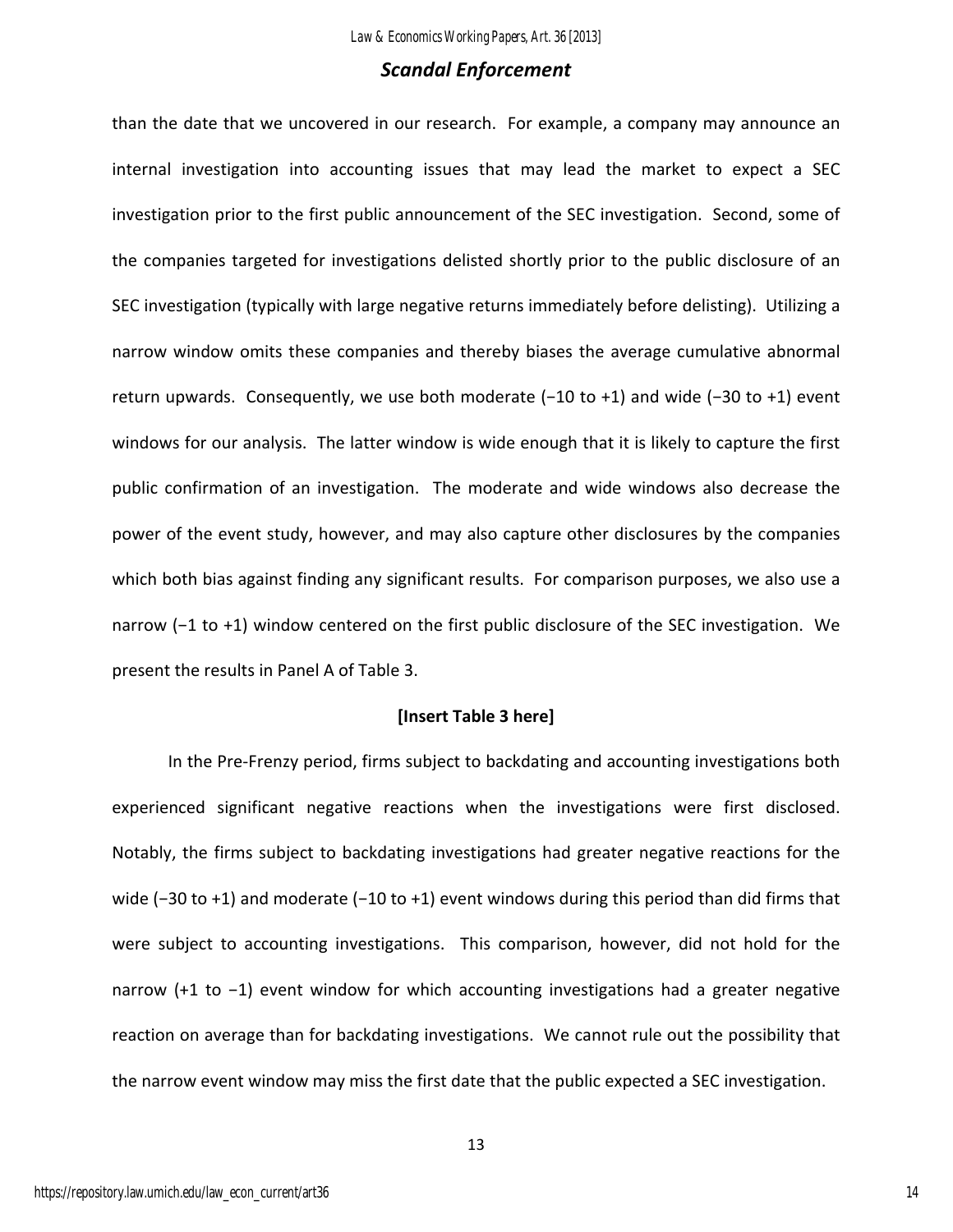than the date that we uncovered in our research. For example, a company may announce an internal investigation into accounting issues that may lead the market to expect a SEC investigation prior to the first public announcement of the SEC investigation. Second, some of the companies targeted for investigations delisted shortly prior to the public disclosure of an SEC investigation (typically with large negative returns immediately before delisting). Utilizing a narrow window omits these companies and thereby biases the average cumulative abnormal return upwards. Consequently, we use both moderate (−10 to +1) and wide (−30 to +1) event windows for our analysis. The latter window is wide enough that it is likely to capture the first public confirmation of an investigation. The moderate and wide windows also decrease the power of the event study, however, and may also capture other disclosures by the companies which both bias against finding any significant results. For comparison purposes, we also use a narrow (−1 to +1) window centered on the first public disclosure of the SEC investigation. We present the results in Panel A of Table 3.

**[Insert Table 3 here]**

In the Pre-Frenzy period, firms subject to backdating and accounting investigations both experienced significant negative reactions when the investigations were first disclosed. Notably, the firms subject to backdating investigations had greater negative reactions for the wide (−30 to +1) and moderate (−10 to +1) event windows during this period than did firms that were subject to accounting investigations. This comparison, however, did not hold for the narrow (+1 to −1) event window for which accounting investigations had a greater negative reaction on average than for backdating investigations. We cannot rule out the possibility that the narrow event window may miss the first date that the public expected a SEC investigation.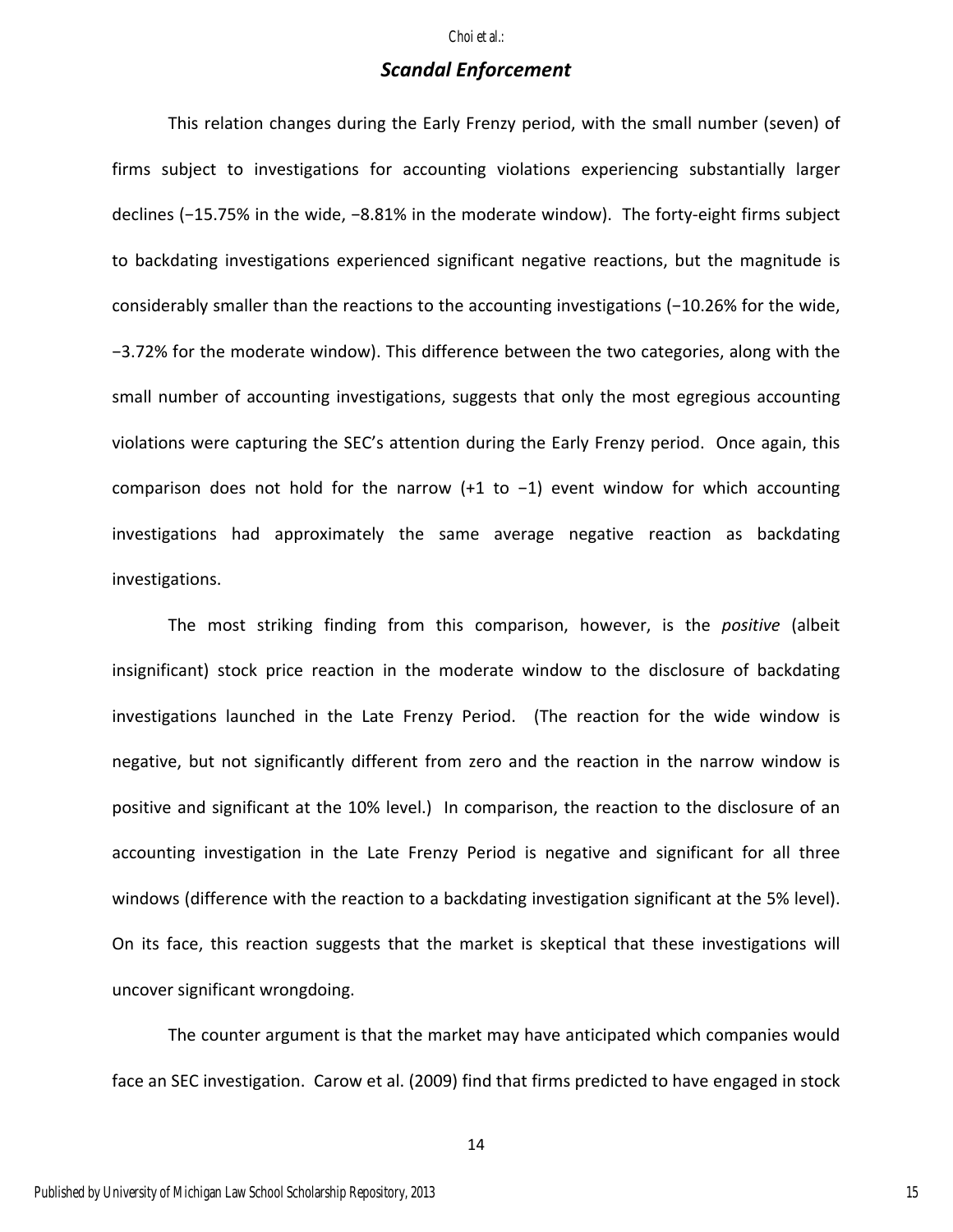This relation changes during the Early Frenzy period, with the small number (seven) of firms subject to investigations for accounting violations experiencing substantially larger declines (−15.75% in the wide, −8.81% in the moderate window). The forty-eight firms subject to backdating investigations experienced significant negative reactions, but the magnitude is considerably smaller than the reactions to the accounting investigations (−10.26% for the wide, −3.72% for the moderate window). This difference between the two categories, along with the small number of accounting investigations, suggests that only the most egregious accounting violations were capturing the SEC's attention during the Early Frenzy period. Once again, this comparison does not hold for the narrow (+1 to −1) event window for which accounting investigations had approximately the same average negative reaction as backdating investigations.

The most striking finding from this comparison, however, is the *positive* (albeit insignificant) stock price reaction in the moderate window to the disclosure of backdating investigations launched in the Late Frenzy Period. (The reaction for the wide window is negative, but not significantly different from zero and the reaction in the narrow window is positive and significant at the 10% level.) In comparison, the reaction to the disclosure of an accounting investigation in the Late Frenzy Period is negative and significant for all three windows (difference with the reaction to a backdating investigation significant at the 5% level). On its face, this reaction suggests that the market is skeptical that these investigations will uncover significant wrongdoing.

The counter argument is that the market may have anticipated which companies would face an SEC investigation. Carow et al. (2009) find that firms predicted to have engaged in stock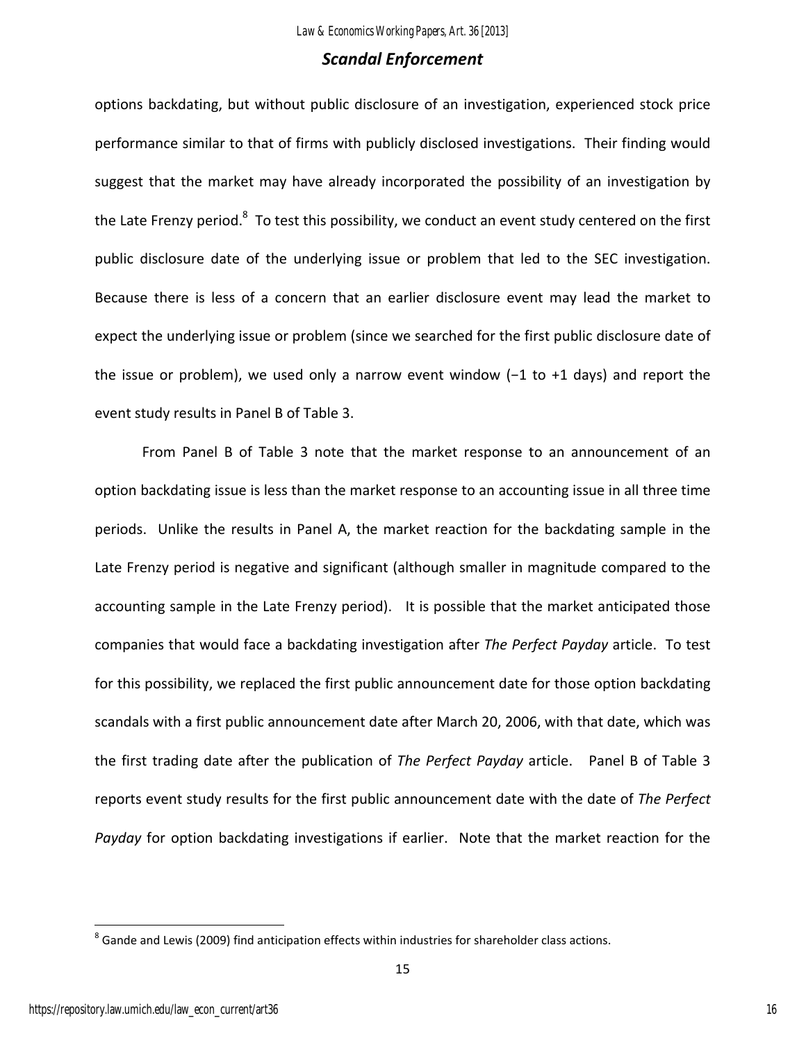options backdating, but without public disclosure of an investigation, experienced stock price performance similar to that of firms with publicly disclosed investigations. Their finding would suggest that the market may have already incorporated the possibility of an investigation by the Late Frenzy period.[8] To test this possibility, we conduct an event study centered on the first public disclosure date of the underlying issue or problem that led to the SEC investigation. Because there is less of a concern that an earlier disclosure event may lead the market to expect the underlying issue or problem (since we searched for the first public disclosure date of the issue or problem), we used only a narrow event window (−1 to +1 days) and report the event study results in Panel B of Table 3.

From Panel B of Table 3 note that the market response to an announcement of an option backdating issue is less than the market response to an accounting issue in all three time periods. Unlike the results in Panel A, the market reaction for the backdating sample in the Late Frenzy period is negative and significant (although smaller in magnitude compared to the accounting sample in the Late Frenzy period). It is possible that the market anticipated those companies that would face a backdating investigation after *The Perfect Payday* article. To test for this possibility, we replaced the first public announcement date for those option backdating scandals with a first public announcement date after March 20, 2006, with that date, which was the first trading date after the publication of *The Perfect Payday* article. Panel B of Table 3 reports event study results for the first public announcement date with the date of *The Perfect Payday* for option backdating investigations if earlier. Note that the market reaction for the

[8] Gande and Lewis (2009) find anticipation effects within industries for shareholder class actions.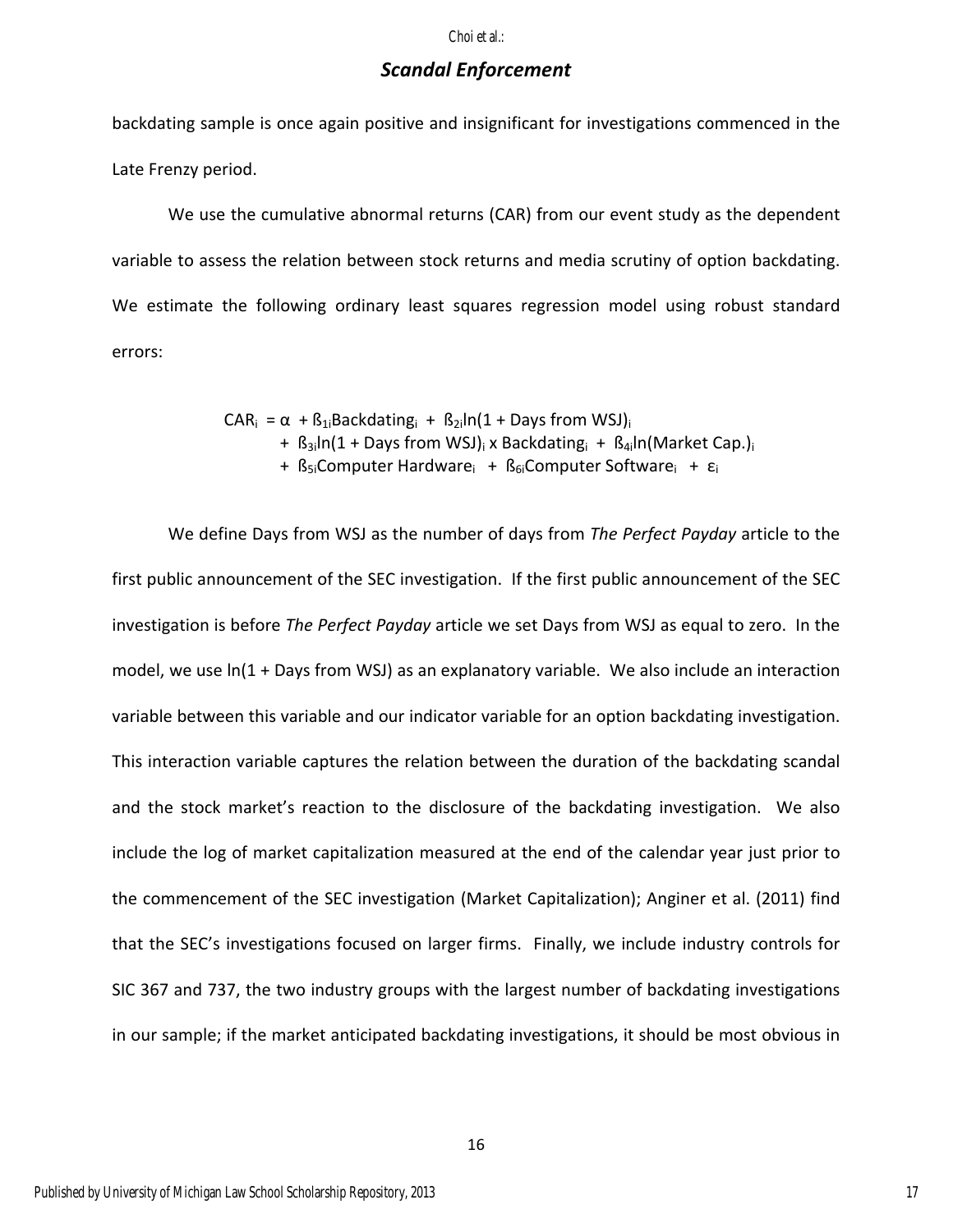backdating sample is once again positive and insignificant for investigations commenced in the Late Frenzy period.

We use the cumulative abnormal returns (CAR) from our event study as the dependent variable to assess the relation between stock returns and media scrutiny of option backdating. We estimate the following ordinary least squares regression model using robust standard errors:

$$
\begin{aligned}
CAR_i = \alpha &+ \beta_{1i}\text{Backdating}_i + \beta_{2i}\ln(1 + \text{Days from WSJ})_i \\
&+ \beta_{3i}\ln(1 + \text{Days from WSJ})_i \times \text{Backdating}_i + \beta_{4i}\ln(\text{Market Cap.})_i \\
&+ \beta_{5i}\text{Computer Hardware}_i + \beta_{6i}\text{Computer Software}_i + \varepsilon_i
\end{aligned}
$$

We define Days from WSJ as the number of days from *The Perfect Payday* article to the first public announcement of the SEC investigation. If the first public announcement of the SEC investigation is before *The Perfect Payday* article we set Days from WSJ as equal to zero. In the model, we use ln(1 + Days from WSJ) as an explanatory variable. We also include an interaction variable between this variable and our indicator variable for an option backdating investigation. This interaction variable captures the relation between the duration of the backdating scandal and the stock market's reaction to the disclosure of the backdating investigation. We also include the log of market capitalization measured at the end of the calendar year just prior to the commencement of the SEC investigation (Market Capitalization); Anginer et al. (2011) find that the SEC's investigations focused on larger firms. Finally, we include industry controls for SIC 367 and 737, the two industry groups with the largest number of backdating investigations in our sample; if the market anticipated backdating investigations, it should be most obvious in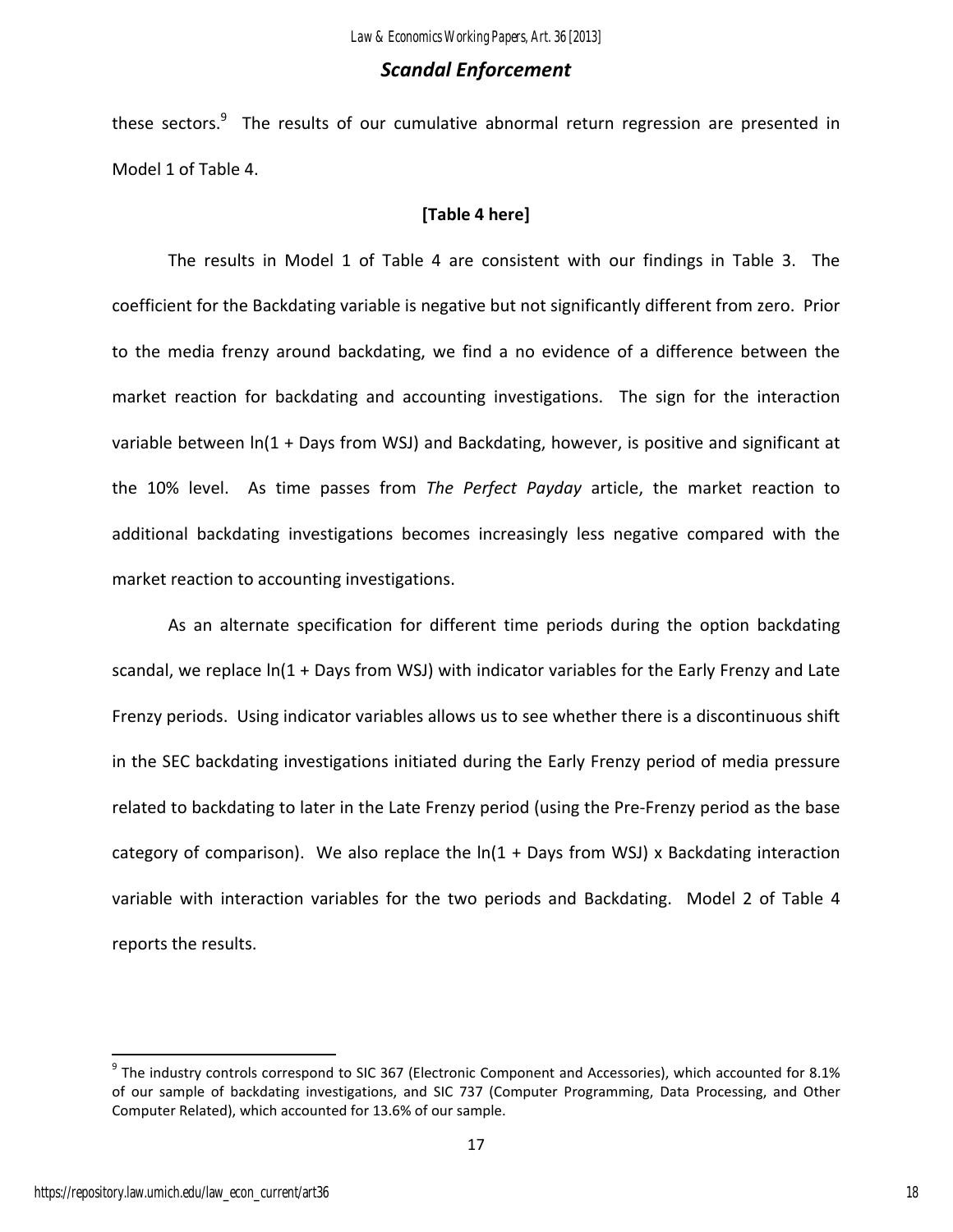these sectors.[9] The results of our cumulative abnormal return regression are presented in Model 1 of Table 4.

**[Table 4 here]**

The results in Model 1 of Table 4 are consistent with our findings in Table 3. The coefficient for the Backdating variable is negative but not significantly different from zero. Prior to the media frenzy around backdating, we find a no evidence of a difference between the market reaction for backdating and accounting investigations. The sign for the interaction variable between ln(1 + Days from WSJ) and Backdating, however, is positive and significant at the 10% level. As time passes from *The Perfect Payday* article, the market reaction to additional backdating investigations becomes increasingly less negative compared with the market reaction to accounting investigations.

As an alternate specification for different time periods during the option backdating scandal, we replace ln(1 + Days from WSJ) with indicator variables for the Early Frenzy and Late Frenzy periods. Using indicator variables allows us to see whether there is a discontinuous shift in the SEC backdating investigations initiated during the Early Frenzy period of media pressure related to backdating to later in the Late Frenzy period (using the Pre-Frenzy period as the base category of comparison). We also replace the ln(1 + Days from WSJ) x Backdating interaction variable with interaction variables for the two periods and Backdating. Model 2 of Table 4 reports the results.

[9] The industry controls correspond to SIC 367 (Electronic Component and Accessories), which accounted for 8.1% of our sample of backdating investigations, and SIC 737 (Computer Programming, Data Processing, and Other Computer Related), which accounted for 13.6% of our sample.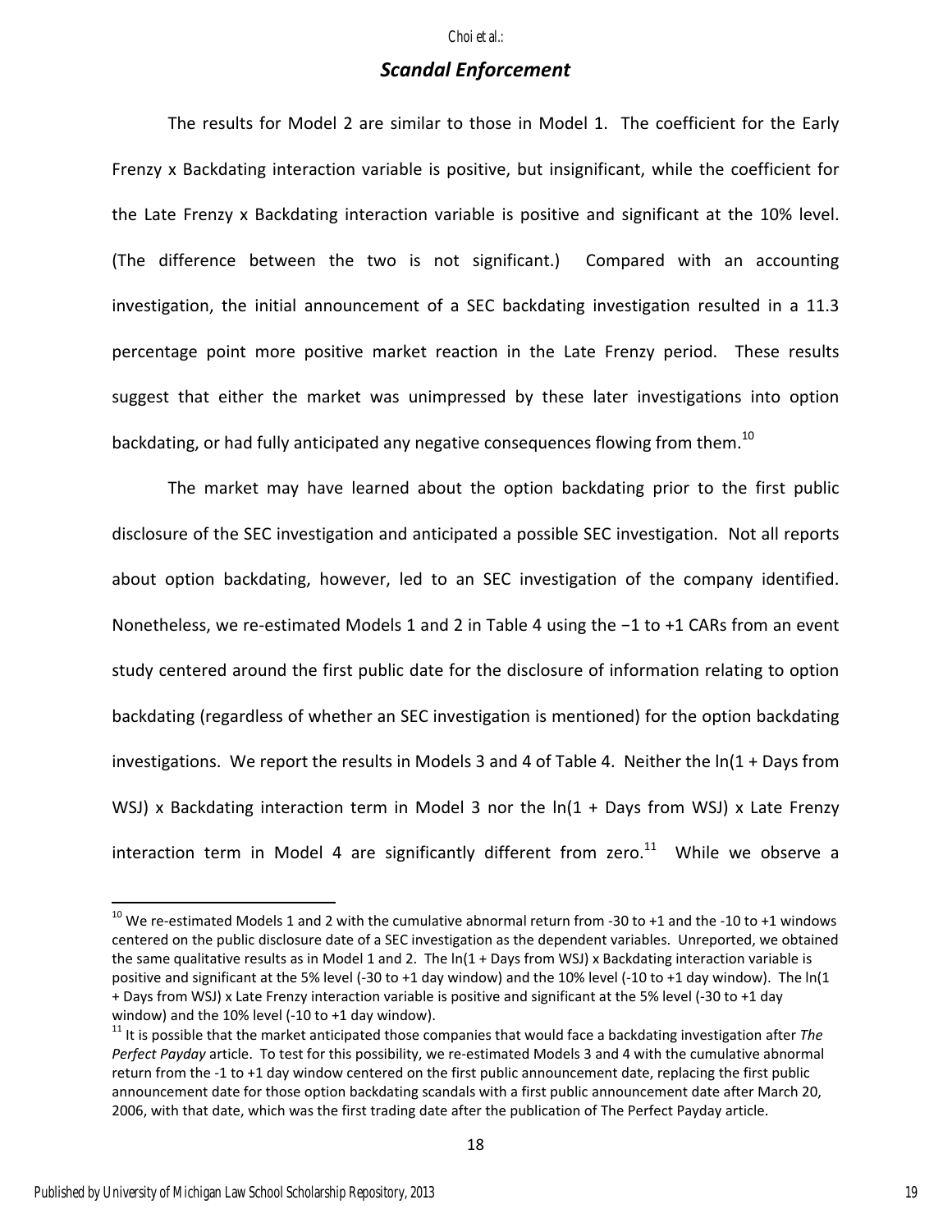The results for Model 2 are similar to those in Model 1. The coefficient for the Early Frenzy x Backdating interaction variable is positive, but insignificant, while the coefficient for the Late Frenzy x Backdating interaction variable is positive and significant at the 10% level. (The difference between the two is not significant.) Compared with an accounting investigation, the initial announcement of a SEC backdating investigation resulted in a 11.3 percentage point more positive market reaction in the Late Frenzy period. These results suggest that either the market was unimpressed by these later investigations into option backdating, or had fully anticipated any negative consequences flowing from them.[10]

The market may have learned about the option backdating prior to the first public disclosure of the SEC investigation and anticipated a possible SEC investigation. Not all reports about option backdating, however, led to an SEC investigation of the company identified. Nonetheless, we re-estimated Models 1 and 2 in Table 4 using the −1 to +1 CARs from an event study centered around the first public date for the disclosure of information relating to option backdating (regardless of whether an SEC investigation is mentioned) for the option backdating investigations. We report the results in Models 3 and 4 of Table 4. Neither the ln(1 + Days from WSJ) x Backdating interaction term in Model 3 nor the ln(1 + Days from WSJ) x Late Frenzy interaction term in Model 4 are significantly different from zero.[11] While we observe a

---

[10] We re-estimated Models 1 and 2 with the cumulative abnormal return from -30 to +1 and the -10 to +1 windows centered on the public disclosure date of a SEC investigation as the dependent variables. Unreported, we obtained the same qualitative results as in Model 1 and 2. The ln(1 + Days from WSJ) x Backdating interaction variable is positive and significant at the 5% level (-30 to +1 day window) and the 10% level (-10 to +1 day window). The ln(1 + Days from WSJ) x Late Frenzy interaction variable is positive and significant at the 5% level (-30 to +1 day window) and the 10% level (-10 to +1 day window).

[11] It is possible that the market anticipated those companies that would face a backdating investigation after *The Perfect Payday* article. To test for this possibility, we re-estimated Models 3 and 4 with the cumulative abnormal return from the -1 to +1 day window centered on the first public announcement date, replacing the first public announcement date for those option backdating scandals with a first public announcement date after March 20, 2006, with that date, which was the first trading date after the publication of The Perfect Payday article.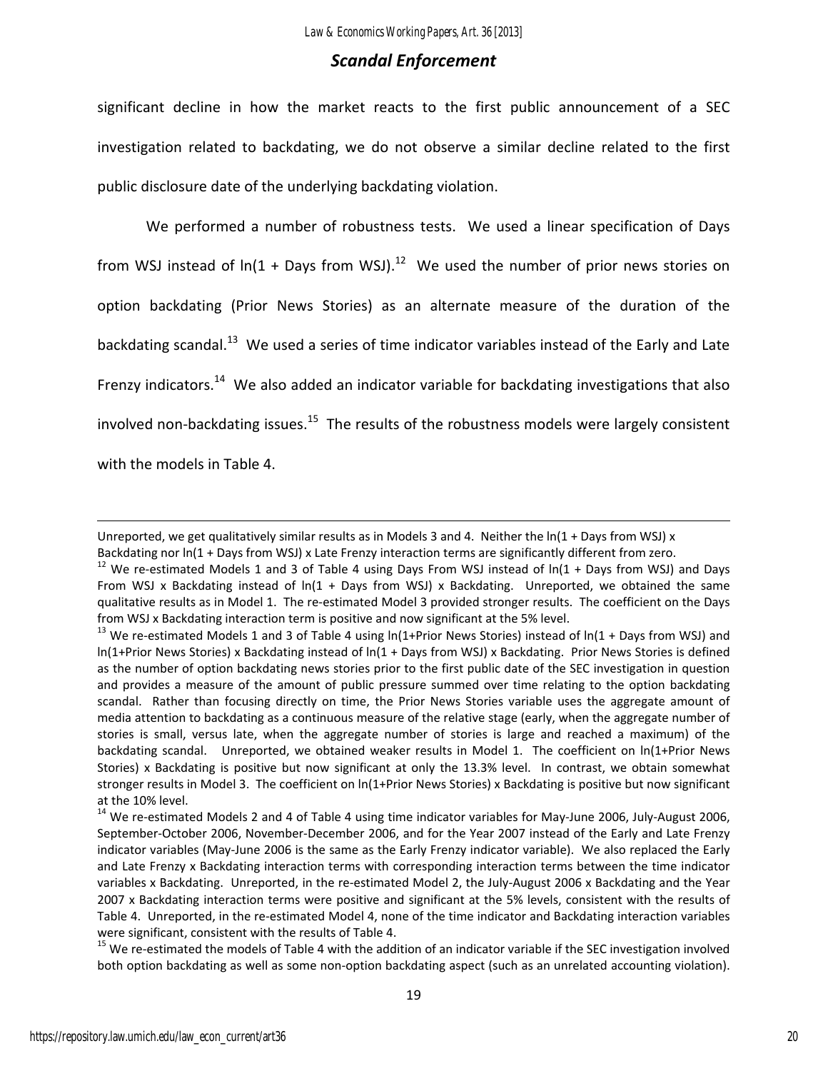significant decline in how the market reacts to the first public announcement of a SEC investigation related to backdating, we do not observe a similar decline related to the first public disclosure date of the underlying backdating violation.

We performed a number of robustness tests. We used a linear specification of Days from WSJ instead of ln(1 + Days from WSJ).[12] We used the number of prior news stories on option backdating (Prior News Stories) as an alternate measure of the duration of the backdating scandal.[13] We used a series of time indicator variables instead of the Early and Late Frenzy indicators.[14] We also added an indicator variable for backdating investigations that also involved non-backdating issues.[15] The results of the robustness models were largely consistent with the models in Table 4.

---

Unreported, we get qualitatively similar results as in Models 3 and 4. Neither the ln(1 + Days from WSJ) x Backdating nor ln(1 + Days from WSJ) x Late Frenzy interaction terms are significantly different from zero.

[12] We re-estimated Models 1 and 3 of Table 4 using Days From WSJ instead of ln(1 + Days from WSJ) and Days From WSJ x Backdating instead of ln(1 + Days from WSJ) x Backdating. Unreported, we obtained the same qualitative results as in Model 1. The re-estimated Model 3 provided stronger results. The coefficient on the Days from WSJ x Backdating interaction term is positive and now significant at the 5% level.

[13] We re-estimated Models 1 and 3 of Table 4 using ln(1+Prior News Stories) instead of ln(1 + Days from WSJ) and ln(1+Prior News Stories) x Backdating instead of ln(1 + Days from WSJ) x Backdating. Prior News Stories is defined as the number of option backdating news stories prior to the first public date of the SEC investigation in question and provides a measure of the amount of public pressure summed over time relating to the option backdating scandal. Rather than focusing directly on time, the Prior News Stories variable uses the aggregate amount of media attention to backdating as a continuous measure of the relative stage (early, when the aggregate number of stories is small, versus late, when the aggregate number of stories is large and reached a maximum) of the backdating scandal. Unreported, we obtained weaker results in Model 1. The coefficient on ln(1+Prior News Stories) x Backdating is positive but now significant at only the 13.3% level. In contrast, we obtain somewhat stronger results in Model 3. The coefficient on ln(1+Prior News Stories) x Backdating is positive but now significant at the 10% level.

[14] We re-estimated Models 2 and 4 of Table 4 using time indicator variables for May-June 2006, July-August 2006, September-October 2006, November-December 2006, and for the Year 2007 instead of the Early and Late Frenzy indicator variables (May-June 2006 is the same as the Early Frenzy indicator variable). We also replaced the Early and Late Frenzy x Backdating interaction terms with corresponding interaction terms between the time indicator variables x Backdating. Unreported, in the re-estimated Model 2, the July-August 2006 x Backdating and the Year 2007 x Backdating interaction terms were positive and significant at the 5% levels, consistent with the results of Table 4. Unreported, in the re-estimated Model 4, none of the time indicator and Backdating interaction variables were significant, consistent with the results of Table 4.

[15] We re-estimated the models of Table 4 with the addition of an indicator variable if the SEC investigation involved both option backdating as well as some non-option backdating aspect (such as an unrelated accounting violation).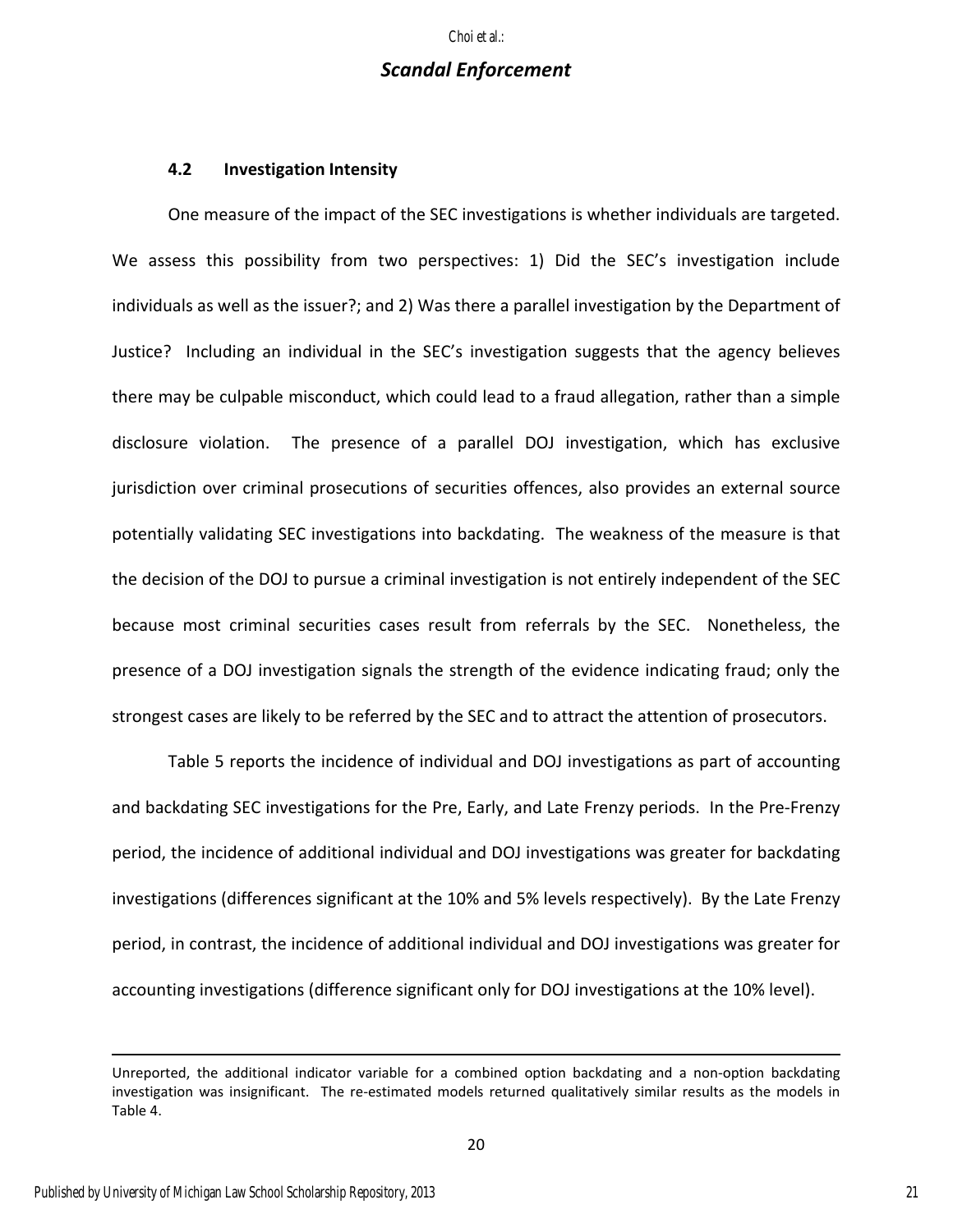### 4.2 Investigation Intensity

One measure of the impact of the SEC investigations is whether individuals are targeted. We assess this possibility from two perspectives: 1) Did the SEC's investigation include individuals as well as the issuer?; and 2) Was there a parallel investigation by the Department of Justice? Including an individual in the SEC's investigation suggests that the agency believes there may be culpable misconduct, which could lead to a fraud allegation, rather than a simple disclosure violation. The presence of a parallel DOJ investigation, which has exclusive jurisdiction over criminal prosecutions of securities offences, also provides an external source potentially validating SEC investigations into backdating. The weakness of the measure is that the decision of the DOJ to pursue a criminal investigation is not entirely independent of the SEC because most criminal securities cases result from referrals by the SEC. Nonetheless, the presence of a DOJ investigation signals the strength of the evidence indicating fraud; only the strongest cases are likely to be referred by the SEC and to attract the attention of prosecutors.

Table 5 reports the incidence of individual and DOJ investigations as part of accounting and backdating SEC investigations for the Pre, Early, and Late Frenzy periods. In the Pre-Frenzy period, the incidence of additional individual and DOJ investigations was greater for backdating investigations (differences significant at the 10% and 5% levels respectively). By the Late Frenzy period, in contrast, the incidence of additional individual and DOJ investigations was greater for accounting investigations (difference significant only for DOJ investigations at the 10% level).

---

Unreported, the additional indicator variable for a combined option backdating and a non-option backdating investigation was insignificant. The re-estimated models returned qualitatively similar results as the models in Table 4.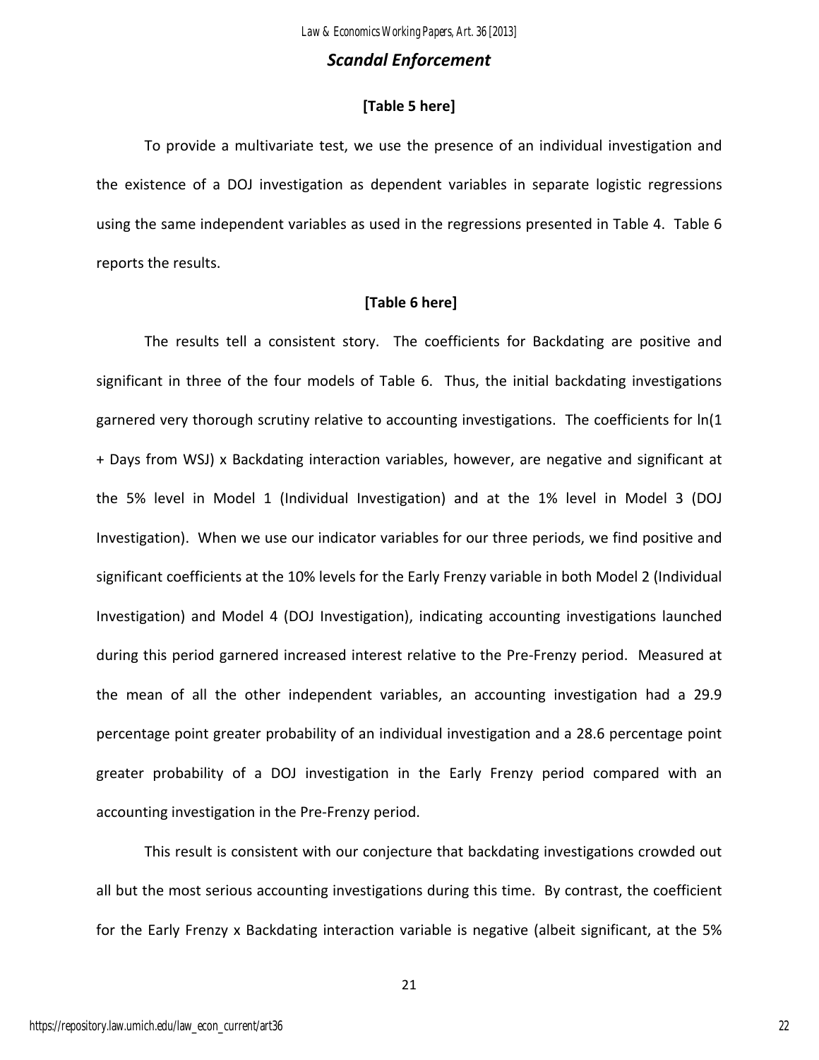## *Scandal Enforcement*

**[Table 5 here]**

To provide a multivariate test, we use the presence of an individual investigation and the existence of a DOJ investigation as dependent variables in separate logistic regressions using the same independent variables as used in the regressions presented in Table 4. Table 6 reports the results.

**[Table 6 here]**

The results tell a consistent story. The coefficients for Backdating are positive and significant in three of the four models of Table 6. Thus, the initial backdating investigations garnered very thorough scrutiny relative to accounting investigations. The coefficients for ln(1 + Days from WSJ) x Backdating interaction variables, however, are negative and significant at the 5% level in Model 1 (Individual Investigation) and at the 1% level in Model 3 (DOJ Investigation). When we use our indicator variables for our three periods, we find positive and significant coefficients at the 10% levels for the Early Frenzy variable in both Model 2 (Individual Investigation) and Model 4 (DOJ Investigation), indicating accounting investigations launched during this period garnered increased interest relative to the Pre-Frenzy period. Measured at the mean of all the other independent variables, an accounting investigation had a 29.9 percentage point greater probability of an individual investigation and a 28.6 percentage point greater probability of a DOJ investigation in the Early Frenzy period compared with an accounting investigation in the Pre-Frenzy period.

This result is consistent with our conjecture that backdating investigations crowded out all but the most serious accounting investigations during this time. By contrast, the coefficient for the Early Frenzy x Backdating interaction variable is negative (albeit significant, at the 5%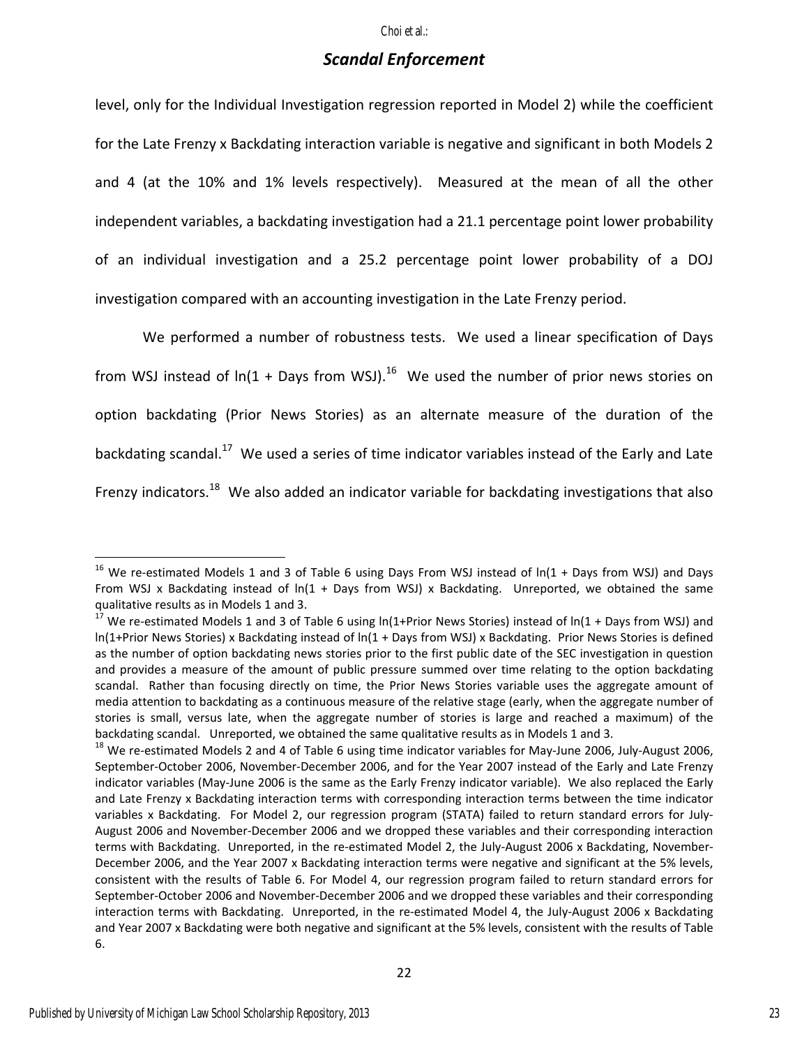level, only for the Individual Investigation regression reported in Model 2) while the coefficient for the Late Frenzy x Backdating interaction variable is negative and significant in both Models 2 and 4 (at the 10% and 1% levels respectively). Measured at the mean of all the other independent variables, a backdating investigation had a 21.1 percentage point lower probability of an individual investigation and a 25.2 percentage point lower probability of a DOJ investigation compared with an accounting investigation in the Late Frenzy period.

We performed a number of robustness tests. We used a linear specification of Days from WSJ instead of ln(1 + Days from WSJ).[16] We used the number of prior news stories on option backdating (Prior News Stories) as an alternate measure of the duration of the backdating scandal.[17] We used a series of time indicator variables instead of the Early and Late Frenzy indicators.[18] We also added an indicator variable for backdating investigations that also

---

[16] We re-estimated Models 1 and 3 of Table 6 using Days From WSJ instead of ln(1 + Days from WSJ) and Days From WSJ x Backdating instead of ln(1 + Days from WSJ) x Backdating. Unreported, we obtained the same qualitative results as in Models 1 and 3.

[17] We re-estimated Models 1 and 3 of Table 6 using ln(1+Prior News Stories) instead of ln(1 + Days from WSJ) and ln(1+Prior News Stories) x Backdating instead of ln(1 + Days from WSJ) x Backdating. Prior News Stories is defined as the number of option backdating news stories prior to the first public date of the SEC investigation in question and provides a measure of the amount of public pressure summed over time relating to the option backdating scandal. Rather than focusing directly on time, the Prior News Stories variable uses the aggregate amount of media attention to backdating as a continuous measure of the relative stage (early, when the aggregate number of stories is small, versus late, when the aggregate number of stories is large and reached a maximum) of the backdating scandal. Unreported, we obtained the same qualitative results as in Models 1 and 3.

[18] We re-estimated Models 2 and 4 of Table 6 using time indicator variables for May-June 2006, July-August 2006, September-October 2006, November-December 2006, and for the Year 2007 instead of the Early and Late Frenzy indicator variables (May-June 2006 is the same as the Early Frenzy indicator variable). We also replaced the Early and Late Frenzy x Backdating interaction terms with corresponding interaction terms between the time indicator variables x Backdating. For Model 2, our regression program (STATA) failed to return standard errors for July-August 2006 and November-December 2006 and we dropped these variables and their corresponding interaction terms with Backdating. Unreported, in the re-estimated Model 2, the July-August 2006 x Backdating, November-December 2006, and the Year 2007 x Backdating interaction terms were negative and significant at the 5% levels, consistent with the results of Table 6. For Model 4, our regression program failed to return standard errors for September-October 2006 and November-December 2006 and we dropped these variables and their corresponding interaction terms with Backdating. Unreported, in the re-estimated Model 4, the July-August 2006 x Backdating and Year 2007 x Backdating were both negative and significant at the 5% levels, consistent with the results of Table 6.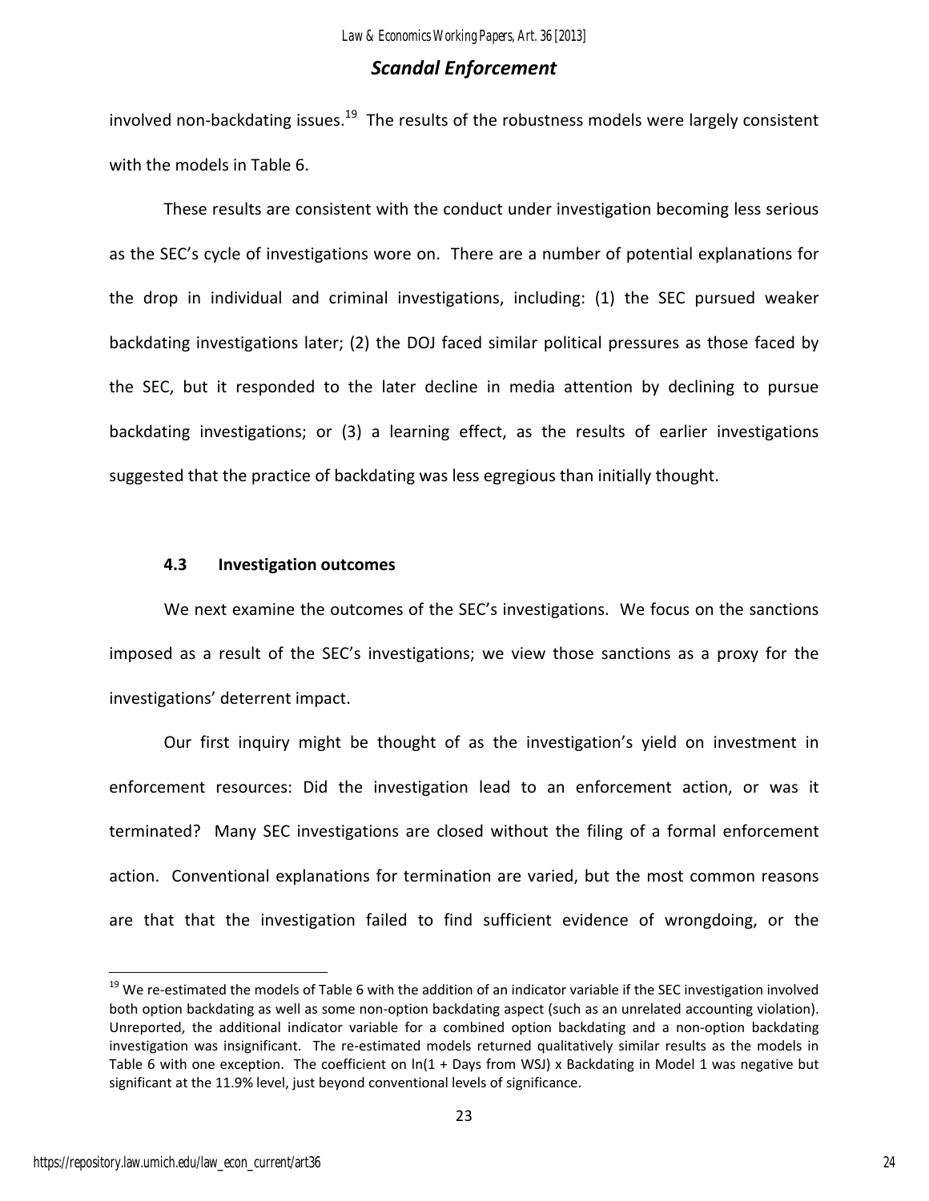involved non-backdating issues.[19] The results of the robustness models were largely consistent with the models in Table 6.

These results are consistent with the conduct under investigation becoming less serious as the SEC's cycle of investigations wore on. There are a number of potential explanations for the drop in individual and criminal investigations, including: (1) the SEC pursued weaker backdating investigations later; (2) the DOJ faced similar political pressures as those faced by the SEC, but it responded to the later decline in media attention by declining to pursue backdating investigations; or (3) a learning effect, as the results of earlier investigations suggested that the practice of backdating was less egregious than initially thought.

### 4.3 Investigation outcomes

We next examine the outcomes of the SEC's investigations. We focus on the sanctions imposed as a result of the SEC's investigations; we view those sanctions as a proxy for the investigations' deterrent impact.

Our first inquiry might be thought of as the investigation's yield on investment in enforcement resources: Did the investigation lead to an enforcement action, or was it terminated? Many SEC investigations are closed without the filing of a formal enforcement action. Conventional explanations for termination are varied, but the most common reasons are that that the investigation failed to find sufficient evidence of wrongdoing, or the

---

[19] We re-estimated the models of Table 6 with the addition of an indicator variable if the SEC investigation involved both option backdating as well as some non-option backdating aspect (such as an unrelated accounting violation). Unreported, the additional indicator variable for a combined option backdating and a non-option backdating investigation was insignificant. The re-estimated models returned qualitatively similar results as the models in Table 6 with one exception. The coefficient on ln(1 + Days from WSJ) x Backdating in Model 1 was negative but significant at the 11.9% level, just beyond conventional levels of significance.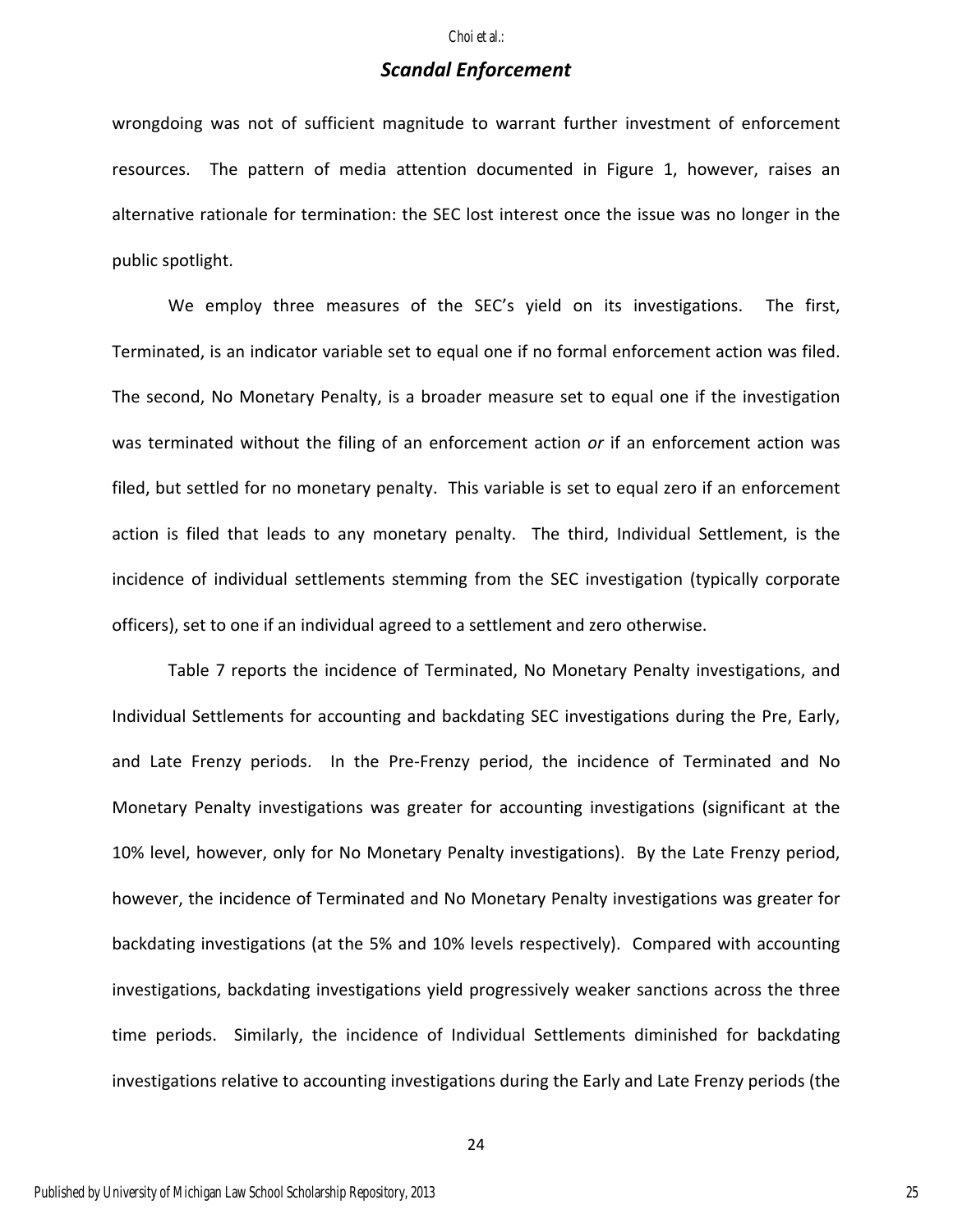wrongdoing was not of sufficient magnitude to warrant further investment of enforcement resources. The pattern of media attention documented in Figure 1, however, raises an alternative rationale for termination: the SEC lost interest once the issue was no longer in the public spotlight.

We employ three measures of the SEC's yield on its investigations. The first, Terminated, is an indicator variable set to equal one if no formal enforcement action was filed. The second, No Monetary Penalty, is a broader measure set to equal one if the investigation was terminated without the filing of an enforcement action *or* if an enforcement action was filed, but settled for no monetary penalty. This variable is set to equal zero if an enforcement action is filed that leads to any monetary penalty. The third, Individual Settlement, is the incidence of individual settlements stemming from the SEC investigation (typically corporate officers), set to one if an individual agreed to a settlement and zero otherwise.

Table 7 reports the incidence of Terminated, No Monetary Penalty investigations, and Individual Settlements for accounting and backdating SEC investigations during the Pre, Early, and Late Frenzy periods. In the Pre-Frenzy period, the incidence of Terminated and No Monetary Penalty investigations was greater for accounting investigations (significant at the 10% level, however, only for No Monetary Penalty investigations). By the Late Frenzy period, however, the incidence of Terminated and No Monetary Penalty investigations was greater for backdating investigations (at the 5% and 10% levels respectively). Compared with accounting investigations, backdating investigations yield progressively weaker sanctions across the three time periods. Similarly, the incidence of Individual Settlements diminished for backdating investigations relative to accounting investigations during the Early and Late Frenzy periods (the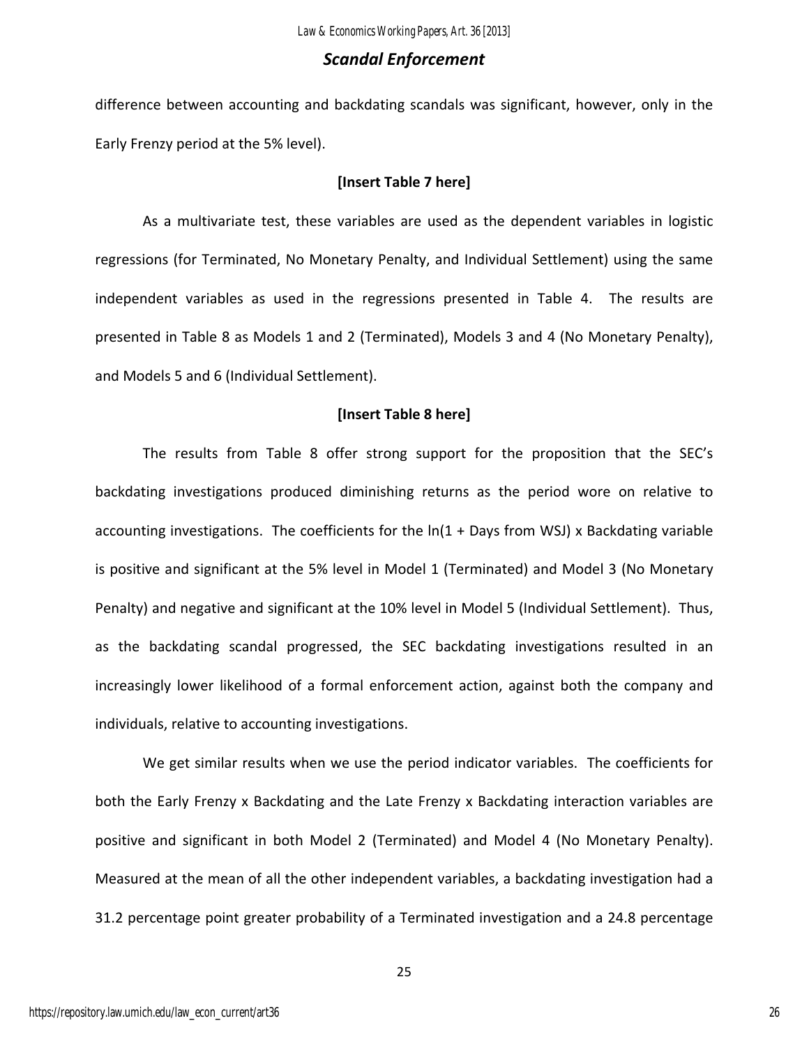difference between accounting and backdating scandals was significant, however, only in the Early Frenzy period at the 5% level).

**[Insert Table 7 here]**

As a multivariate test, these variables are used as the dependent variables in logistic regressions (for Terminated, No Monetary Penalty, and Individual Settlement) using the same independent variables as used in the regressions presented in Table 4. The results are presented in Table 8 as Models 1 and 2 (Terminated), Models 3 and 4 (No Monetary Penalty), and Models 5 and 6 (Individual Settlement).

**[Insert Table 8 here]**

The results from Table 8 offer strong support for the proposition that the SEC's backdating investigations produced diminishing returns as the period wore on relative to accounting investigations. The coefficients for the ln(1 + Days from WSJ) x Backdating variable is positive and significant at the 5% level in Model 1 (Terminated) and Model 3 (No Monetary Penalty) and negative and significant at the 10% level in Model 5 (Individual Settlement). Thus, as the backdating scandal progressed, the SEC backdating investigations resulted in an increasingly lower likelihood of a formal enforcement action, against both the company and individuals, relative to accounting investigations.

We get similar results when we use the period indicator variables. The coefficients for both the Early Frenzy x Backdating and the Late Frenzy x Backdating interaction variables are positive and significant in both Model 2 (Terminated) and Model 4 (No Monetary Penalty). Measured at the mean of all the other independent variables, a backdating investigation had a 31.2 percentage point greater probability of a Terminated investigation and a 24.8 percentage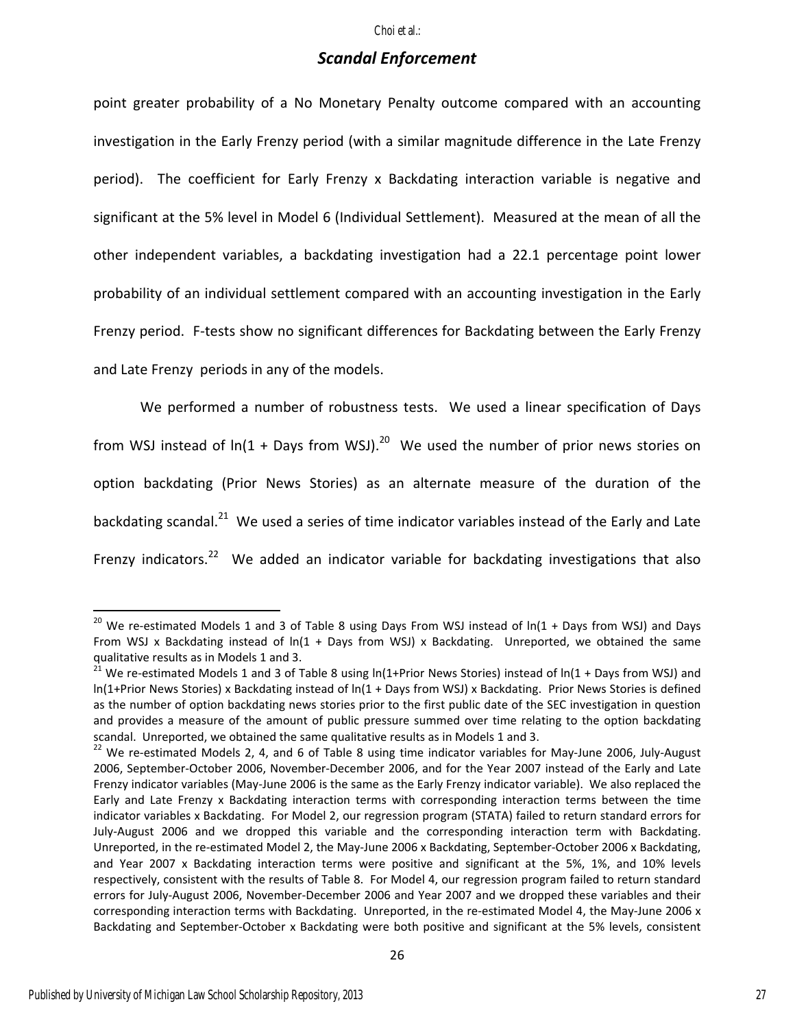point greater probability of a No Monetary Penalty outcome compared with an accounting investigation in the Early Frenzy period (with a similar magnitude difference in the Late Frenzy period). The coefficient for Early Frenzy x Backdating interaction variable is negative and significant at the 5% level in Model 6 (Individual Settlement). Measured at the mean of all the other independent variables, a backdating investigation had a 22.1 percentage point lower probability of an individual settlement compared with an accounting investigation in the Early Frenzy period. F-tests show no significant differences for Backdating between the Early Frenzy and Late Frenzy periods in any of the models.

We performed a number of robustness tests. We used a linear specification of Days from WSJ instead of ln(1 + Days from WSJ).[20] We used the number of prior news stories on option backdating (Prior News Stories) as an alternate measure of the duration of the backdating scandal.[21] We used a series of time indicator variables instead of the Early and Late Frenzy indicators.[22] We added an indicator variable for backdating investigations that also

---

[20] We re-estimated Models 1 and 3 of Table 8 using Days From WSJ instead of ln(1 + Days from WSJ) and Days From WSJ x Backdating instead of ln(1 + Days from WSJ) x Backdating. Unreported, we obtained the same qualitative results as in Models 1 and 3.

[21] We re-estimated Models 1 and 3 of Table 8 using ln(1+Prior News Stories) instead of ln(1 + Days from WSJ) and ln(1+Prior News Stories) x Backdating instead of ln(1 + Days from WSJ) x Backdating. Prior News Stories is defined as the number of option backdating news stories prior to the first public date of the SEC investigation in question and provides a measure of the amount of public pressure summed over time relating to the option backdating scandal. Unreported, we obtained the same qualitative results as in Models 1 and 3.

[22] We re-estimated Models 2, 4, and 6 of Table 8 using time indicator variables for May-June 2006, July-August 2006, September-October 2006, November-December 2006, and for the Year 2007 instead of the Early and Late Frenzy indicator variables (May-June 2006 is the same as the Early Frenzy indicator variable). We also replaced the Early and Late Frenzy x Backdating interaction terms with corresponding interaction terms between the time indicator variables x Backdating. For Model 2, our regression program (STATA) failed to return standard errors for July-August 2006 and we dropped this variable and the corresponding interaction term with Backdating. Unreported, in the re-estimated Model 2, the May-June 2006 x Backdating, September-October 2006 x Backdating, and Year 2007 x Backdating interaction terms were positive and significant at the 5%, 1%, and 10% levels respectively, consistent with the results of Table 8. For Model 4, our regression program failed to return standard errors for July-August 2006, November-December 2006 and Year 2007 and we dropped these variables and their corresponding interaction terms with Backdating. Unreported, in the re-estimated Model 4, the May-June 2006 x Backdating and September-October x Backdating were both positive and significant at the 5% levels, consistent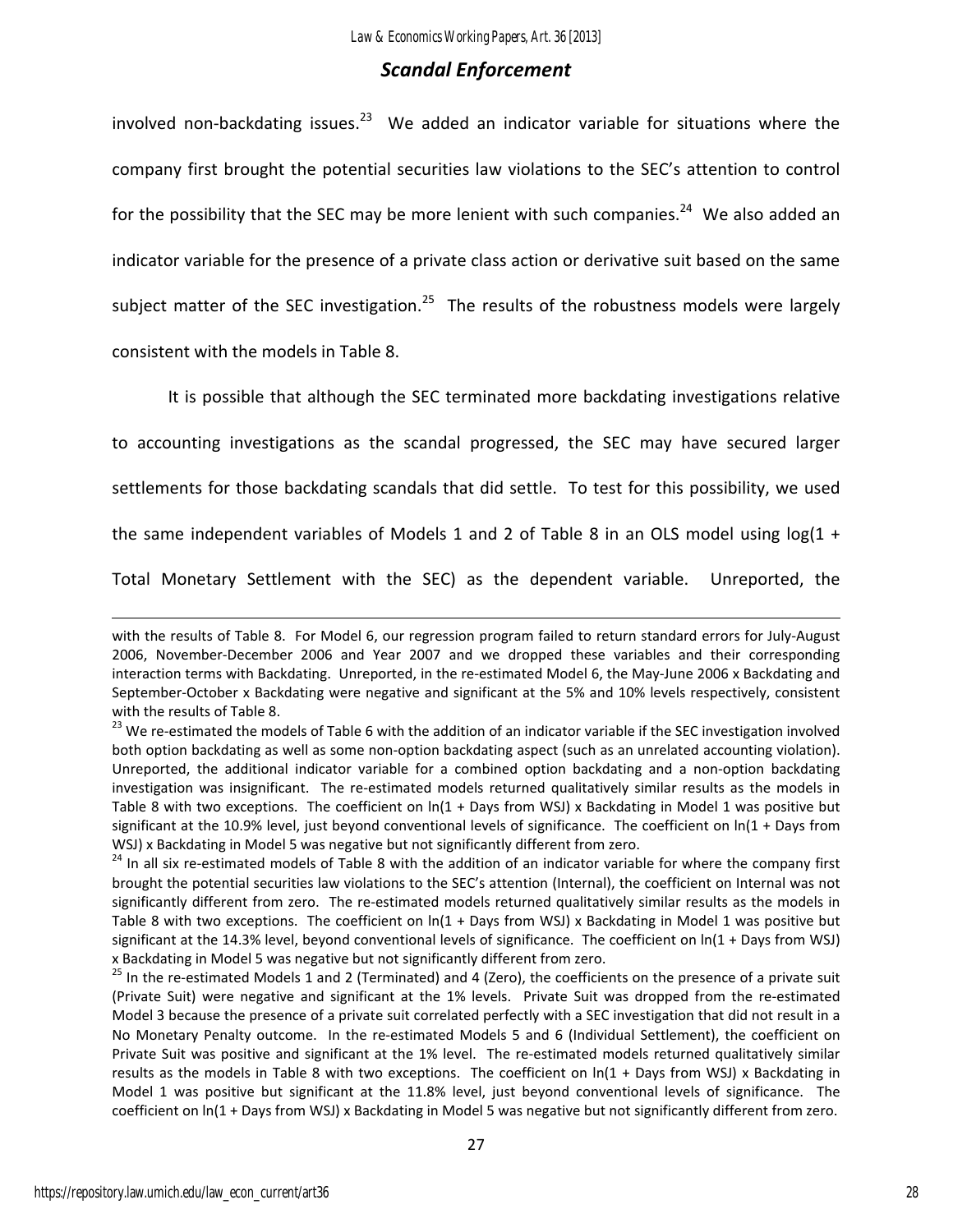involved non-backdating issues.[23] We added an indicator variable for situations where the company first brought the potential securities law violations to the SEC's attention to control for the possibility that the SEC may be more lenient with such companies.[24] We also added an indicator variable for the presence of a private class action or derivative suit based on the same subject matter of the SEC investigation.[25] The results of the robustness models were largely consistent with the models in Table 8.

It is possible that although the SEC terminated more backdating investigations relative to accounting investigations as the scandal progressed, the SEC may have secured larger settlements for those backdating scandals that did settle. To test for this possibility, we used the same independent variables of Models 1 and 2 of Table 8 in an OLS model using log(1 + Total Monetary Settlement with the SEC) as the dependent variable. Unreported, the

---

with the results of Table 8. For Model 6, our regression program failed to return standard errors for July-August 2006, November-December 2006 and Year 2007 and we dropped these variables and their corresponding interaction terms with Backdating. Unreported, in the re-estimated Model 6, the May-June 2006 x Backdating and September-October x Backdating were negative and significant at the 5% and 10% levels respectively, consistent with the results of Table 8.

[23] We re-estimated the models of Table 6 with the addition of an indicator variable if the SEC investigation involved both option backdating as well as some non-option backdating aspect (such as an unrelated accounting violation). Unreported, the additional indicator variable for a combined option backdating and a non-option backdating investigation was insignificant. The re-estimated models returned qualitatively similar results as the models in Table 8 with two exceptions. The coefficient on ln(1 + Days from WSJ) x Backdating in Model 1 was positive but significant at the 10.9% level, just beyond conventional levels of significance. The coefficient on ln(1 + Days from WSJ) x Backdating in Model 5 was negative but not significantly different from zero.

[24] In all six re-estimated models of Table 8 with the addition of an indicator variable for where the company first brought the potential securities law violations to the SEC's attention (Internal), the coefficient on Internal was not significantly different from zero. The re-estimated models returned qualitatively similar results as the models in Table 8 with two exceptions. The coefficient on ln(1 + Days from WSJ) x Backdating in Model 1 was positive but significant at the 14.3% level, beyond conventional levels of significance. The coefficient on ln(1 + Days from WSJ) x Backdating in Model 5 was negative but not significantly different from zero.

[25] In the re-estimated Models 1 and 2 (Terminated) and 4 (Zero), the coefficients on the presence of a private suit (Private Suit) were negative and significant at the 1% levels. Private Suit was dropped from the re-estimated Model 3 because the presence of a private suit correlated perfectly with a SEC investigation that did not result in a No Monetary Penalty outcome. In the re-estimated Models 5 and 6 (Individual Settlement), the coefficient on Private Suit was positive and significant at the 1% level. The re-estimated models returned qualitatively similar results as the models in Table 8 with two exceptions. The coefficient on ln(1 + Days from WSJ) x Backdating in Model 1 was positive but significant at the 11.8% level, just beyond conventional levels of significance. The coefficient on ln(1 + Days from WSJ) x Backdating in Model 5 was negative but not significantly different from zero.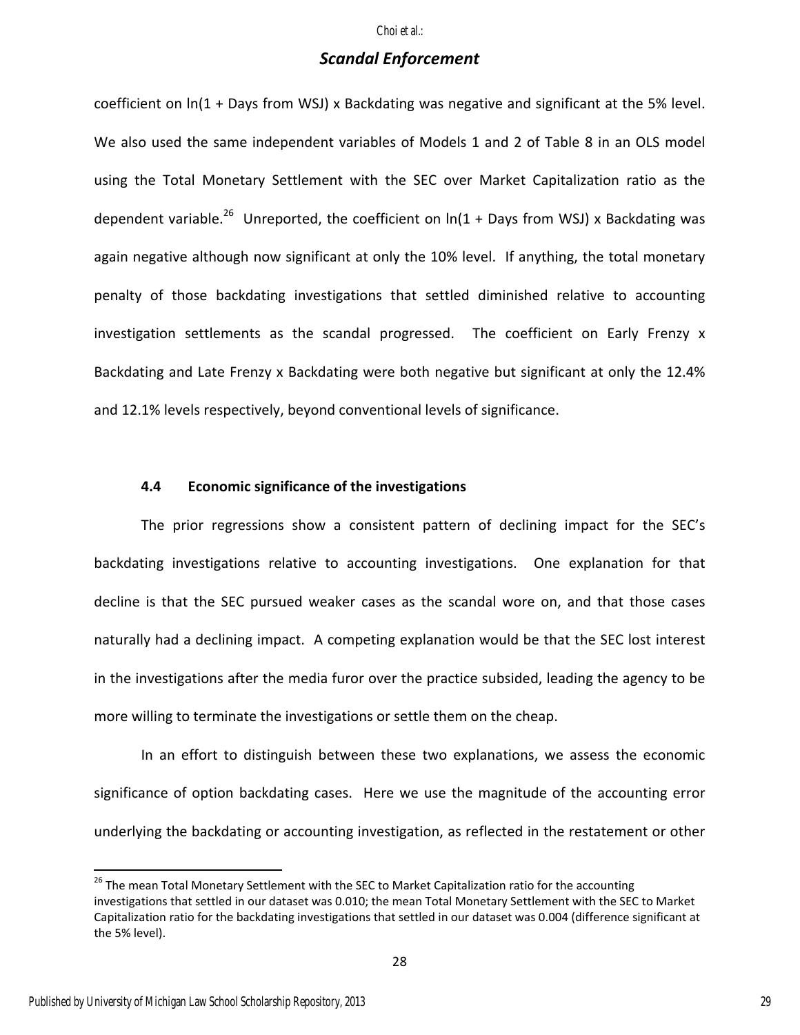coefficient on ln(1 + Days from WSJ) x Backdating was negative and significant at the 5% level. We also used the same independent variables of Models 1 and 2 of Table 8 in an OLS model using the Total Monetary Settlement with the SEC over Market Capitalization ratio as the dependent variable.[26] Unreported, the coefficient on ln(1 + Days from WSJ) x Backdating was again negative although now significant at only the 10% level. If anything, the total monetary penalty of those backdating investigations that settled diminished relative to accounting investigation settlements as the scandal progressed. The coefficient on Early Frenzy x Backdating and Late Frenzy x Backdating were both negative but significant at only the 12.4% and 12.1% levels respectively, beyond conventional levels of significance.

### 4.4 Economic significance of the investigations

The prior regressions show a consistent pattern of declining impact for the SEC's backdating investigations relative to accounting investigations. One explanation for that decline is that the SEC pursued weaker cases as the scandal wore on, and that those cases naturally had a declining impact. A competing explanation would be that the SEC lost interest in the investigations after the media furor over the practice subsided, leading the agency to be more willing to terminate the investigations or settle them on the cheap.

In an effort to distinguish between these two explanations, we assess the economic significance of option backdating cases. Here we use the magnitude of the accounting error underlying the backdating or accounting investigation, as reflected in the restatement or other

---

[26] The mean Total Monetary Settlement with the SEC to Market Capitalization ratio for the accounting investigations that settled in our dataset was 0.010; the mean Total Monetary Settlement with the SEC to Market Capitalization ratio for the backdating investigations that settled in our dataset was 0.004 (difference significant at the 5% level).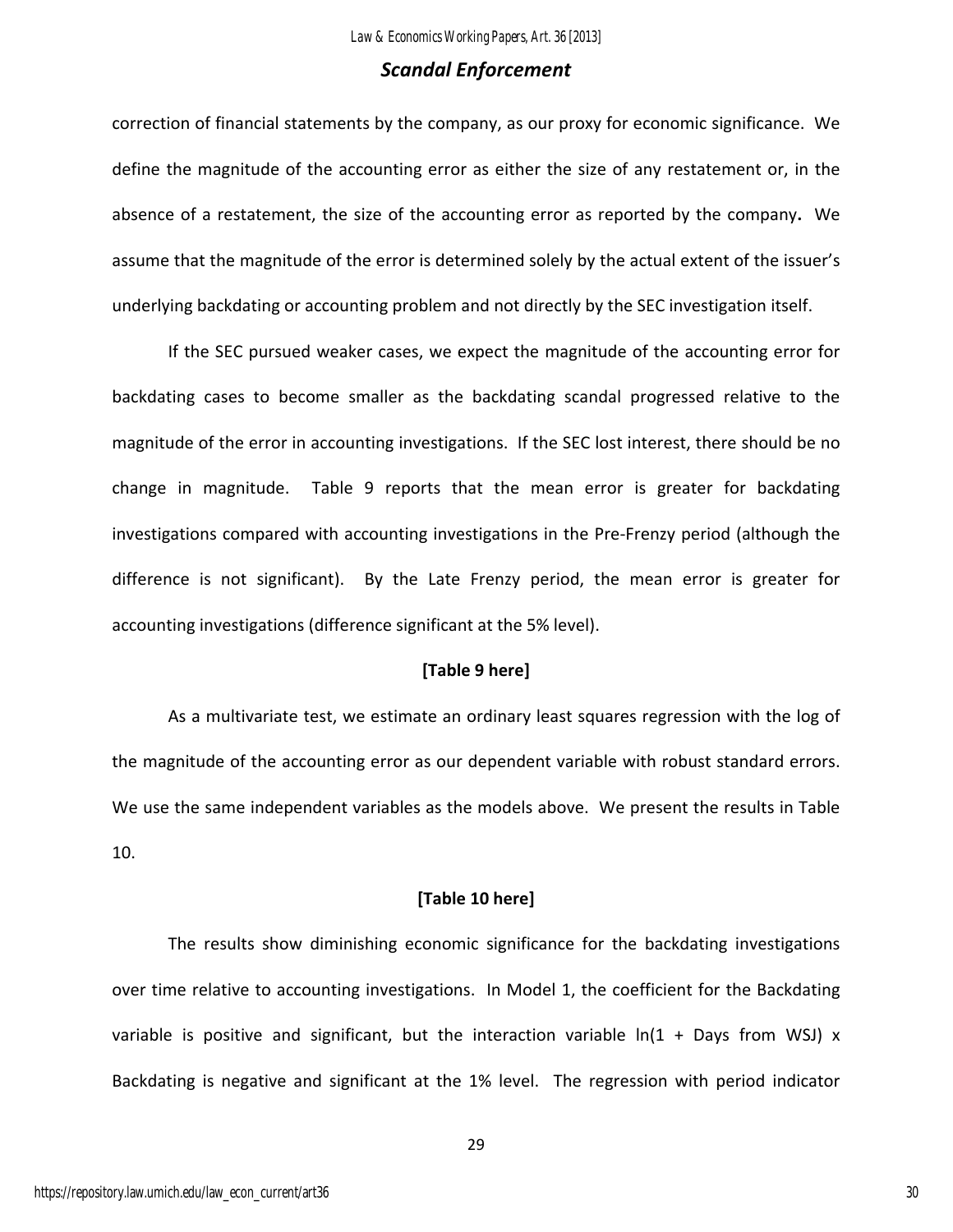correction of financial statements by the company, as our proxy for economic significance. We define the magnitude of the accounting error as either the size of any restatement or, in the absence of a restatement, the size of the accounting error as reported by the company. We assume that the magnitude of the error is determined solely by the actual extent of the issuer's underlying backdating or accounting problem and not directly by the SEC investigation itself.

If the SEC pursued weaker cases, we expect the magnitude of the accounting error for backdating cases to become smaller as the backdating scandal progressed relative to the magnitude of the error in accounting investigations. If the SEC lost interest, there should be no change in magnitude. Table 9 reports that the mean error is greater for backdating investigations compared with accounting investigations in the Pre-Frenzy period (although the difference is not significant). By the Late Frenzy period, the mean error is greater for accounting investigations (difference significant at the 5% level).

**[Table 9 here]**

As a multivariate test, we estimate an ordinary least squares regression with the log of the magnitude of the accounting error as our dependent variable with robust standard errors. We use the same independent variables as the models above. We present the results in Table 10.

**[Table 10 here]**

The results show diminishing economic significance for the backdating investigations over time relative to accounting investigations. In Model 1, the coefficient for the Backdating variable is positive and significant, but the interaction variable ln(1 + Days from WSJ) x Backdating is negative and significant at the 1% level. The regression with period indicator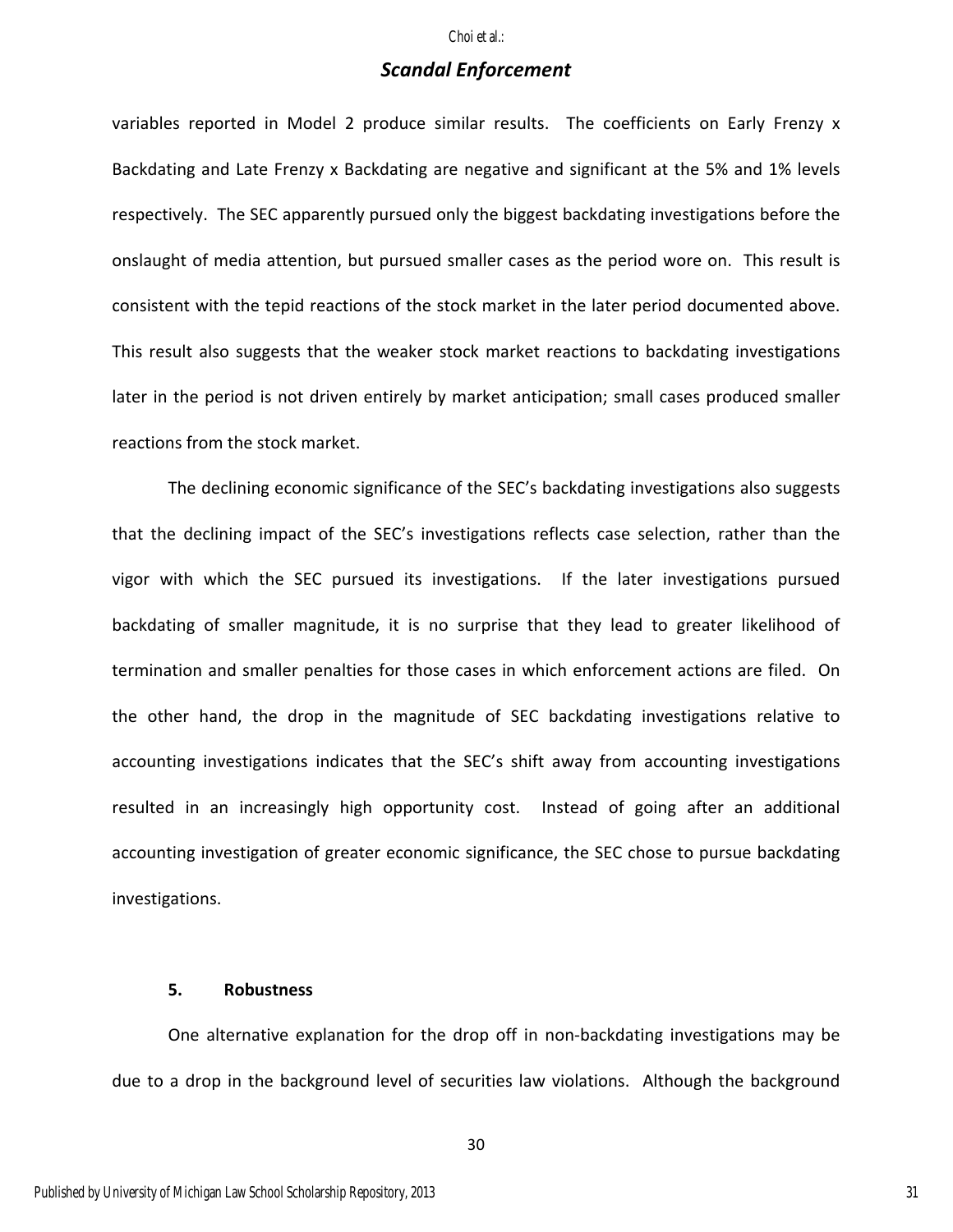variables reported in Model 2 produce similar results. The coefficients on Early Frenzy x Backdating and Late Frenzy x Backdating are negative and significant at the 5% and 1% levels respectively. The SEC apparently pursued only the biggest backdating investigations before the onslaught of media attention, but pursued smaller cases as the period wore on. This result is consistent with the tepid reactions of the stock market in the later period documented above. This result also suggests that the weaker stock market reactions to backdating investigations later in the period is not driven entirely by market anticipation; small cases produced smaller reactions from the stock market.

The declining economic significance of the SEC's backdating investigations also suggests that the declining impact of the SEC's investigations reflects case selection, rather than the vigor with which the SEC pursued its investigations. If the later investigations pursued backdating of smaller magnitude, it is no surprise that they lead to greater likelihood of termination and smaller penalties for those cases in which enforcement actions are filed. On the other hand, the drop in the magnitude of SEC backdating investigations relative to accounting investigations indicates that the SEC's shift away from accounting investigations resulted in an increasingly high opportunity cost. Instead of going after an additional accounting investigation of greater economic significance, the SEC chose to pursue backdating investigations.

### 5. Robustness

One alternative explanation for the drop off in non-backdating investigations may be due to a drop in the background level of securities law violations. Although the background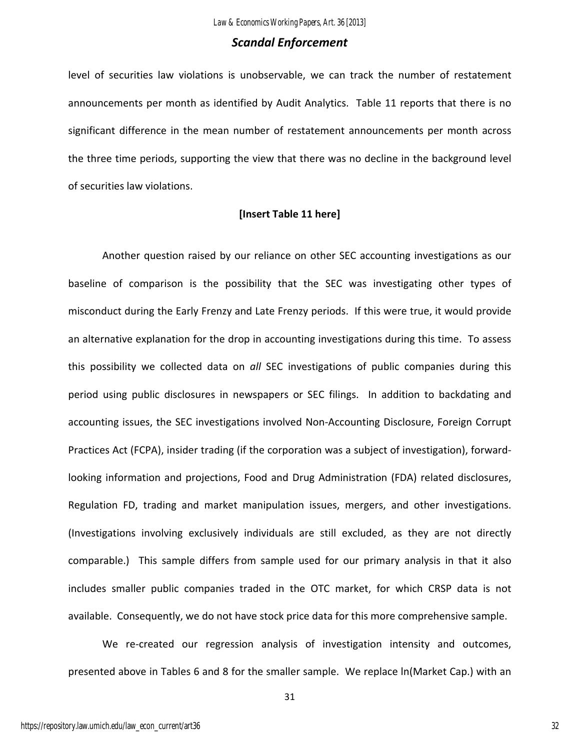level of securities law violations is unobservable, we can track the number of restatement announcements per month as identified by Audit Analytics. Table 11 reports that there is no significant difference in the mean number of restatement announcements per month across the three time periods, supporting the view that there was no decline in the background level of securities law violations.

**[Insert Table 11 here]**

Another question raised by our reliance on other SEC accounting investigations as our baseline of comparison is the possibility that the SEC was investigating other types of misconduct during the Early Frenzy and Late Frenzy periods. If this were true, it would provide an alternative explanation for the drop in accounting investigations during this time. To assess this possibility we collected data on *all* SEC investigations of public companies during this period using public disclosures in newspapers or SEC filings. In addition to backdating and accounting issues, the SEC investigations involved Non-Accounting Disclosure, Foreign Corrupt Practices Act (FCPA), insider trading (if the corporation was a subject of investigation), forward-looking information and projections, Food and Drug Administration (FDA) related disclosures, Regulation FD, trading and market manipulation issues, mergers, and other investigations. (Investigations involving exclusively individuals are still excluded, as they are not directly comparable.) This sample differs from sample used for our primary analysis in that it also includes smaller public companies traded in the OTC market, for which CRSP data is not available. Consequently, we do not have stock price data for this more comprehensive sample.

We re-created our regression analysis of investigation intensity and outcomes, presented above in Tables 6 and 8 for the smaller sample. We replace ln(Market Cap.) with an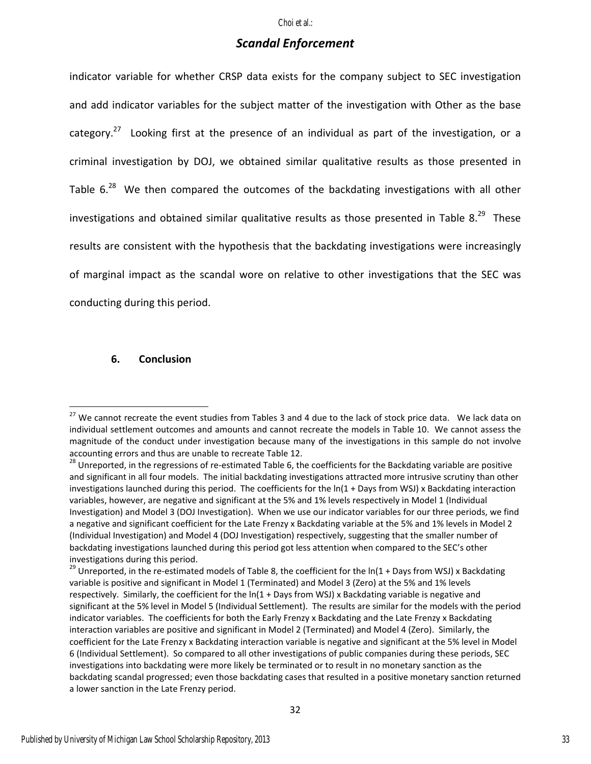indicator variable for whether CRSP data exists for the company subject to SEC investigation and add indicator variables for the subject matter of the investigation with Other as the base category.[27] Looking first at the presence of an individual as part of the investigation, or a criminal investigation by DOJ, we obtained similar qualitative results as those presented in Table 6.[28] We then compared the outcomes of the backdating investigations with all other investigations and obtained similar qualitative results as those presented in Table 8.[29] These results are consistent with the hypothesis that the backdating investigations were increasingly of marginal impact as the scandal wore on relative to other investigations that the SEC was conducting during this period.

## 6. Conclusion

---

[27] We cannot recreate the event studies from Tables 3 and 4 due to the lack of stock price data. We lack data on individual settlement outcomes and amounts and cannot recreate the models in Table 10. We cannot assess the magnitude of the conduct under investigation because many of the investigations in this sample do not involve accounting errors and thus are unable to recreate Table 12.

[28] Unreported, in the regressions of re-estimated Table 6, the coefficients for the Backdating variable are positive and significant in all four models. The initial backdating investigations attracted more intrusive scrutiny than other investigations launched during this period. The coefficients for the ln(1 + Days from WSJ) x Backdating interaction variables, however, are negative and significant at the 5% and 1% levels respectively in Model 1 (Individual Investigation) and Model 3 (DOJ Investigation). When we use our indicator variables for our three periods, we find a negative and significant coefficient for the Late Frenzy x Backdating variable at the 5% and 1% levels in Model 2 (Individual Investigation) and Model 4 (DOJ Investigation) respectively, suggesting that the smaller number of backdating investigations launched during this period got less attention when compared to the SEC's other investigations during this period.

[29] Unreported, in the re-estimated models of Table 8, the coefficient for the ln(1 + Days from WSJ) x Backdating variable is positive and significant in Model 1 (Terminated) and Model 3 (Zero) at the 5% and 1% levels respectively. Similarly, the coefficient for the ln(1 + Days from WSJ) x Backdating variable is negative and significant at the 5% level in Model 5 (Individual Settlement). The results are similar for the models with the period indicator variables. The coefficients for both the Early Frenzy x Backdating and the Late Frenzy x Backdating interaction variables are positive and significant in Model 2 (Terminated) and Model 4 (Zero). Similarly, the coefficient for the Late Frenzy x Backdating interaction variable is negative and significant at the 5% level in Model 6 (Individual Settlement). So compared to all other investigations of public companies during these periods, SEC investigations into backdating were more likely be terminated or to result in no monetary sanction as the backdating scandal progressed; even those backdating cases that resulted in a positive monetary sanction returned a lower sanction in the Late Frenzy period.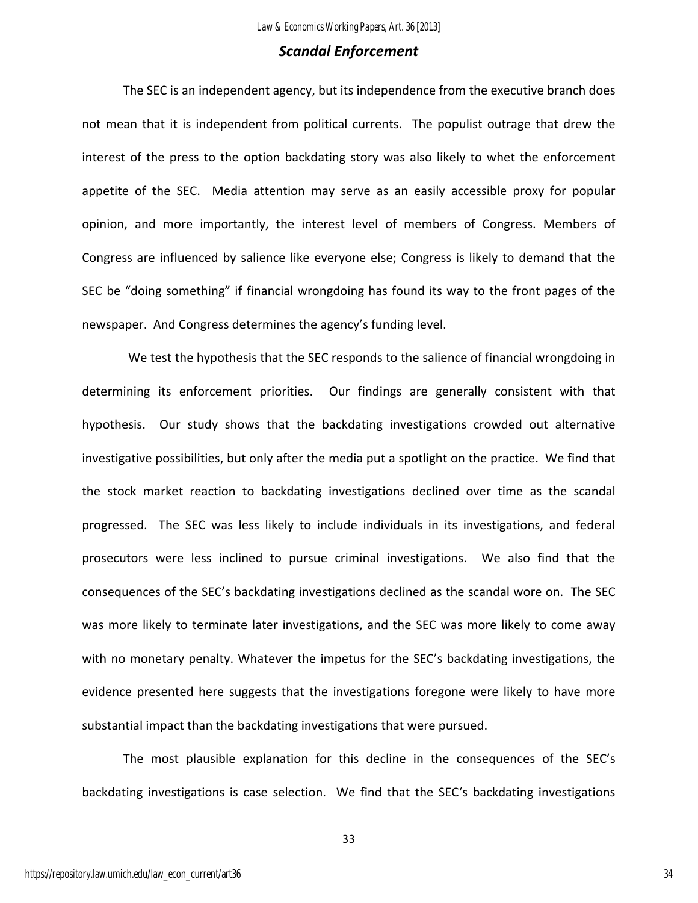## *Scandal Enforcement*

The SEC is an independent agency, but its independence from the executive branch does not mean that it is independent from political currents. The populist outrage that drew the interest of the press to the option backdating story was also likely to whet the enforcement appetite of the SEC. Media attention may serve as an easily accessible proxy for popular opinion, and more importantly, the interest level of members of Congress. Members of Congress are influenced by salience like everyone else; Congress is likely to demand that the SEC be "doing something" if financial wrongdoing has found its way to the front pages of the newspaper. And Congress determines the agency's funding level.

We test the hypothesis that the SEC responds to the salience of financial wrongdoing in determining its enforcement priorities. Our findings are generally consistent with that hypothesis. Our study shows that the backdating investigations crowded out alternative investigative possibilities, but only after the media put a spotlight on the practice. We find that the stock market reaction to backdating investigations declined over time as the scandal progressed. The SEC was less likely to include individuals in its investigations, and federal prosecutors were less inclined to pursue criminal investigations. We also find that the consequences of the SEC's backdating investigations declined as the scandal wore on. The SEC was more likely to terminate later investigations, and the SEC was more likely to come away with no monetary penalty. Whatever the impetus for the SEC's backdating investigations, the evidence presented here suggests that the investigations foregone were likely to have more substantial impact than the backdating investigations that were pursued.

The most plausible explanation for this decline in the consequences of the SEC's backdating investigations is case selection. We find that the SEC's backdating investigations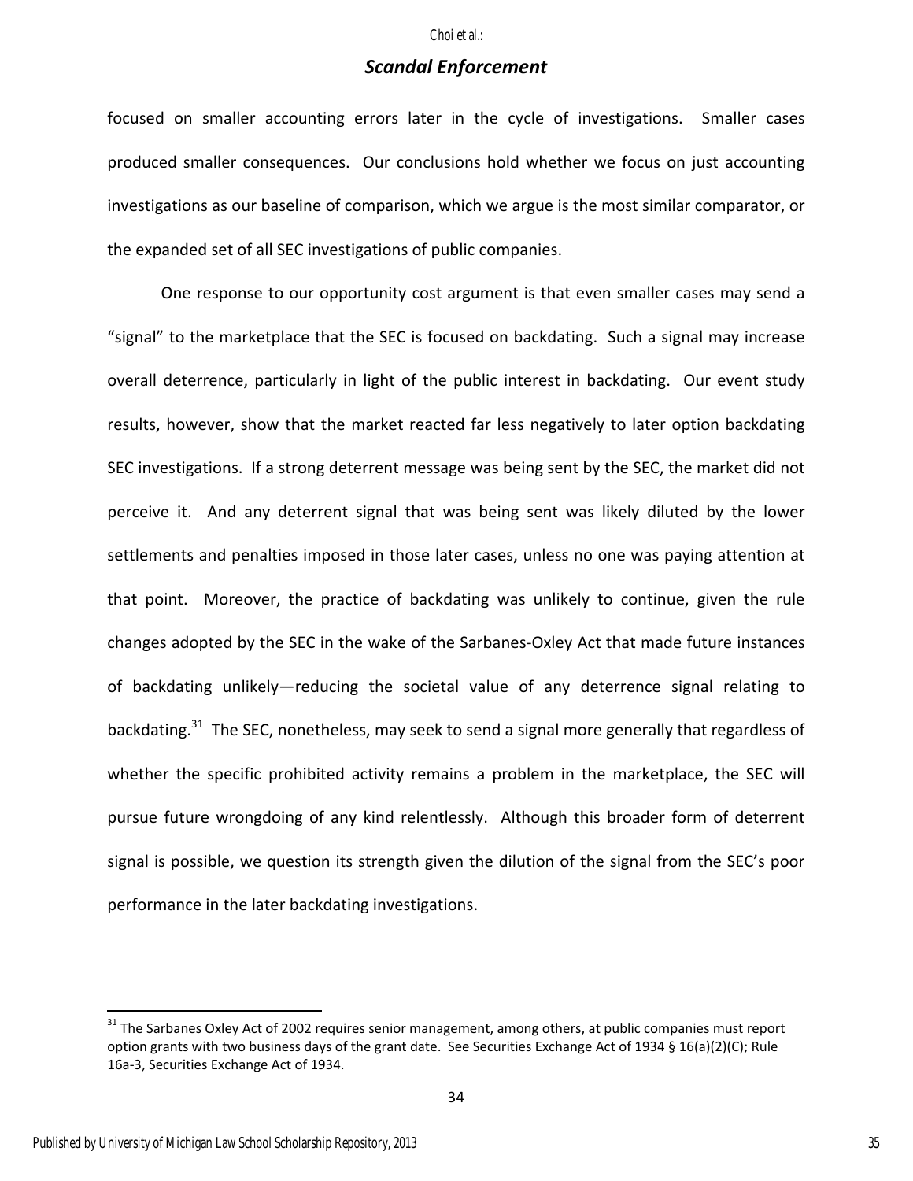focused on smaller accounting errors later in the cycle of investigations. Smaller cases produced smaller consequences. Our conclusions hold whether we focus on just accounting investigations as our baseline of comparison, which we argue is the most similar comparator, or the expanded set of all SEC investigations of public companies.

One response to our opportunity cost argument is that even smaller cases may send a "signal" to the marketplace that the SEC is focused on backdating. Such a signal may increase overall deterrence, particularly in light of the public interest in backdating. Our event study results, however, show that the market reacted far less negatively to later option backdating SEC investigations. If a strong deterrent message was being sent by the SEC, the market did not perceive it. And any deterrent signal that was being sent was likely diluted by the lower settlements and penalties imposed in those later cases, unless no one was paying attention at that point. Moreover, the practice of backdating was unlikely to continue, given the rule changes adopted by the SEC in the wake of the Sarbanes-Oxley Act that made future instances of backdating unlikely—reducing the societal value of any deterrence signal relating to backdating.[31] The SEC, nonetheless, may seek to send a signal more generally that regardless of whether the specific prohibited activity remains a problem in the marketplace, the SEC will pursue future wrongdoing of any kind relentlessly. Although this broader form of deterrent signal is possible, we question its strength given the dilution of the signal from the SEC's poor performance in the later backdating investigations.

[31] The Sarbanes Oxley Act of 2002 requires senior management, among others, at public companies must report option grants with two business days of the grant date. See Securities Exchange Act of 1934 § 16(a)(2)(C); Rule 16a-3, Securities Exchange Act of 1934.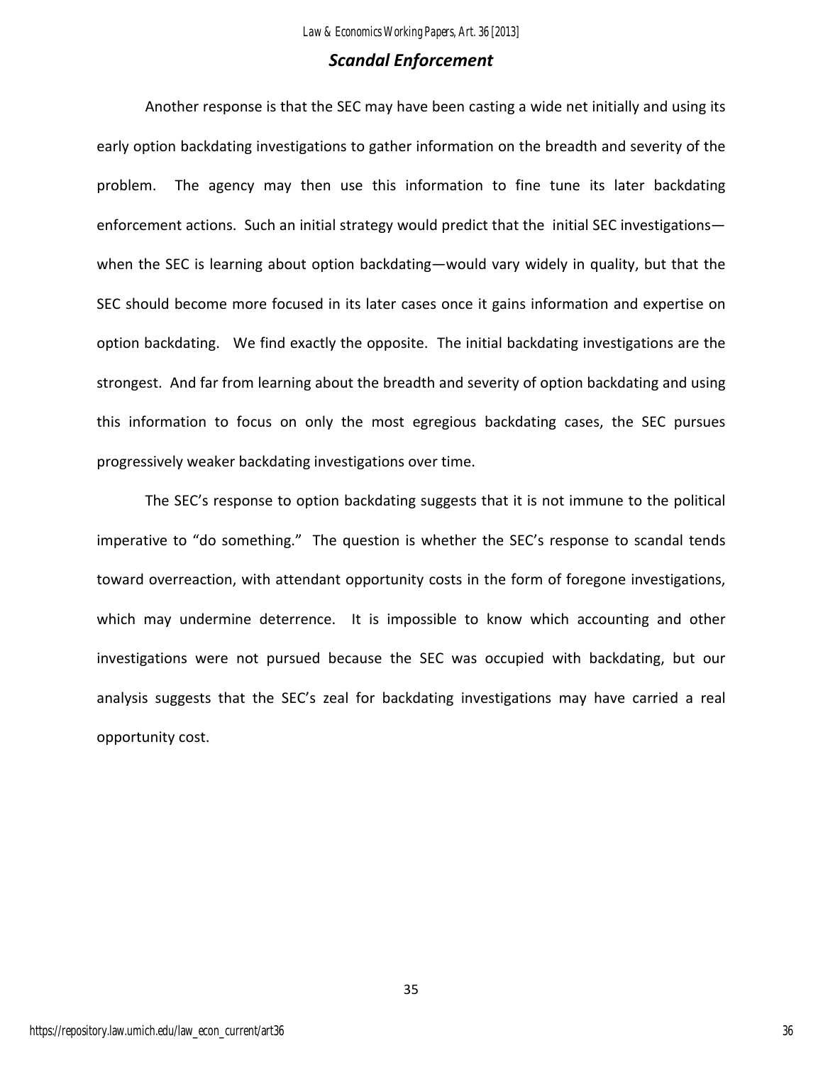Another response is that the SEC may have been casting a wide net initially and using its early option backdating investigations to gather information on the breadth and severity of the problem. The agency may then use this information to fine tune its later backdating enforcement actions. Such an initial strategy would predict that the initial SEC investigations—when the SEC is learning about option backdating—would vary widely in quality, but that the SEC should become more focused in its later cases once it gains information and expertise on option backdating. We find exactly the opposite. The initial backdating investigations are the strongest. And far from learning about the breadth and severity of option backdating and using this information to focus on only the most egregious backdating cases, the SEC pursues progressively weaker backdating investigations over time.

The SEC's response to option backdating suggests that it is not immune to the political imperative to "do something." The question is whether the SEC's response to scandal tends toward overreaction, with attendant opportunity costs in the form of foregone investigations, which may undermine deterrence. It is impossible to know which accounting and other investigations were not pursued because the SEC was occupied with backdating, but our analysis suggests that the SEC's zeal for backdating investigations may have carried a real opportunity cost.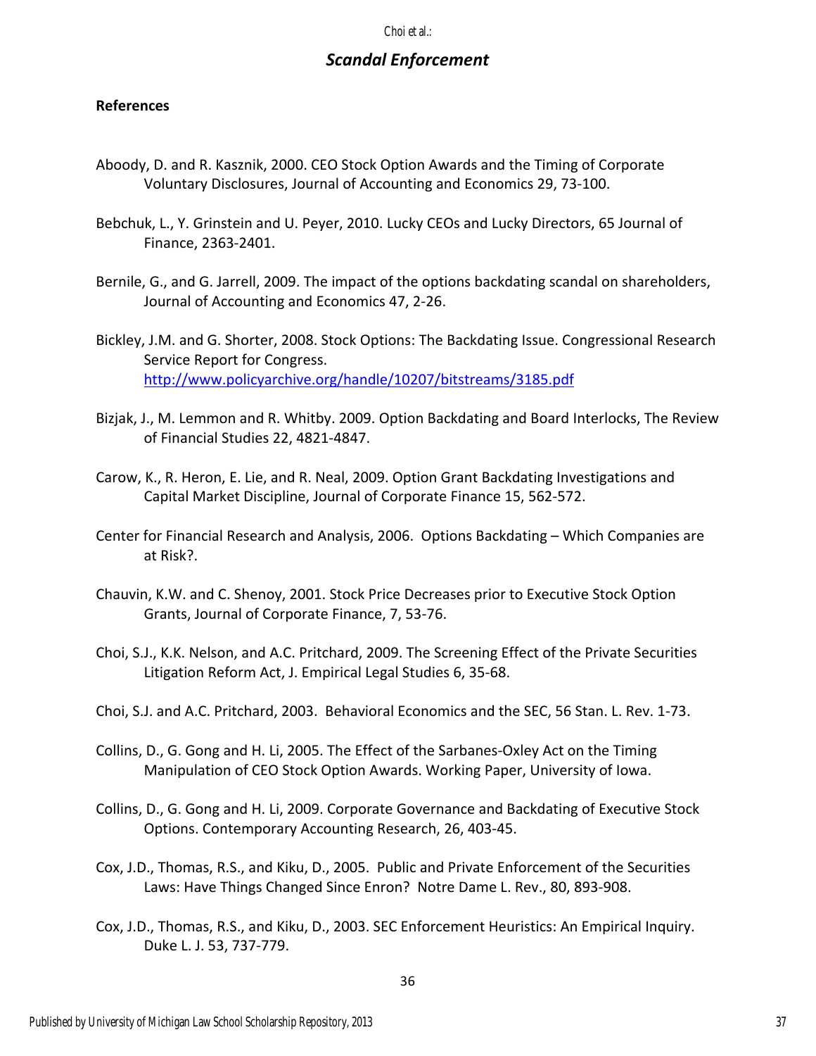**References**

Aboody, D. and R. Kasznik, 2000. CEO Stock Option Awards and the Timing of Corporate Voluntary Disclosures, Journal of Accounting and Economics 29, 73-100.

Bebchuk, L., Y. Grinstein and U. Peyer, 2010. Lucky CEOs and Lucky Directors, 65 Journal of Finance, 2363-2401.

Bernile, G., and G. Jarrell, 2009. The impact of the options backdating scandal on shareholders, Journal of Accounting and Economics 47, 2-26.

Bickley, J.M. and G. Shorter, 2008. Stock Options: The Backdating Issue. Congressional Research Service Report for Congress. http://www.policyarchive.org/handle/10207/bitstreams/3185.pdf

Bizjak, J., M. Lemmon and R. Whitby. 2009. Option Backdating and Board Interlocks, The Review of Financial Studies 22, 4821-4847.

Carow, K., R. Heron, E. Lie, and R. Neal, 2009. Option Grant Backdating Investigations and Capital Market Discipline, Journal of Corporate Finance 15, 562-572.

Center for Financial Research and Analysis, 2006. Options Backdating – Which Companies are at Risk?.

Chauvin, K.W. and C. Shenoy, 2001. Stock Price Decreases prior to Executive Stock Option Grants, Journal of Corporate Finance, 7, 53-76.

Choi, S.J., K.K. Nelson, and A.C. Pritchard, 2009. The Screening Effect of the Private Securities Litigation Reform Act, J. Empirical Legal Studies 6, 35-68.

Choi, S.J. and A.C. Pritchard, 2003. Behavioral Economics and the SEC, 56 Stan. L. Rev. 1-73.

Collins, D., G. Gong and H. Li, 2005. The Effect of the Sarbanes-Oxley Act on the Timing Manipulation of CEO Stock Option Awards. Working Paper, University of Iowa.

Collins, D., G. Gong and H. Li, 2009. Corporate Governance and Backdating of Executive Stock Options. Contemporary Accounting Research, 26, 403-45.

Cox, J.D., Thomas, R.S., and Kiku, D., 2005. Public and Private Enforcement of the Securities Laws: Have Things Changed Since Enron? Notre Dame L. Rev., 80, 893-908.

Cox, J.D., Thomas, R.S., and Kiku, D., 2003. SEC Enforcement Heuristics: An Empirical Inquiry. Duke L. J. 53, 737-779.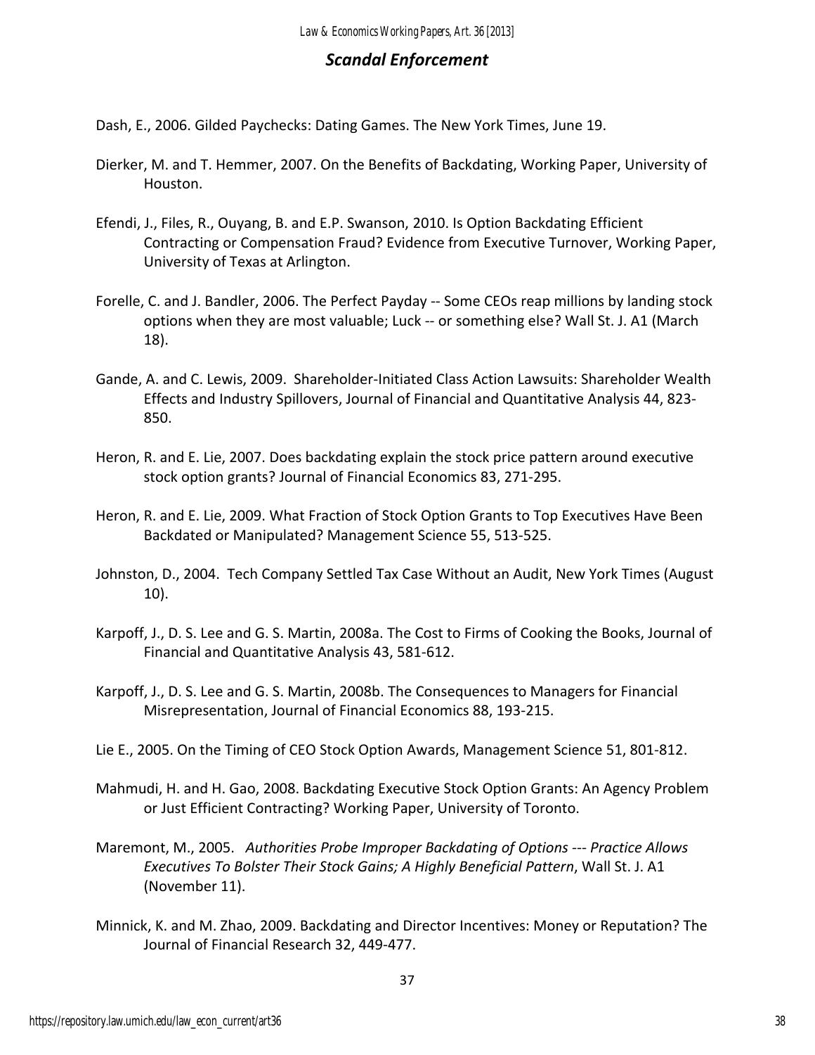Dash, E., 2006. Gilded Paychecks: Dating Games. The New York Times, June 19.

Dierker, M. and T. Hemmer, 2007. On the Benefits of Backdating, Working Paper, University of Houston.

Efendi, J., Files, R., Ouyang, B. and E.P. Swanson, 2010. Is Option Backdating Efficient Contracting or Compensation Fraud? Evidence from Executive Turnover, Working Paper, University of Texas at Arlington.

Forelle, C. and J. Bandler, 2006. The Perfect Payday -- Some CEOs reap millions by landing stock options when they are most valuable; Luck -- or something else? Wall St. J. A1 (March 18).

Gande, A. and C. Lewis, 2009. Shareholder-Initiated Class Action Lawsuits: Shareholder Wealth Effects and Industry Spillovers, Journal of Financial and Quantitative Analysis 44, 823-850.

Heron, R. and E. Lie, 2007. Does backdating explain the stock price pattern around executive stock option grants? Journal of Financial Economics 83, 271-295.

Heron, R. and E. Lie, 2009. What Fraction of Stock Option Grants to Top Executives Have Been Backdated or Manipulated? Management Science 55, 513-525.

Johnston, D., 2004. Tech Company Settled Tax Case Without an Audit, New York Times (August 10).

Karpoff, J., D. S. Lee and G. S. Martin, 2008a. The Cost to Firms of Cooking the Books, Journal of Financial and Quantitative Analysis 43, 581-612.

Karpoff, J., D. S. Lee and G. S. Martin, 2008b. The Consequences to Managers for Financial Misrepresentation, Journal of Financial Economics 88, 193-215.

Lie E., 2005. On the Timing of CEO Stock Option Awards, Management Science 51, 801-812.

Mahmudi, H. and H. Gao, 2008. Backdating Executive Stock Option Grants: An Agency Problem or Just Efficient Contracting? Working Paper, University of Toronto.

Maremont, M., 2005. *Authorities Probe Improper Backdating of Options --- Practice Allows Executives To Bolster Their Stock Gains; A Highly Beneficial Pattern*, Wall St. J. A1 (November 11).

Minnick, K. and M. Zhao, 2009. Backdating and Director Incentives: Money or Reputation? The Journal of Financial Research 32, 449-477.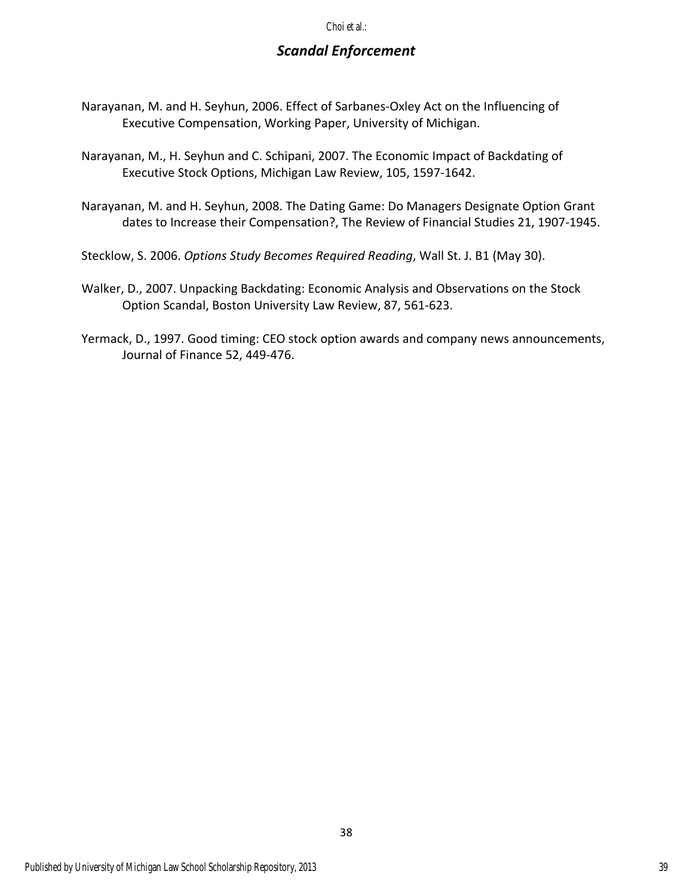Narayanan, M. and H. Seyhun, 2006. Effect of Sarbanes-Oxley Act on the Influencing of Executive Compensation, Working Paper, University of Michigan.

Narayanan, M., H. Seyhun and C. Schipani, 2007. The Economic Impact of Backdating of Executive Stock Options, Michigan Law Review, 105, 1597-1642.

Narayanan, M. and H. Seyhun, 2008. The Dating Game: Do Managers Designate Option Grant dates to Increase their Compensation?, The Review of Financial Studies 21, 1907-1945.

Stecklow, S. 2006. *Options Study Becomes Required Reading*, Wall St. J. B1 (May 30).

Walker, D., 2007. Unpacking Backdating: Economic Analysis and Observations on the Stock Option Scandal, Boston University Law Review, 87, 561-623.

Yermack, D., 1997. Good timing: CEO stock option awards and company news announcements, Journal of Finance 52, 449-476.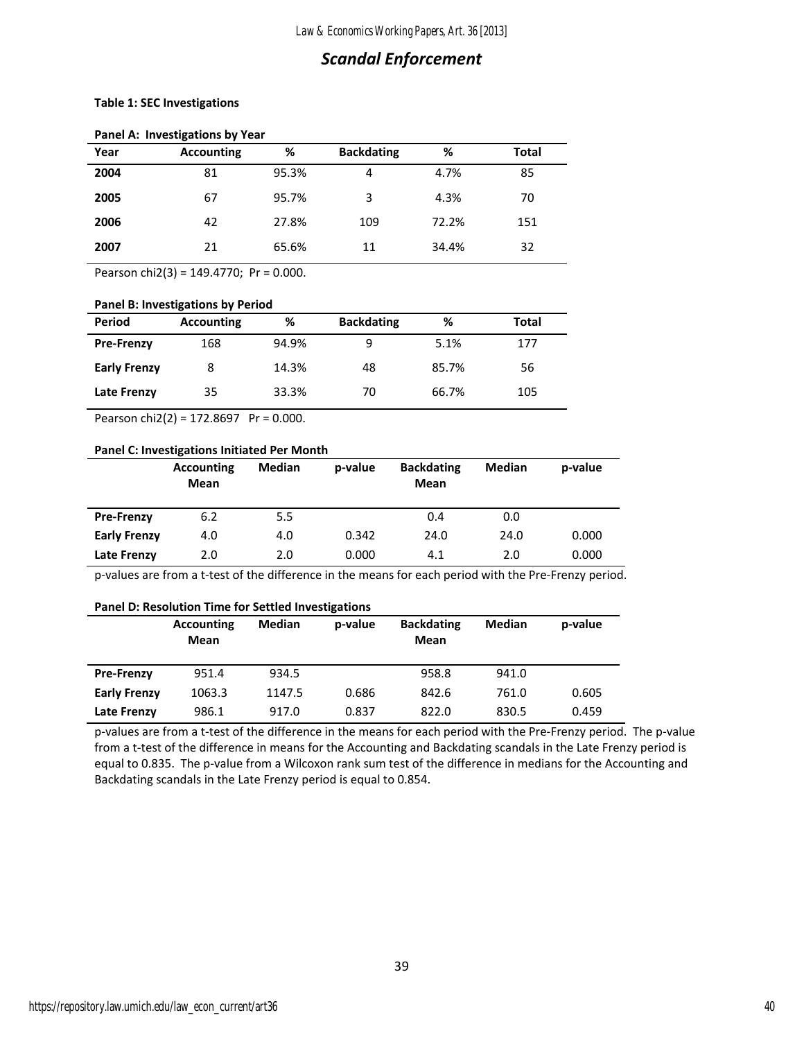## Scandal Enforcement

**Table 1: SEC Investigations**

**Panel A: Investigations by Year**

| Year | Accounting | % | Backdating | % | Total |
|---|---|---|---|---|---|
| **2004** | 81 | 95.3% | 4 | 4.7% | 85 |
| **2005** | 67 | 95.7% | 3 | 4.3% | 70 |
| **2006** | 42 | 27.8% | 109 | 72.2% | 151 |
| **2007** | 21 | 65.6% | 11 | 34.4% | 32 |

Pearson chi2(3) = 149.4770; Pr = 0.000.

**Panel B: Investigations by Period**

| Period | Accounting | % | Backdating | % | Total |
|---|---|---|---|---|---|
| **Pre-Frenzy** | 168 | 94.9% | 9 | 5.1% | 177 |
| **Early Frenzy** | 8 | 14.3% | 48 | 85.7% | 56 |
| **Late Frenzy** | 35 | 33.3% | 70 | 66.7% | 105 |

Pearson chi2(2) = 172.8697 Pr = 0.000.

**Panel C: Investigations Initiated Per Month**

| | Accounting Mean | Median | p-value | Backdating Mean | Median | p-value |
|---|---|---|---|---|---|---|
| **Pre-Frenzy** | 6.2 | 5.5 | | 0.4 | 0.0 | |
| **Early Frenzy** | 4.0 | 4.0 | 0.342 | 24.0 | 24.0 | 0.000 |
| **Late Frenzy** | 2.0 | 2.0 | 0.000 | 4.1 | 2.0 | 0.000 |

p-values are from a t-test of the difference in the means for each period with the Pre-Frenzy period.

**Panel D: Resolution Time for Settled Investigations**

| | Accounting Mean | Median | p-value | Backdating Mean | Median | p-value |
|---|---|---|---|---|---|---|
| **Pre-Frenzy** | 951.4 | 934.5 | | 958.8 | 941.0 | |
| **Early Frenzy** | 1063.3 | 1147.5 | 0.686 | 842.6 | 761.0 | 0.605 |
| **Late Frenzy** | 986.1 | 917.0 | 0.837 | 822.0 | 830.5 | 0.459 |

p-values are from a t-test of the difference in the means for each period with the Pre-Frenzy period. The p-value from a t-test of the difference in means for the Accounting and Backdating scandals in the Late Frenzy period is equal to 0.835. The p-value from a Wilcoxon rank sum test of the difference in medians for the Accounting and Backdating scandals in the Late Frenzy period is equal to 0.854.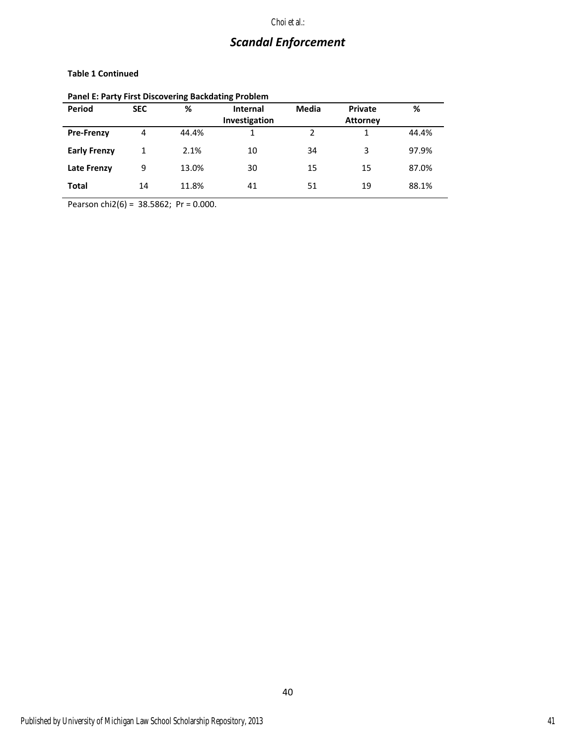## *Scandal Enforcement*

**Table 1 Continued**

**Panel E: Party First Discovering Backdating Problem**

| Period | SEC | % | Internal Investigation | Media | Private Attorney | % |
|---|---|---|---|---|---|---|
| **Pre-Frenzy** | 4 | 44.4% | 1 | 2 | 1 | 44.4% |
| **Early Frenzy** | 1 | 2.1% | 10 | 34 | 3 | 97.9% |
| **Late Frenzy** | 9 | 13.0% | 30 | 15 | 15 | 87.0% |
| **Total** | 14 | 11.8% | 41 | 51 | 19 | 88.1% |

Pearson chi2(6) = 38.5862; Pr = 0.000.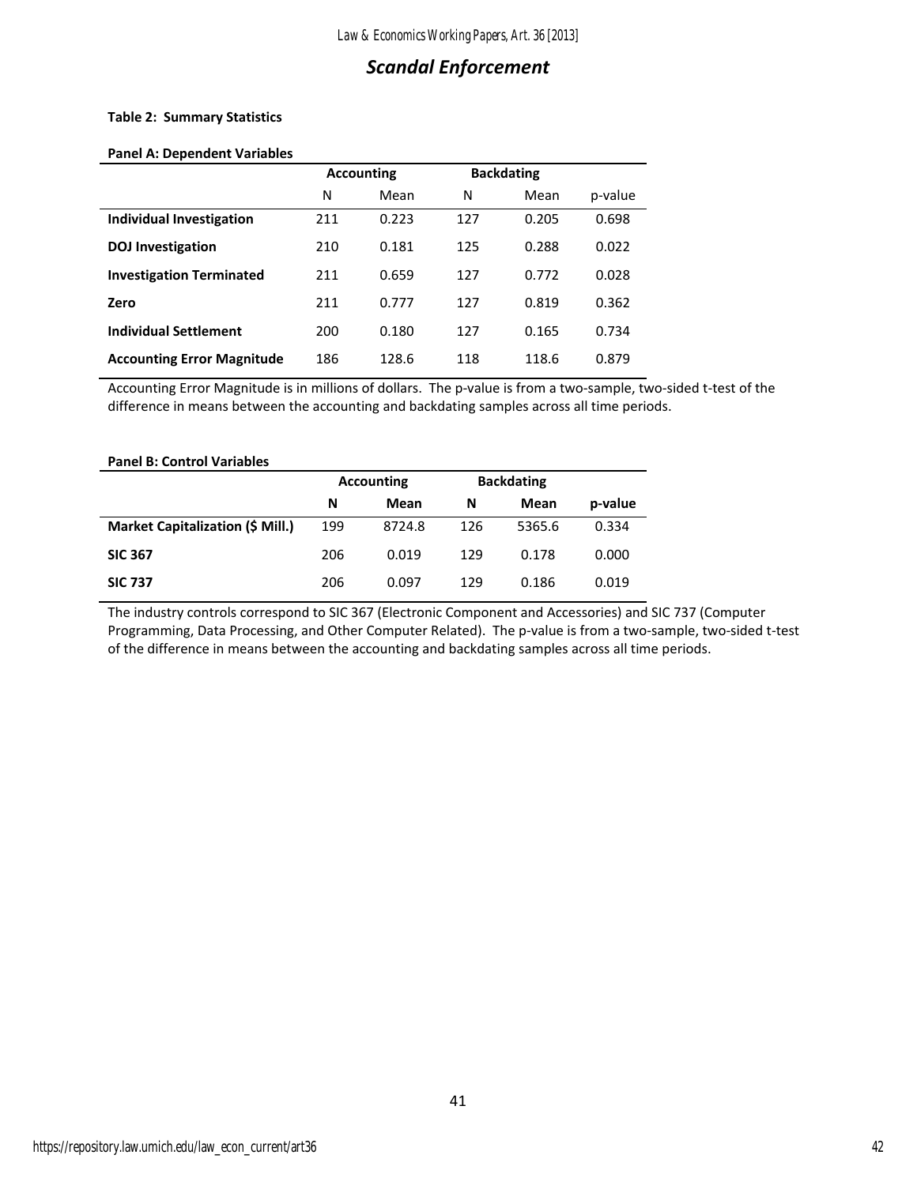## Scandal Enforcement

**Table 2: Summary Statistics**

**Panel A: Dependent Variables**

| | Accounting | | Backdating | | |
|---|---|---|---|---|---|
| | N | Mean | N | Mean | p-value |
| **Individual Investigation** | 211 | 0.223 | 127 | 0.205 | 0.698 |
| **DOJ Investigation** | 210 | 0.181 | 125 | 0.288 | 0.022 |
| **Investigation Terminated** | 211 | 0.659 | 127 | 0.772 | 0.028 |
| **Zero** | 211 | 0.777 | 127 | 0.819 | 0.362 |
| **Individual Settlement** | 200 | 0.180 | 127 | 0.165 | 0.734 |
| **Accounting Error Magnitude** | 186 | 128.6 | 118 | 118.6 | 0.879 |

Accounting Error Magnitude is in millions of dollars. The p-value is from a two-sample, two-sided t-test of the difference in means between the accounting and backdating samples across all time periods.

**Panel B: Control Variables**

| | Accounting | | Backdating | | |
|---|---|---|---|---|---|
| | **N** | **Mean** | **N** | **Mean** | **p-value** |
| **Market Capitalization ($ Mill.)** | 199 | 8724.8 | 126 | 5365.6 | 0.334 |
| **SIC 367** | 206 | 0.019 | 129 | 0.178 | 0.000 |
| **SIC 737** | 206 | 0.097 | 129 | 0.186 | 0.019 |

The industry controls correspond to SIC 367 (Electronic Component and Accessories) and SIC 737 (Computer Programming, Data Processing, and Other Computer Related). The p-value is from a two-sample, two-sided t-test of the difference in means between the accounting and backdating samples across all time periods.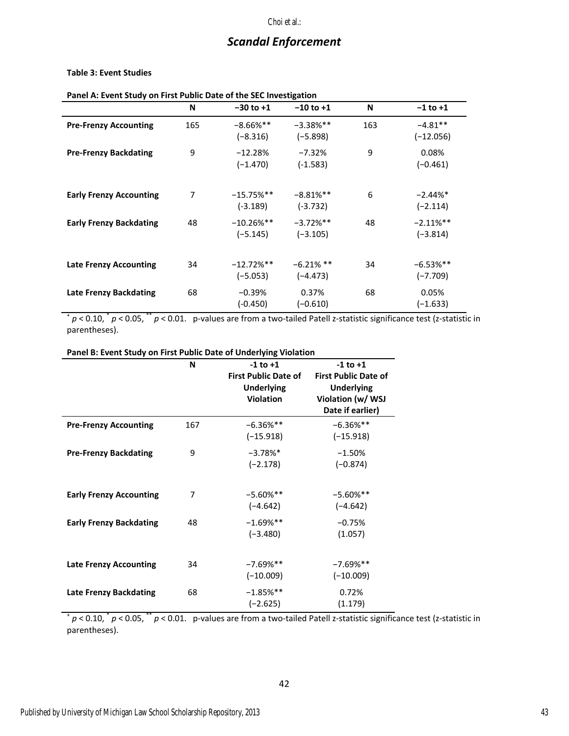# Scandal Enforcement

**Table 3: Event Studies**

**Panel A: Event Study on First Public Date of the SEC Investigation**

| | N | −30 to +1 | −10 to +1 | N | −1 to +1 |
|---|---|---|---|---|---|
| **Pre-Frenzy Accounting** | 165 | −8.66%**<br>(−8.316) | −3.38%**<br>(−5.898) | 163 | −4.81**<br>(−12.056) |
| **Pre-Frenzy Backdating** | 9 | −12.28%<br>(−1.470) | −7.32%<br>(-1.583) | 9 | 0.08%<br>(−0.461) |
| **Early Frenzy Accounting** | 7 | −15.75%**<br>(-3.189) | −8.81%**<br>(-3.732) | 6 | −2.44%*<br>(−2.114) |
| **Early Frenzy Backdating** | 48 | −10.26%**<br>(−5.145) | −3.72%**<br>(−3.105) | 48 | −2.11%**<br>(−3.814) |
| **Late Frenzy Accounting** | 34 | −12.72%**<br>(−5.053) | −6.21% **<br>(−4.473) | 34 | −6.53%**<br>(−7.709) |
| **Late Frenzy Backdating** | 68 | −0.39%<br>(-0.450) | 0.37%<br>(−0.610) | 68 | 0.05%<br>(−1.633) |

+ $p < 0.10$, * $p < 0.05$, ** $p < 0.01$. p-values are from a two-tailed Patell z-statistic significance test (z-statistic in parentheses).

**Panel B: Event Study on First Public Date of Underlying Violation**

| | N | -1 to +1<br>First Public Date of Underlying Violation | -1 to +1<br>First Public Date of Underlying Violation (w/ WSJ Date if earlier) |
|---|---|---|---|
| **Pre-Frenzy Accounting** | 167 | −6.36%**<br>(−15.918) | −6.36%**<br>(−15.918) |
| **Pre-Frenzy Backdating** | 9 | −3.78%*<br>(−2.178) | −1.50%<br>(−0.874) |
| **Early Frenzy Accounting** | 7 | −5.60%**<br>(−4.642) | −5.60%**<br>(−4.642) |
| **Early Frenzy Backdating** | 48 | −1.69%**<br>(−3.480) | −0.75%<br>(1.057) |
| **Late Frenzy Accounting** | 34 | −7.69%**<br>(−10.009) | −7.69%**<br>(−10.009) |
| **Late Frenzy Backdating** | 68 | −1.85%**<br>(−2.625) | 0.72%<br>(1.179) |

+ $p < 0.10$, * $p < 0.05$, ** $p < 0.01$. p-values are from a two-tailed Patell z-statistic significance test (z-statistic in parentheses).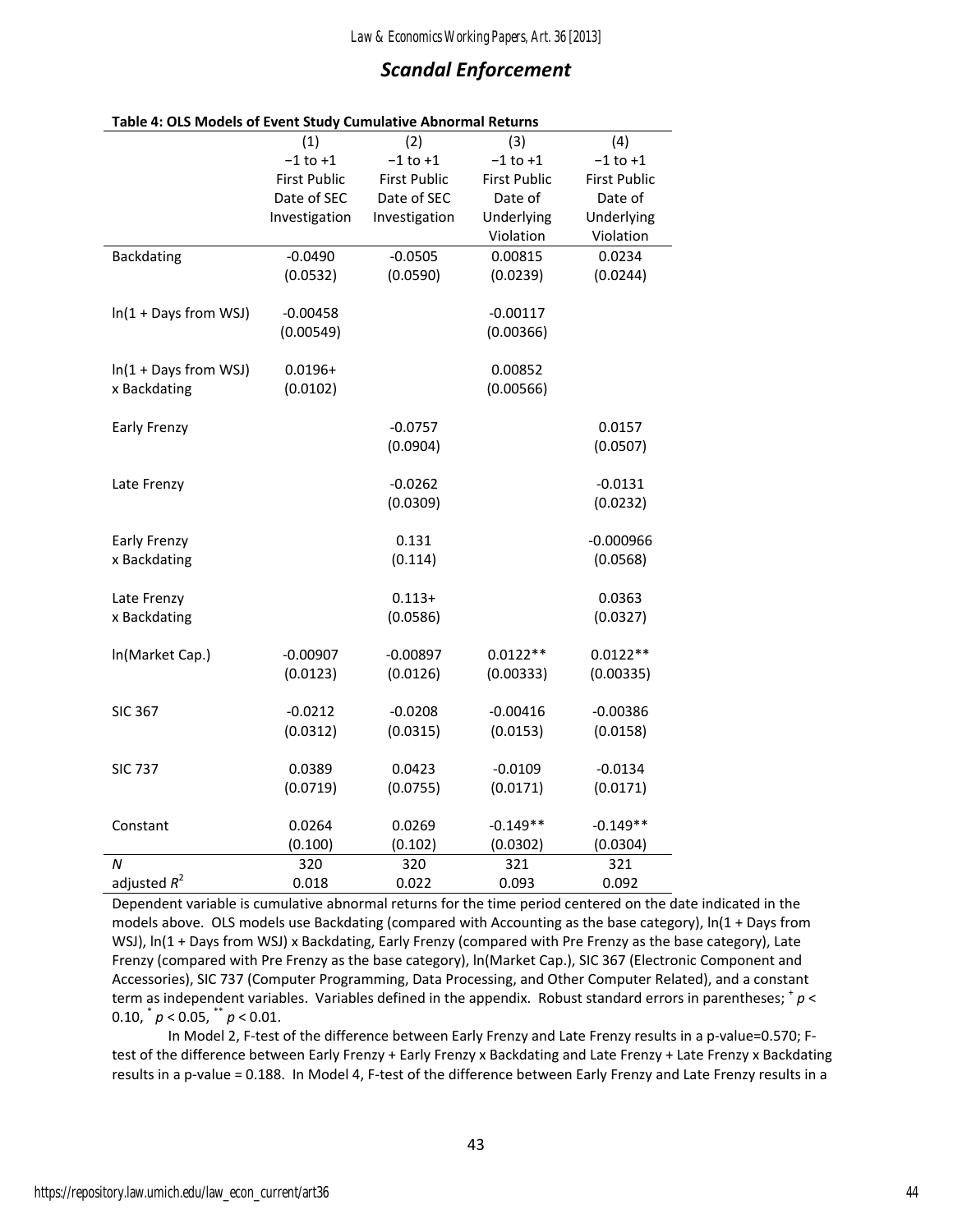## *Scandal Enforcement*

**Table 4: OLS Models of Event Study Cumulative Abnormal Returns**

| | (1) | (2) | (3) | (4) |
|---|---|---|---|---|
| | −1 to +1 First Public Date of SEC Investigation | −1 to +1 First Public Date of SEC Investigation | −1 to +1 First Public Date of Underlying Violation | −1 to +1 First Public Date of Underlying Violation |
| Backdating | -0.0490 | -0.0505 | 0.00815 | 0.0234 |
| | (0.0532) | (0.0590) | (0.0239) | (0.0244) |
| ln(1 + Days from WSJ) | -0.00458 | | -0.00117 | |
| | (0.00549) | | (0.00366) | |
| ln(1 + Days from WSJ) x Backdating | 0.0196+ | | 0.00852 | |
| | (0.0102) | | (0.00566) | |
| Early Frenzy | | -0.0757 | | 0.0157 |
| | | (0.0904) | | (0.0507) |
| Late Frenzy | | -0.0262 | | -0.0131 |
| | | (0.0309) | | (0.0232) |
| Early Frenzy x Backdating | | 0.131 | | -0.000966 |
| | | (0.114) | | (0.0568) |
| Late Frenzy x Backdating | | 0.113+ | | 0.0363 |
| | | (0.0586) | | (0.0327) |
| ln(Market Cap.) | -0.00907 | -0.00897 | 0.0122** | 0.0122** |
| | (0.0123) | (0.0126) | (0.00333) | (0.00335) |
| SIC 367 | -0.0212 | -0.0208 | -0.00416 | -0.00386 |
| | (0.0312) | (0.0315) | (0.0153) | (0.0158) |
| SIC 737 | 0.0389 | 0.0423 | -0.0109 | -0.0134 |
| | (0.0719) | (0.0755) | (0.0171) | (0.0171) |
| Constant | 0.0264 | 0.0269 | -0.149** | -0.149** |
| | (0.100) | (0.102) | (0.0302) | (0.0304) |
| *N* | 320 | 320 | 321 | 321 |
| adjusted $R^2$ | 0.018 | 0.022 | 0.093 | 0.092 |

Dependent variable is cumulative abnormal returns for the time period centered on the date indicated in the models above. OLS models use Backdating (compared with Accounting as the base category), ln(1 + Days from WSJ), ln(1 + Days from WSJ) x Backdating, Early Frenzy (compared with Pre Frenzy as the base category), Late Frenzy (compared with Pre Frenzy as the base category), ln(Market Cap.), SIC 367 (Electronic Component and Accessories), SIC 737 (Computer Programming, Data Processing, and Other Computer Related), and a constant term as independent variables. Variables defined in the appendix. Robust standard errors in parentheses; $^{+}$ $p < 0.10$, $^{*}$ $p < 0.05$, $^{**}$ $p < 0.01$.

In Model 2, F-test of the difference between Early Frenzy and Late Frenzy results in a p-value=0.570; F-test of the difference between Early Frenzy + Early Frenzy x Backdating and Late Frenzy + Late Frenzy x Backdating results in a p-value = 0.188. In Model 4, F-test of the difference between Early Frenzy and Late Frenzy results in a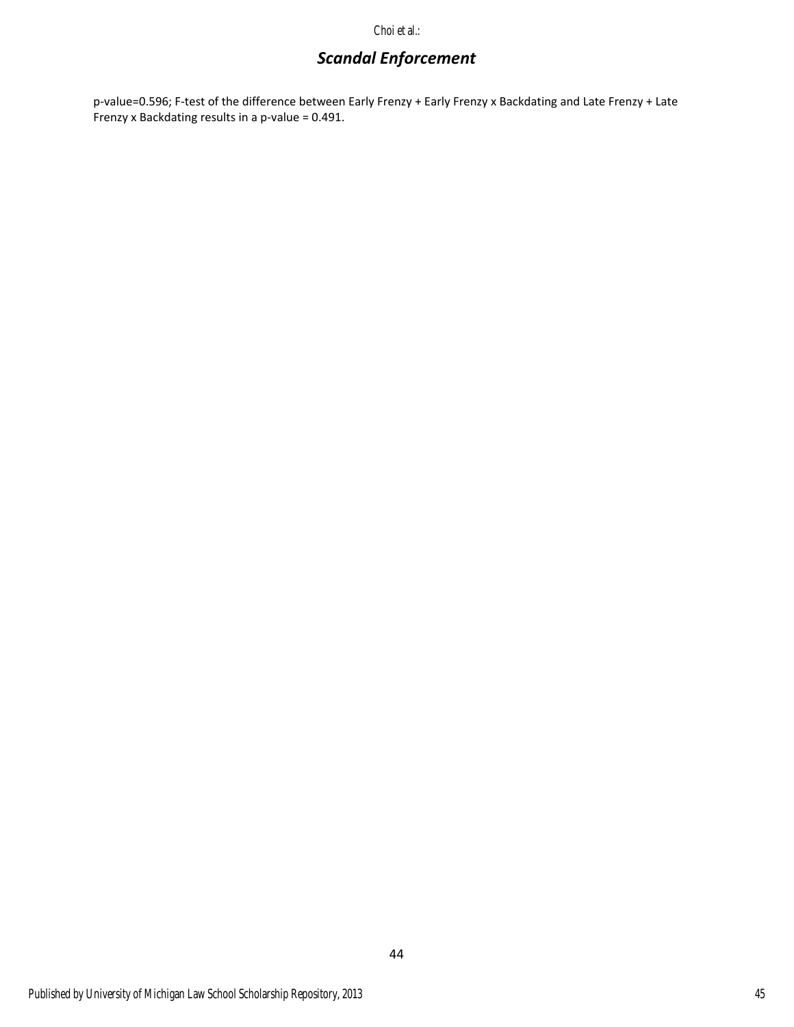p-value=0.596; F-test of the difference between Early Frenzy + Early Frenzy x Backdating and Late Frenzy + Late Frenzy x Backdating results in a p-value = 0.491.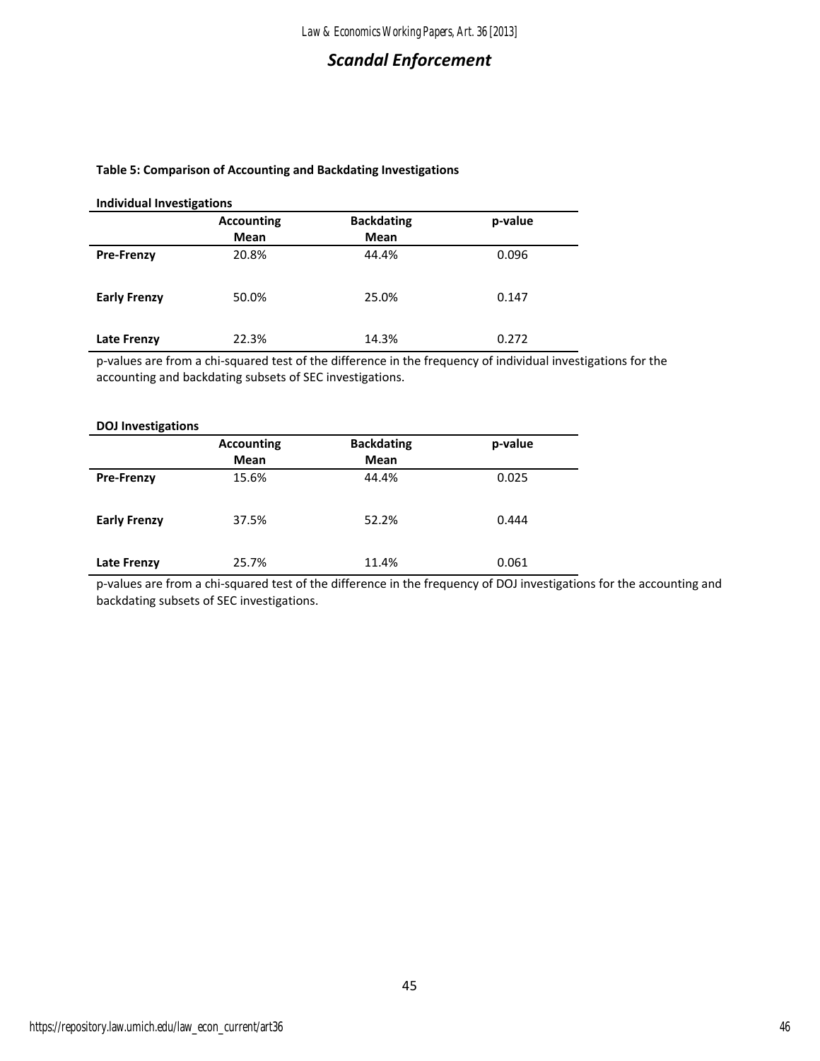**Table 5: Comparison of Accounting and Backdating Investigations**

**Individual Investigations**

| | Accounting Mean | Backdating Mean | p-value |
|---|---|---|---|
| **Pre-Frenzy** | 20.8% | 44.4% | 0.096 |
| **Early Frenzy** | 50.0% | 25.0% | 0.147 |
| **Late Frenzy** | 22.3% | 14.3% | 0.272 |

p-values are from a chi-squared test of the difference in the frequency of individual investigations for the accounting and backdating subsets of SEC investigations.

**DOJ Investigations**

| | Accounting Mean | Backdating Mean | p-value |
|---|---|---|---|
| **Pre-Frenzy** | 15.6% | 44.4% | 0.025 |
| **Early Frenzy** | 37.5% | 52.2% | 0.444 |
| **Late Frenzy** | 25.7% | 11.4% | 0.061 |

p-values are from a chi-squared test of the difference in the frequency of DOJ investigations for the accounting and backdating subsets of SEC investigations.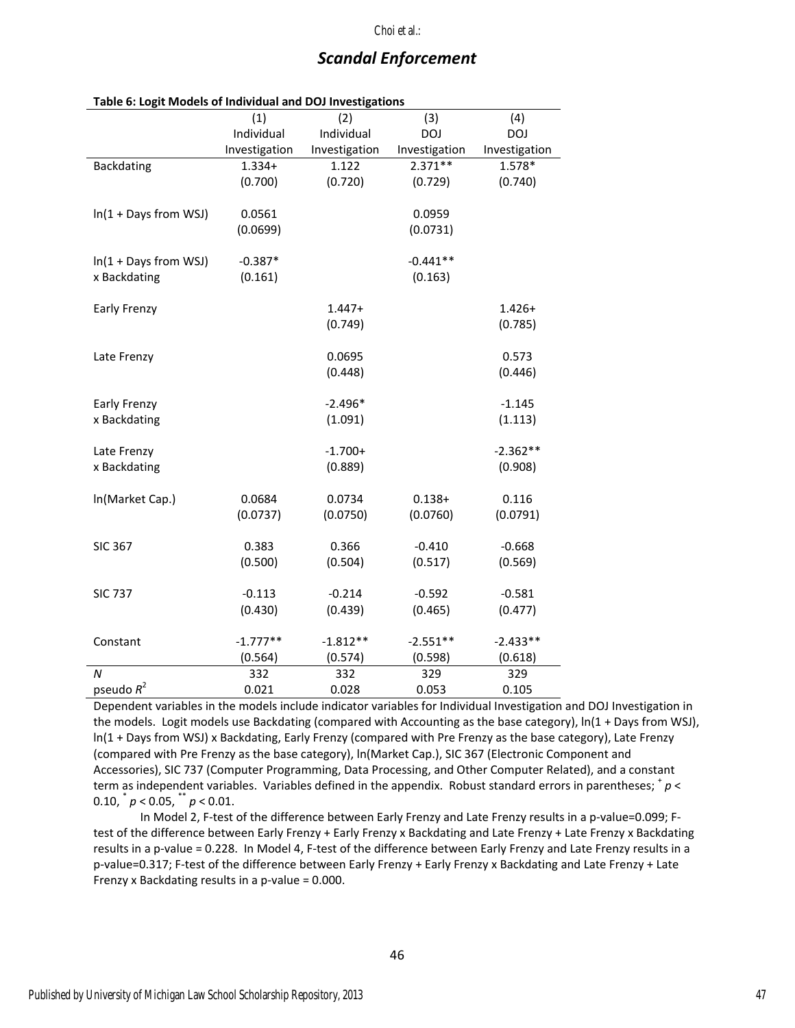**Table 6: Logit Models of Individual and DOJ Investigations**

| | (1) Individual Investigation | (2) Individual Investigation | (3) DOJ Investigation | (4) DOJ Investigation |
|---|---|---|---|---|
| Backdating | 1.334+ | 1.122 | 2.371** | 1.578* |
| | (0.700) | (0.720) | (0.729) | (0.740) |
| ln(1 + Days from WSJ) | 0.0561 | | 0.0959 | |
| | (0.0699) | | (0.0731) | |
| ln(1 + Days from WSJ) x Backdating | -0.387* | | -0.441** | |
| | (0.161) | | (0.163) | |
| Early Frenzy | | 1.447+ | | 1.426+ |
| | | (0.749) | | (0.785) |
| Late Frenzy | | 0.0695 | | 0.573 |
| | | (0.448) | | (0.446) |
| Early Frenzy x Backdating | | -2.496* | | -1.145 |
| | | (1.091) | | (1.113) |
| Late Frenzy x Backdating | | -1.700+ | | -2.362** |
| | | (0.889) | | (0.908) |
| ln(Market Cap.) | 0.0684 | 0.0734 | 0.138+ | 0.116 |
| | (0.0737) | (0.0750) | (0.0760) | (0.0791) |
| SIC 367 | 0.383 | 0.366 | -0.410 | -0.668 |
| | (0.500) | (0.504) | (0.517) | (0.569) |
| SIC 737 | -0.113 | -0.214 | -0.592 | -0.581 |
| | (0.430) | (0.439) | (0.465) | (0.477) |
| Constant | -1.777** | -1.812** | -2.551** | -2.433** |
| | (0.564) | (0.574) | (0.598) | (0.618) |
| $N$ | 332 | 332 | 329 | 329 |
| pseudo $R^2$ | 0.021 | 0.028 | 0.053 | 0.105 |

Dependent variables in the models include indicator variables for Individual Investigation and DOJ Investigation in the models. Logit models use Backdating (compared with Accounting as the base category), ln(1 + Days from WSJ), ln(1 + Days from WSJ) x Backdating, Early Frenzy (compared with Pre Frenzy as the base category), Late Frenzy (compared with Pre Frenzy as the base category), ln(Market Cap.), SIC 367 (Electronic Component and Accessories), SIC 737 (Computer Programming, Data Processing, and Other Computer Related), and a constant term as independent variables. Variables defined in the appendix. Robust standard errors in parentheses; $^{+}$ $p < 0.10$, $^{*}$ $p < 0.05$, $^{**}$ $p < 0.01$.

In Model 2, F-test of the difference between Early Frenzy and Late Frenzy results in a p-value=0.099; F-test of the difference between Early Frenzy + Early Frenzy x Backdating and Late Frenzy + Late Frenzy x Backdating results in a p-value = 0.228. In Model 4, F-test of the difference between Early Frenzy and Late Frenzy results in a p-value=0.317; F-test of the difference between Early Frenzy + Early Frenzy x Backdating and Late Frenzy + Late Frenzy x Backdating results in a p-value = 0.000.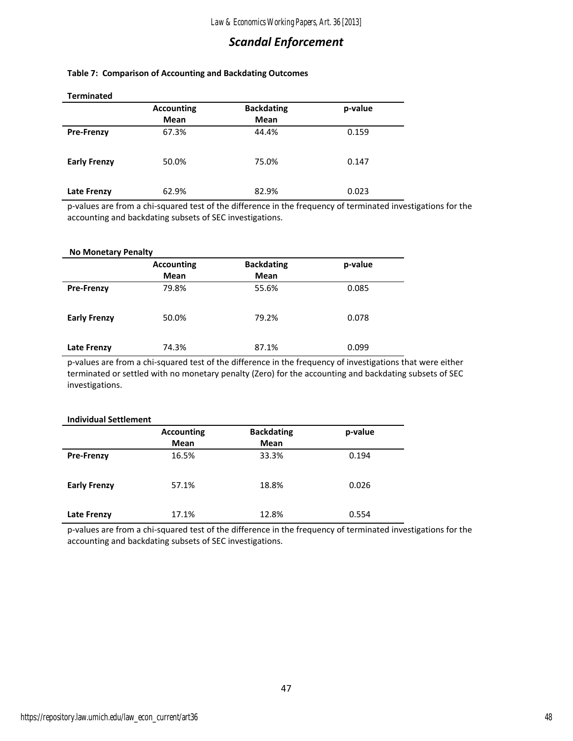### Table 7: Comparison of Accounting and Backdating Outcomes

**Terminated**

| | Accounting Mean | Backdating Mean | p-value |
|---|---|---|---|
| **Pre-Frenzy** | 67.3% | 44.4% | 0.159 |
| **Early Frenzy** | 50.0% | 75.0% | 0.147 |
| **Late Frenzy** | 62.9% | 82.9% | 0.023 |

p-values are from a chi-squared test of the difference in the frequency of terminated investigations for the accounting and backdating subsets of SEC investigations.

**No Monetary Penalty**

| | Accounting Mean | Backdating Mean | p-value |
|---|---|---|---|
| **Pre-Frenzy** | 79.8% | 55.6% | 0.085 |
| **Early Frenzy** | 50.0% | 79.2% | 0.078 |
| **Late Frenzy** | 74.3% | 87.1% | 0.099 |

p-values are from a chi-squared test of the difference in the frequency of investigations that were either terminated or settled with no monetary penalty (Zero) for the accounting and backdating subsets of SEC investigations.

**Individual Settlement**

| | Accounting Mean | Backdating Mean | p-value |
|---|---|---|---|
| **Pre-Frenzy** | 16.5% | 33.3% | 0.194 |
| **Early Frenzy** | 57.1% | 18.8% | 0.026 |
| **Late Frenzy** | 17.1% | 12.8% | 0.554 |

p-values are from a chi-squared test of the difference in the frequency of terminated investigations for the accounting and backdating subsets of SEC investigations.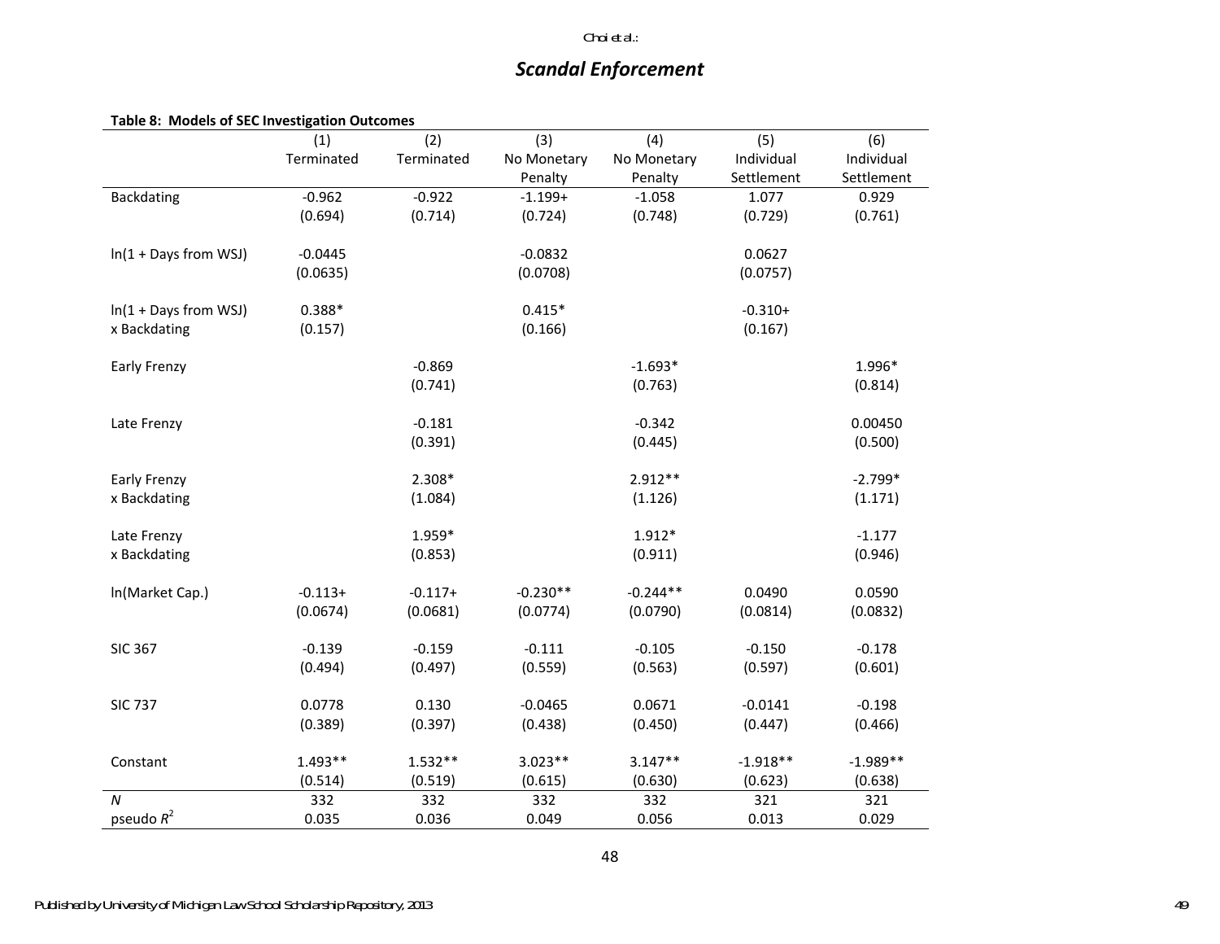## Scandal Enforcement

**Table 8: Models of SEC Investigation Outcomes**

| | (1) Terminated | (2) Terminated | (3) No Monetary Penalty | (4) No Monetary Penalty | (5) Individual Settlement | (6) Individual Settlement |
|---|---|---|---|---|---|---|
| Backdating | -0.962 | -0.922 | -1.199+ | -1.058 | 1.077 | 0.929 |
| | (0.694) | (0.714) | (0.724) | (0.748) | (0.729) | (0.761) |
| ln(1 + Days from WSJ) | -0.0445 | | -0.0832 | | 0.0627 | |
| | (0.0635) | | (0.0708) | | (0.0757) | |
| ln(1 + Days from WSJ) x Backdating | 0.388* | | 0.415* | | -0.310+ | |
| | (0.157) | | (0.166) | | (0.167) | |
| Early Frenzy | | -0.869 | | -1.693* | | 1.996* |
| | | (0.741) | | (0.763) | | (0.814) |
| Late Frenzy | | -0.181 | | -0.342 | | 0.00450 |
| | | (0.391) | | (0.445) | | (0.500) |
| Early Frenzy x Backdating | | 2.308* | | 2.912** | | -2.799* |
| | | (1.084) | | (1.126) | | (1.171) |
| Late Frenzy x Backdating | | 1.959* | | 1.912* | | -1.177 |
| | | (0.853) | | (0.911) | | (0.946) |
| ln(Market Cap.) | -0.113+ | -0.117+ | -0.230** | -0.244** | 0.0490 | 0.0590 |
| | (0.0674) | (0.0681) | (0.0774) | (0.0790) | (0.0814) | (0.0832) |
| SIC 367 | -0.139 | -0.159 | -0.111 | -0.105 | -0.150 | -0.178 |
| | (0.494) | (0.497) | (0.559) | (0.563) | (0.597) | (0.601) |
| SIC 737 | 0.0778 | 0.130 | -0.0465 | 0.0671 | -0.0141 | -0.198 |
| | (0.389) | (0.397) | (0.438) | (0.450) | (0.447) | (0.466) |
| Constant | 1.493** | 1.532** | 3.023** | 3.147** | -1.918** | -1.989** |
| | (0.514) | (0.519) | (0.615) | (0.630) | (0.623) | (0.638) |
| *N* | 332 | 332 | 332 | 332 | 321 | 321 |
| pseudo $R^2$ | 0.035 | 0.036 | 0.049 | 0.056 | 0.013 | 0.029 |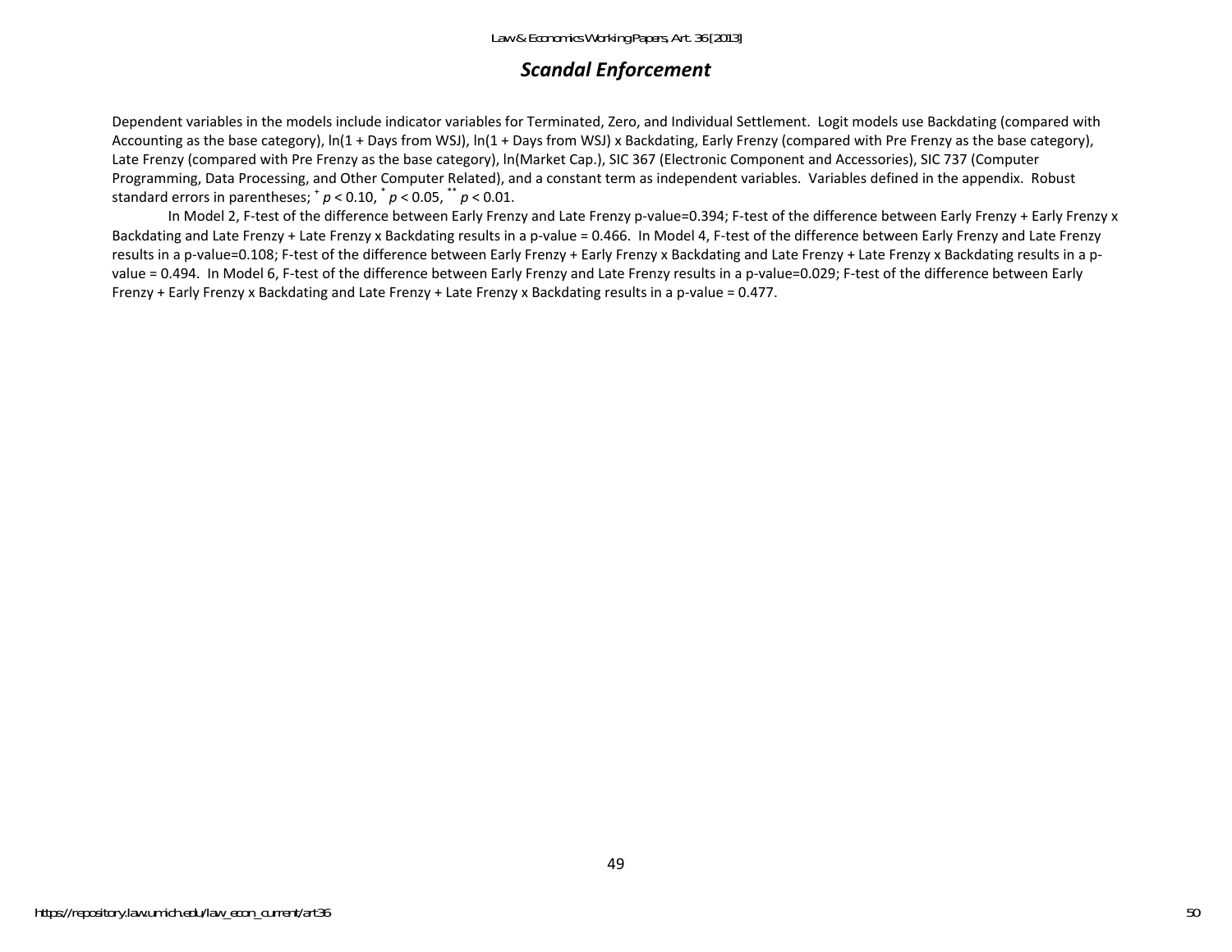Dependent variables in the models include indicator variables for Terminated, Zero, and Individual Settlement. Logit models use Backdating (compared with Accounting as the base category), ln(1 + Days from WSJ), ln(1 + Days from WSJ) x Backdating, Early Frenzy (compared with Pre Frenzy as the base category), Late Frenzy (compared with Pre Frenzy as the base category), ln(Market Cap.), SIC 367 (Electronic Component and Accessories), SIC 737 (Computer Programming, Data Processing, and Other Computer Related), and a constant term as independent variables. Variables defined in the appendix. Robust standard errors in parentheses; $^{+}$ $p < 0.10$, $^{*}$ $p < 0.05$, $^{**}$ $p < 0.01$.

In Model 2, F-test of the difference between Early Frenzy and Late Frenzy p-value=0.394; F-test of the difference between Early Frenzy + Early Frenzy x Backdating and Late Frenzy + Late Frenzy x Backdating results in a p-value = 0.466. In Model 4, F-test of the difference between Early Frenzy and Late Frenzy results in a p-value=0.108; F-test of the difference between Early Frenzy + Early Frenzy x Backdating and Late Frenzy + Late Frenzy x Backdating results in a p-value = 0.494. In Model 6, F-test of the difference between Early Frenzy and Late Frenzy results in a p-value=0.029; F-test of the difference between Early Frenzy + Early Frenzy x Backdating and Late Frenzy + Late Frenzy x Backdating results in a p-value = 0.477.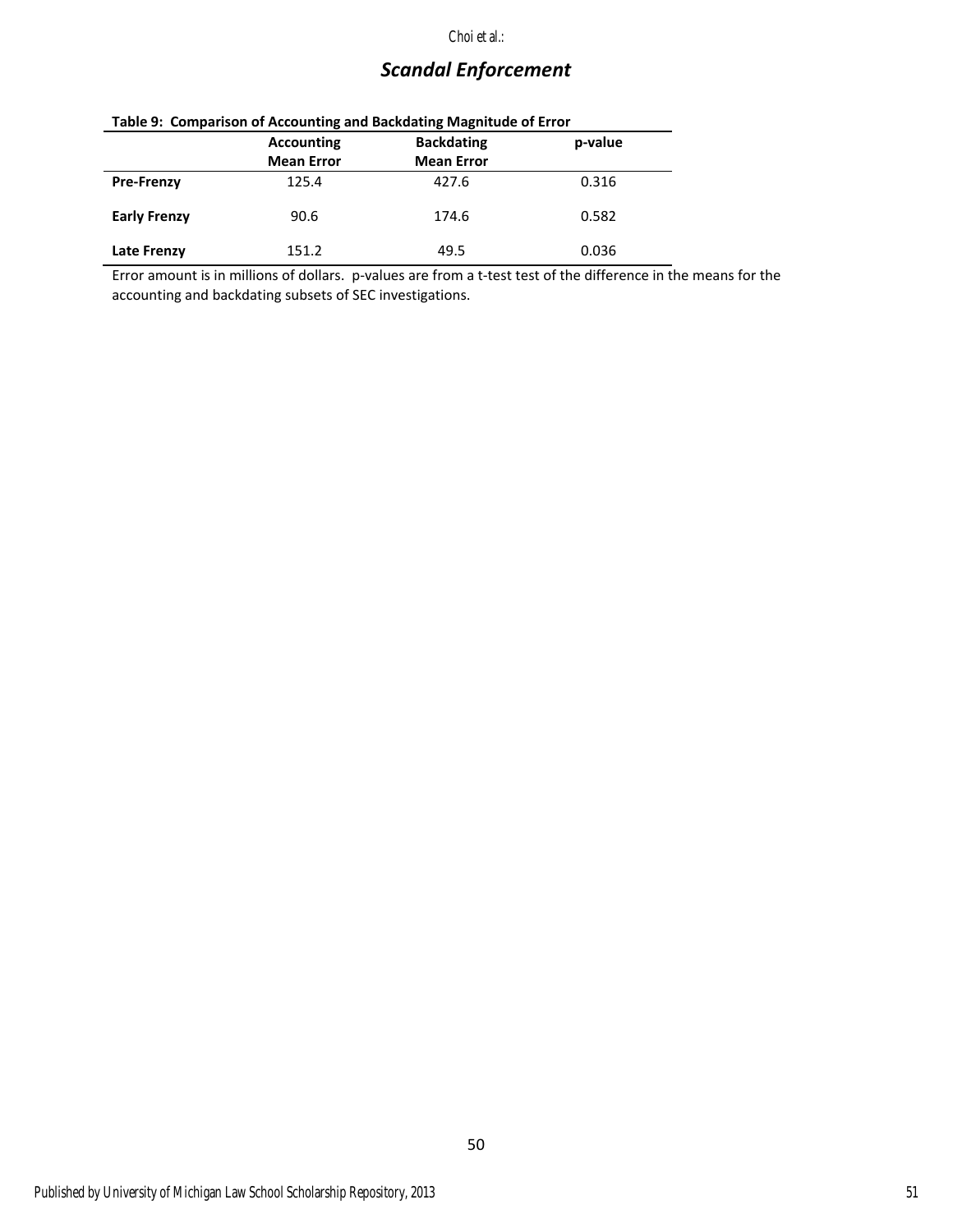## Scandal Enforcement

**Table 9: Comparison of Accounting and Backdating Magnitude of Error**

| | Accounting Mean Error | Backdating Mean Error | p-value |
|---|---|---|---|
| **Pre-Frenzy** | 125.4 | 427.6 | 0.316 |
| **Early Frenzy** | 90.6 | 174.6 | 0.582 |
| **Late Frenzy** | 151.2 | 49.5 | 0.036 |

Error amount is in millions of dollars. p-values are from a t-test test of the difference in the means for the accounting and backdating subsets of SEC investigations.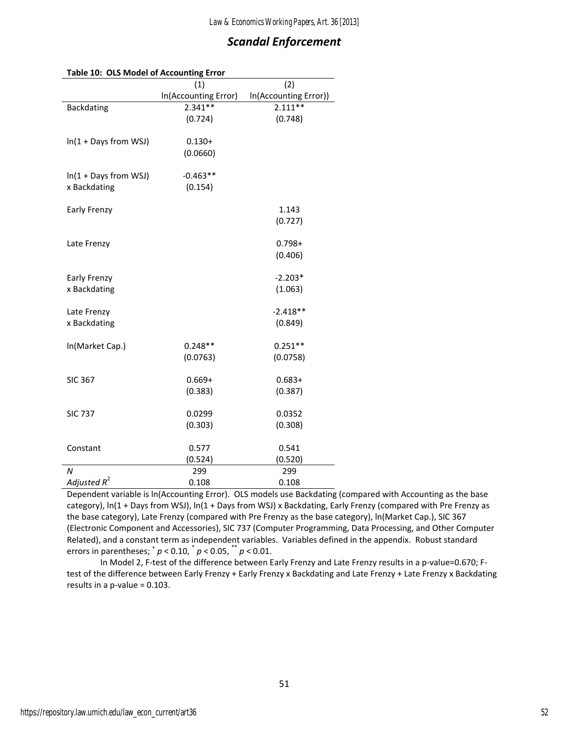## *Scandal Enforcement*

**Table 10: OLS Model of Accounting Error**

| | (1) | (2) |
|---|---|---|
| | ln(Accounting Error) | ln(Accounting Error)) |
| Backdating | 2.341** | 2.111** |
| | (0.724) | (0.748) |
| ln(1 + Days from WSJ) | 0.130+ | |
| | (0.0660) | |
| ln(1 + Days from WSJ) x Backdating | -0.463** | |
| | (0.154) | |
| Early Frenzy | | 1.143 |
| | | (0.727) |
| Late Frenzy | | 0.798+ |
| | | (0.406) |
| Early Frenzy x Backdating | | -2.203* |
| | | (1.063) |
| Late Frenzy x Backdating | | -2.418** |
| | | (0.849) |
| ln(Market Cap.) | 0.248** | 0.251** |
| | (0.0763) | (0.0758) |
| SIC 367 | 0.669+ | 0.683+ |
| | (0.383) | (0.387) |
| SIC 737 | 0.0299 | 0.0352 |
| | (0.303) | (0.308) |
| Constant | 0.577 | 0.541 |
| | (0.524) | (0.520) |
| *N* | 299 | 299 |
| *Adjusted* $R^2$ | 0.108 | 0.108 |

Dependent variable is ln(Accounting Error). OLS models use Backdating (compared with Accounting as the base category), ln(1 + Days from WSJ), ln(1 + Days from WSJ) x Backdating, Early Frenzy (compared with Pre Frenzy as the base category), Late Frenzy (compared with Pre Frenzy as the base category), ln(Market Cap.), SIC 367 (Electronic Component and Accessories), SIC 737 (Computer Programming, Data Processing, and Other Computer Related), and a constant term as independent variables. Variables defined in the appendix. Robust standard errors in parentheses; $^{+}$ $p < 0.10$, $^{*}$ $p < 0.05$, $^{**}$ $p < 0.01$.

In Model 2, F-test of the difference between Early Frenzy and Late Frenzy results in a p-value=0.670; F-test of the difference between Early Frenzy + Early Frenzy x Backdating and Late Frenzy + Late Frenzy x Backdating results in a p-value = 0.103.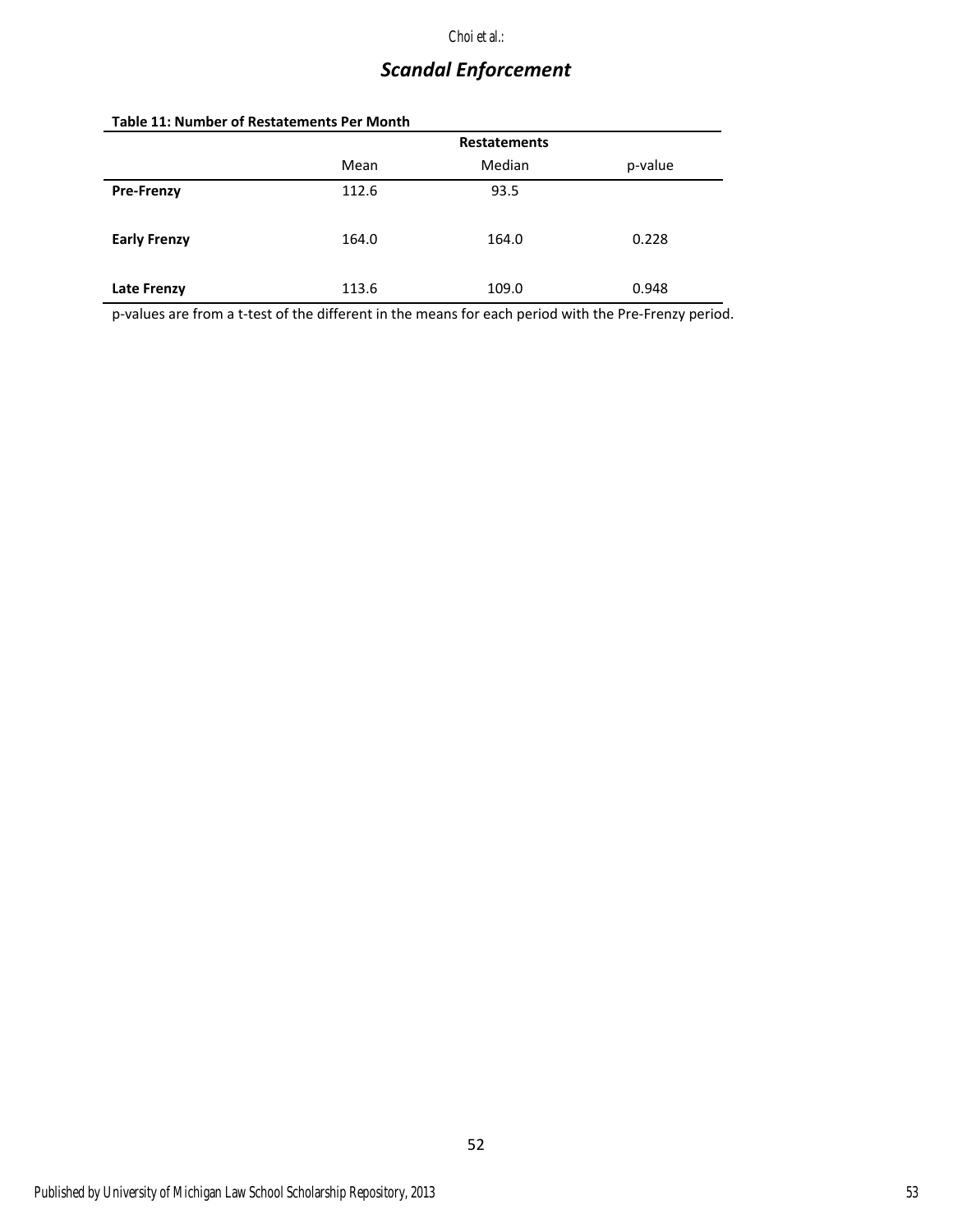**Table 11: Number of Restatements Per Month**

| | Restatements | | |
|---|---|---|---|
| | Mean | Median | p-value |
| **Pre-Frenzy** | 112.6 | 93.5 | |
| **Early Frenzy** | 164.0 | 164.0 | 0.228 |
| **Late Frenzy** | 113.6 | 109.0 | 0.948 |

p-values are from a t-test of the different in the means for each period with the Pre-Frenzy period.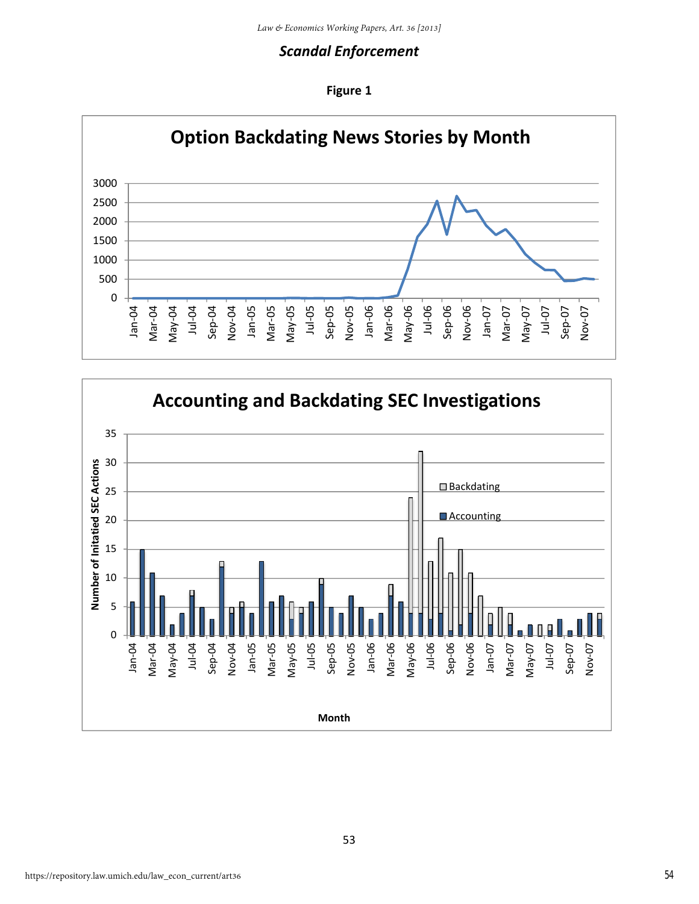## *Scandal Enforcement*

**Figure 1**

**Option Backdating News Stories by Month**

3000
2500
2000
1500
1000
500
0

Jan-04 Mar-04 May-04 Jul-04 Sep-04 Nov-04 Jan-05 Mar-05 May-05 Jul-05 Sep-05 Nov-05 Jan-06 Mar-06 May-06 Jul-06 Sep-06 Nov-06 Jan-07 Mar-07 May-07 Jul-07 Sep-07 Nov-07

**Accounting and Backdating SEC Investigations**

Number of Initatied SEC Actions

35
30
25
20
15
10
5
0

Backdating
Accounting

Jan-04 Mar-04 May-04 Jul-04 Sep-04 Nov-04 Jan-05 Mar-05 May-05 Jul-05 Sep-05 Nov-05 Jan-06 Mar-06 May-06 Jul-06 Sep-06 Nov-06 Jan-07 Mar-07 May-07 Jul-07 Sep-07 Nov-07

Month